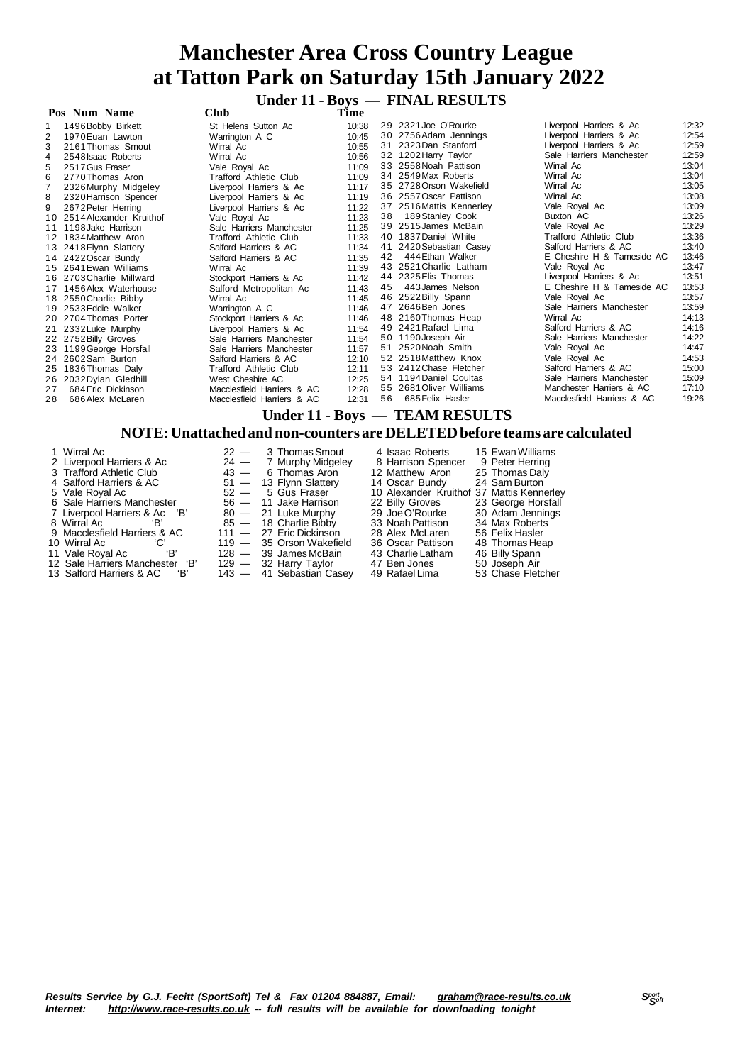# Manchester Area Cross Country League
# at Tatton Park on Saturday 15th January 2022

## Under 11 - Boys — FINAL RESULTS

| Pos | Num | Name | Club | Time |
|---|---|---|---|---|
| 1 | 1496 | Bobby Birkett | St Helens Sutton Ac | 10:38 |
| 2 | 1970 | Euan Lawton | Warrington A C | 10:45 |
| 3 | 2161 | Thomas Smout | Wirral Ac | 10:55 |
| 4 | 2548 | Isaac Roberts | Wirral Ac | 10:56 |
| 5 | 2517 | Gus Fraser | Vale Royal Ac | 11:09 |
| 6 | 2770 | Thomas Aron | Trafford Athletic Club | 11:09 |
| 7 | 2326 | Murphy Midgeley | Liverpool Harriers & Ac | 11:17 |
| 8 | 2320 | Harrison Spencer | Liverpool Harriers & Ac | 11:19 |
| 9 | 2672 | Peter Herring | Liverpool Harriers & Ac | 11:22 |
| 10 | 2514 | Alexander Kruithof | Vale Royal Ac | 11:23 |
| 11 | 1198 | Jake Harrison | Sale Harriers Manchester | 11:25 |
| 12 | 1834 | Matthew Aron | Trafford Athletic Club | 11:33 |
| 13 | 2418 | Flynn Slattery | Salford Harriers & AC | 11:34 |
| 14 | 2422 | Oscar Bundy | Salford Harriers & AC | 11:35 |
| 15 | 2641 | Ewan Williams | Wirral Ac | 11:39 |
| 16 | 2703 | Charlie Millward | Stockport Harriers & Ac | 11:42 |
| 17 | 1456 | Alex Waterhouse | Salford Metropolitan Ac | 11:43 |
| 18 | 2550 | Charlie Bibby | Wirral Ac | 11:45 |
| 19 | 2533 | Eddie Walker | Warrington A C | 11:46 |
| 20 | 2704 | Thomas Porter | Stockport Harriers & Ac | 11:46 |
| 21 | 2332 | Luke Murphy | Liverpool Harriers & Ac | 11:54 |
| 22 | 2752 | Billy Groves | Sale Harriers Manchester | 11:54 |
| 23 | 1199 | George Horsfall | Sale Harriers Manchester | 11:57 |
| 24 | 2602 | Sam Burton | Salford Harriers & AC | 12:10 |
| 25 | 1836 | Thomas Daly | Trafford Athletic Club | 12:11 |
| 26 | 2032 | Dylan Gledhill | West Cheshire AC | 12:25 |
| 27 | 684 | Eric Dickinson | Macclesfield Harriers & AC | 12:28 |
| 28 | 686 | Alex McLaren | Macclesfield Harriers & AC | 12:31 |
| 29 | 2321 | Joe O'Rourke | Liverpool Harriers & Ac | 12:32 |
| 30 | 2756 | Adam Jennings | Liverpool Harriers & Ac | 12:54 |
| 31 | 2323 | Dan Stanford | Liverpool Harriers & Ac | 12:59 |
| 32 | 1202 | Harry Taylor | Sale Harriers Manchester | 12:59 |
| 33 | 2558 | Noah Pattison | Wirral Ac | 13:04 |
| 34 | 2549 | Max Roberts | Wirral Ac | 13:04 |
| 35 | 2728 | Orson Wakefield | Wirral Ac | 13:05 |
| 36 | 2557 | Oscar Pattison | Wirral Ac | 13:08 |
| 37 | 2516 | Mattis Kennerley | Vale Royal Ac | 13:09 |
| 38 | 189 | Stanley Cook | Buxton AC | 13:26 |
| 39 | 2515 | James McBain | Vale Royal Ac | 13:29 |
| 40 | 1837 | Daniel White | Trafford Athletic Club | 13:36 |
| 41 | 2420 | Sebastian Casey | Salford Harriers & AC | 13:40 |
| 42 | 444 | Ethan Walker | E Cheshire H & Tameside AC | 13:46 |
| 43 | 2521 | Charlie Latham | Vale Royal Ac | 13:47 |
| 44 | 2325 | Elis Thomas | Liverpool Harriers & Ac | 13:51 |
| 45 | 443 | James Nelson | E Cheshire H & Tameside AC | 13:53 |
| 46 | 2522 | Billy Spann | Vale Royal Ac | 13:57 |
| 47 | 2646 | Ben Jones | Sale Harriers Manchester | 13:59 |
| 48 | 2160 | Thomas Heap | Wirral Ac | 14:13 |
| 49 | 2421 | Rafael Lima | Salford Harriers & AC | 14:16 |
| 50 | 1190 | Joseph Air | Sale Harriers Manchester | 14:22 |
| 51 | 2520 | Noah Smith | Vale Royal Ac | 14:47 |
| 52 | 2518 | Matthew Knox | Vale Royal Ac | 14:53 |
| 53 | 2412 | Chase Fletcher | Salford Harriers & AC | 15:00 |
| 54 | 1194 | Daniel Coultas | Sale Harriers Manchester | 15:09 |
| 55 | 2681 | Oliver Williams | Manchester Harriers & AC | 17:10 |
| 56 | 685 | Felix Hasler | Macclesfield Harriers & AC | 19:26 |

## Under 11 - Boys — TEAM RESULTS

### NOTE: Unattached and non-counters are DELETED before teams are calculated

| Pos | Team | Points | 1st | 2nd | 3rd |
|---|---|---|---|---|---|
| 1 | Wirral Ac | 22 | 3 Thomas Smout | 4 Isaac Roberts | 15 Ewan Williams |
| 2 | Liverpool Harriers & Ac | 24 | 7 Murphy Midgeley | 8 Harrison Spencer | 9 Peter Herring |
| 3 | Trafford Athletic Club | 43 | 6 Thomas Aron | 12 Matthew Aron | 25 Thomas Daly |
| 4 | Salford Harriers & AC | 51 | 13 Flynn Slattery | 14 Oscar Bundy | 24 Sam Burton |
| 5 | Vale Royal Ac | 52 | 5 Gus Fraser | 10 Alexander Kruithof | 37 Mattis Kennerley |
| 6 | Sale Harriers Manchester | 56 | 11 Jake Harrison | 22 Billy Groves | 23 George Horsfall |
| 7 | Liverpool Harriers & Ac 'B' | 80 | 21 Luke Murphy | 29 Joe O'Rourke | 30 Adam Jennings |
| 8 | Wirral Ac 'B' | 85 | 18 Charlie Bibby | 33 Noah Pattison | 34 Max Roberts |
| 9 | Macclesfield Harriers & AC | 111 | 27 Eric Dickinson | 28 Alex McLaren | 56 Felix Hasler |
| 10 | Wirral Ac 'C' | 119 | 35 Orson Wakefield | 36 Oscar Pattison | 48 Thomas Heap |
| 11 | Vale Royal Ac 'B' | 128 | 39 James McBain | 43 Charlie Latham | 46 Billy Spann |
| 12 | Sale Harriers Manchester 'B' | 129 | 32 Harry Taylor | 47 Ben Jones | 50 Joseph Air |
| 13 | Salford Harriers & AC 'B' | 143 | 41 Sebastian Casey | 49 Rafael Lima | 53 Chase Fletcher |

*Results Service by G.J. Fecitt (SportSoft) Tel & Fax 01204 884887, Email: graham@race-results.co.uk*
*Internet: http://www.race-results.co.uk -- full results will be available for downloading tonight*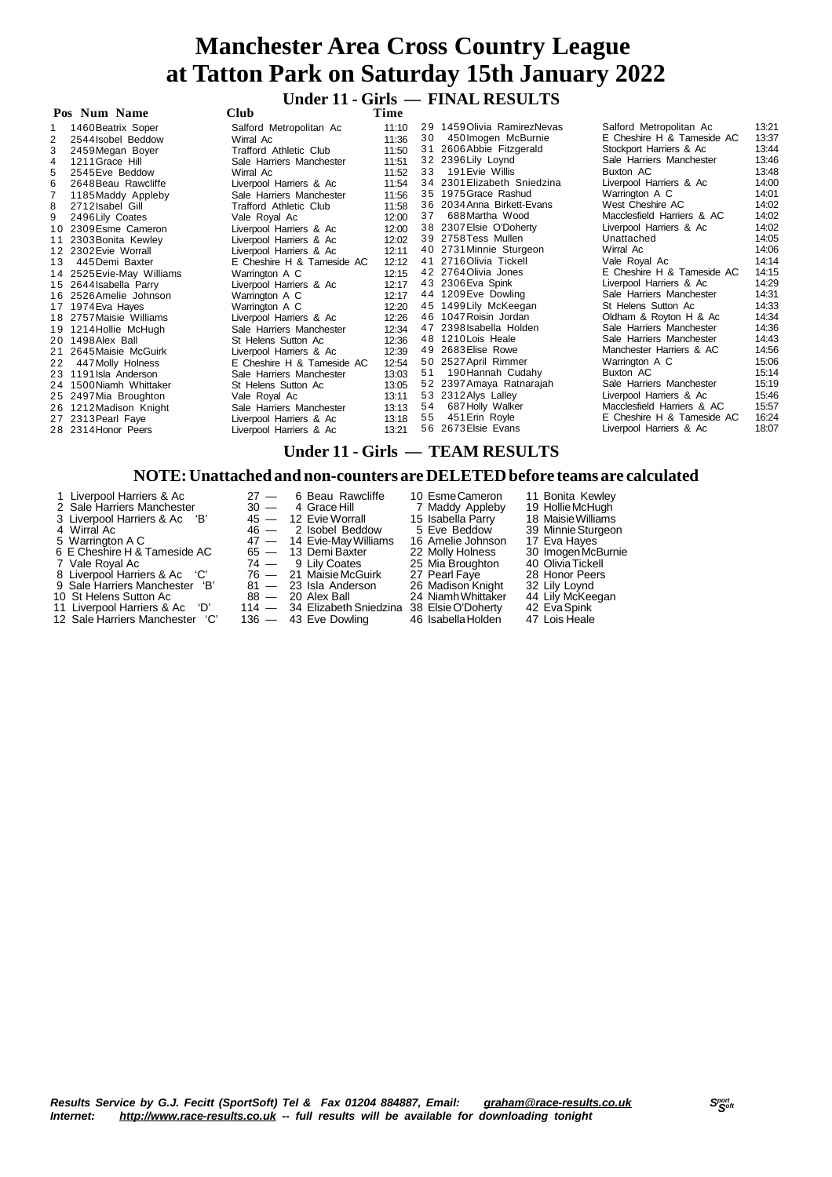# Manchester Area Cross Country League
# at Tatton Park on Saturday 15th January 2022

## Under 11 - Girls — FINAL RESULTS

| Pos | Num | Name | Club | Time |
|---|---|---|---|---|
| 1 | 1460 | Beatrix Soper | Salford Metropolitan Ac | 11:10 |
| 2 | 2544 | Isobel Beddow | Wirral Ac | 11:36 |
| 3 | 2459 | Megan Boyer | Trafford Athletic Club | 11:50 |
| 4 | 1211 | Grace Hill | Sale Harriers Manchester | 11:51 |
| 5 | 2545 | Eve Beddow | Wirral Ac | 11:52 |
| 6 | 2648 | Beau Rawcliffe | Liverpool Harriers & Ac | 11:54 |
| 7 | 1185 | Maddy Appleby | Sale Harriers Manchester | 11:56 |
| 8 | 2712 | Isabel Gill | Trafford Athletic Club | 11:58 |
| 9 | 2496 | Lily Coates | Vale Royal Ac | 12:00 |
| 10 | 2309 | Esme Cameron | Liverpool Harriers & Ac | 12:00 |
| 11 | 2303 | Bonita Kewley | Liverpool Harriers & Ac | 12:02 |
| 12 | 2302 | Evie Worrall | Liverpool Harriers & Ac | 12:11 |
| 13 | 445 | Demi Baxter | E Cheshire H & Tameside AC | 12:12 |
| 14 | 2525 | Evie-May Williams | Warrington A C | 12:15 |
| 15 | 2644 | Isabella Parry | Liverpool Harriers & Ac | 12:17 |
| 16 | 2526 | Amelie Johnson | Warrington A C | 12:17 |
| 17 | 1974 | Eva Hayes | Warrington A C | 12:20 |
| 18 | 2757 | Maisie Williams | Liverpool Harriers & Ac | 12:26 |
| 19 | 1214 | Hollie McHugh | Sale Harriers Manchester | 12:34 |
| 20 | 1498 | Alex Ball | St Helens Sutton Ac | 12:36 |
| 21 | 2645 | Maisie McGuirk | Liverpool Harriers & Ac | 12:39 |
| 22 | 447 | Molly Holness | E Cheshire H & Tameside AC | 12:54 |
| 23 | 1191 | Isla Anderson | Sale Harriers Manchester | 13:03 |
| 24 | 1500 | Niamh Whittaker | St Helens Sutton Ac | 13:05 |
| 25 | 2497 | Mia Broughton | Vale Royal Ac | 13:11 |
| 26 | 1212 | Madison Knight | Sale Harriers Manchester | 13:13 |
| 27 | 2313 | Pearl Faye | Liverpool Harriers & Ac | 13:18 |
| 28 | 2314 | Honor Peers | Liverpool Harriers & Ac | 13:21 |
| 29 | 1459 | Olivia RamirezNevas | Salford Metropolitan Ac | 13:21 |
| 30 | 450 | Imogen McBurnie | E Cheshire H & Tameside AC | 13:37 |
| 31 | 2606 | Abbie Fitzgerald | Stockport Harriers & Ac | 13:44 |
| 32 | 2396 | Lily Loynd | Sale Harriers Manchester | 13:46 |
| 33 | 191 | Evie Willis | Buxton AC | 13:48 |
| 34 | 2301 | Elizabeth Sniedzina | Liverpool Harriers & Ac | 14:00 |
| 35 | 1975 | Grace Rashud | Warrington A C | 14:01 |
| 36 | 2034 | Anna Birkett-Evans | West Cheshire AC | 14:02 |
| 37 | 688 | Martha Wood | Macclesfield Harriers & AC | 14:02 |
| 38 | 2307 | Elsie O'Doherty | Liverpool Harriers & Ac | 14:02 |
| 39 | 2758 | Tess Mullen | Unattached | 14:05 |
| 40 | 2731 | Minnie Sturgeon | Wirral Ac | 14:06 |
| 41 | 2716 | Olivia Tickell | Vale Royal Ac | 14:14 |
| 42 | 2764 | Olivia Jones | E Cheshire H & Tameside AC | 14:15 |
| 43 | 2306 | Eva Spink | Liverpool Harriers & Ac | 14:29 |
| 44 | 1209 | Eve Dowling | Sale Harriers Manchester | 14:31 |
| 45 | 1499 | Lily McKeegan | St Helens Sutton Ac | 14:33 |
| 46 | 1047 | Roisin Jordan | Oldham & Royton H & Ac | 14:34 |
| 47 | 2398 | Isabella Holden | Sale Harriers Manchester | 14:36 |
| 48 | 1210 | Lois Heale | Sale Harriers Manchester | 14:43 |
| 49 | 2683 | Elise Rowe | Manchester Harriers & AC | 14:56 |
| 50 | 2527 | April Rimmer | Warrington A C | 15:06 |
| 51 | 190 | Hannah Cudahy | Buxton AC | 15:14 |
| 52 | 2397 | Amaya Ratnarajah | Sale Harriers Manchester | 15:19 |
| 53 | 2312 | Alys Lalley | Liverpool Harriers & Ac | 15:46 |
| 54 | 687 | Holly Walker | Macclesfield Harriers & AC | 15:57 |
| 55 | 451 | Erin Royle | E Cheshire H & Tameside AC | 16:24 |
| 56 | 2673 | Elsie Evans | Liverpool Harriers & Ac | 18:07 |

## Under 11 - Girls — TEAM RESULTS

### NOTE: Unattached and non-counters are DELETED before teams are calculated

| Pos | Team | Points | Runner 1 | Runner 2 | Runner 3 |
|---|---|---|---|---|---|
| 1 | Liverpool Harriers & Ac | 27 | 6 Beau Rawcliffe | 10 Esme Cameron | 11 Bonita Kewley |
| 2 | Sale Harriers Manchester | 30 | 4 Grace Hill | 7 Maddy Appleby | 19 Hollie McHugh |
| 3 | Liverpool Harriers & Ac 'B' | 45 | 12 Evie Worrall | 15 Isabella Parry | 18 Maisie Williams |
| 4 | Wirral Ac | 46 | 2 Isobel Beddow | 5 Eve Beddow | 39 Minnie Sturgeon |
| 5 | Warrington A C | 47 | 14 Evie-May Williams | 16 Amelie Johnson | 17 Eva Hayes |
| 6 | E Cheshire H & Tameside AC | 65 | 13 Demi Baxter | 22 Molly Holness | 30 Imogen McBurnie |
| 7 | Vale Royal Ac | 74 | 9 Lily Coates | 25 Mia Broughton | 40 Olivia Tickell |
| 8 | Liverpool Harriers & Ac 'C' | 76 | 21 Maisie McGuirk | 27 Pearl Faye | 28 Honor Peers |
| 9 | Sale Harriers Manchester 'B' | 81 | 23 Isla Anderson | 26 Madison Knight | 32 Lily Loynd |
| 10 | St Helens Sutton Ac | 88 | 20 Alex Ball | 24 Niamh Whittaker | 44 Lily McKeegan |
| 11 | Liverpool Harriers & Ac 'D' | 114 | 34 Elizabeth Sniedzina | 38 Elsie O'Doherty | 42 Eva Spink |
| 12 | Sale Harriers Manchester 'C' | 136 | 43 Eve Dowling | 46 Isabella Holden | 47 Lois Heale |

*Results Service by G.J. Fecitt (SportSoft) Tel & Fax 01204 884887, Email: graham@race-results.co.uk*
*Internet: http://www.race-results.co.uk -- full results will be available for downloading tonight*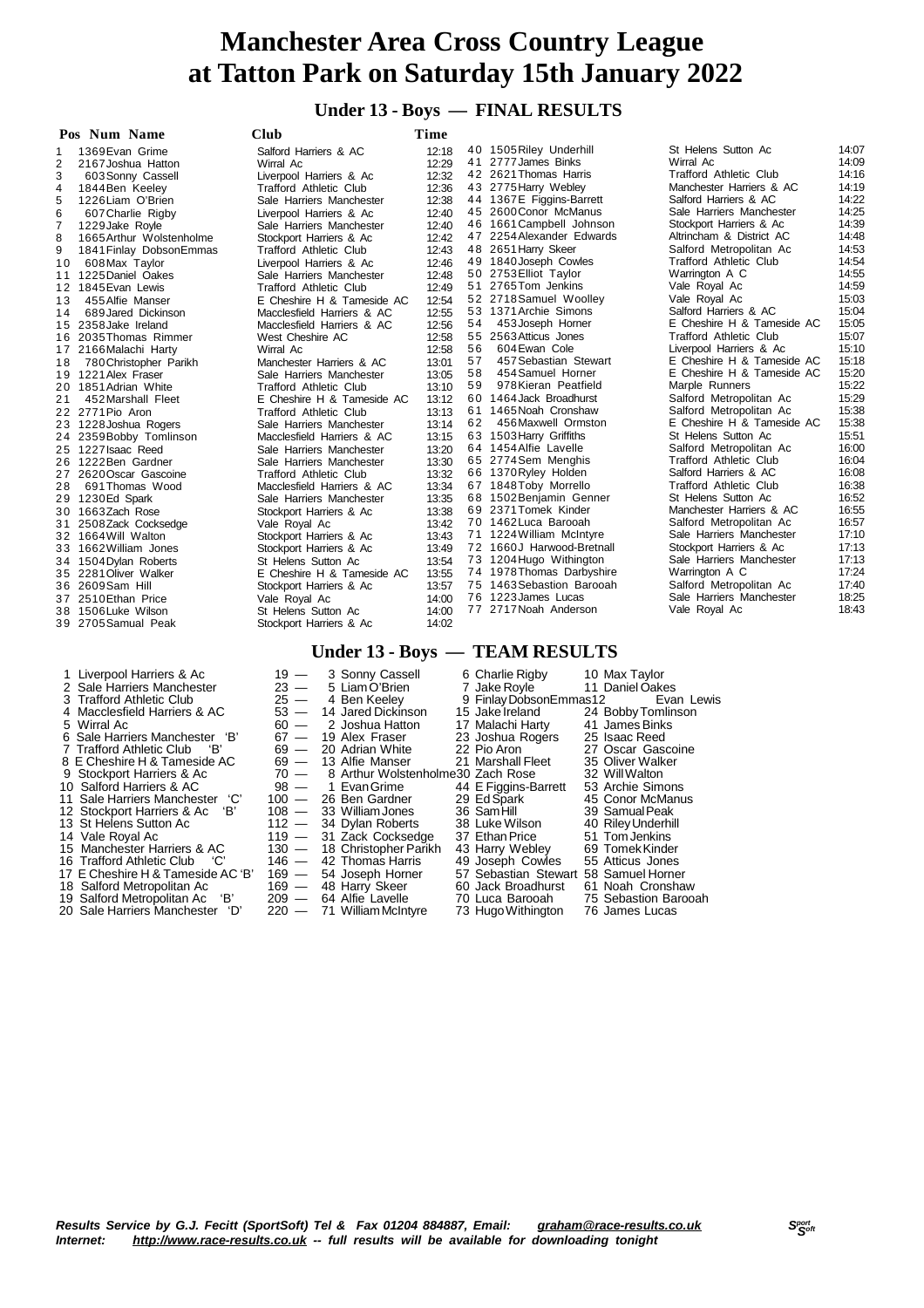# Manchester Area Cross Country League at Tatton Park on Saturday 15th January 2022

## Under 13 - Boys — FINAL RESULTS

| Pos | Num | Name | Club | Time |
|---|---|---|---|---|
| 1 | 1369 | Evan Grime | Salford Harriers & AC | 12:18 |
| 2 | 2167 | Joshua Hatton | Wirral Ac | 12:29 |
| 3 | 603 | Sonny Cassell | Liverpool Harriers & Ac | 12:32 |
| 4 | 1844 | Ben Keeley | Trafford Athletic Club | 12:36 |
| 5 | 1226 | Liam O'Brien | Sale Harriers Manchester | 12:38 |
| 6 | 607 | Charlie Rigby | Liverpool Harriers & Ac | 12:40 |
| 7 | 1229 | Jake Royle | Sale Harriers Manchester | 12:40 |
| 8 | 1665 | Arthur Wolstenholme | Stockport Harriers & Ac | 12:42 |
| 9 | 1841 | Finlay DobsonEmmas | Trafford Athletic Club | 12:43 |
| 10 | 608 | Max Taylor | Liverpool Harriers & Ac | 12:46 |
| 11 | 1225 | Daniel Oakes | Sale Harriers Manchester | 12:48 |
| 12 | 1845 | Evan Lewis | Trafford Athletic Club | 12:49 |
| 13 | 455 | Alfie Manser | E Cheshire H & Tameside AC | 12:54 |
| 14 | 689 | Jared Dickinson | Macclesfield Harriers & AC | 12:55 |
| 15 | 2358 | Jake Ireland | Macclesfield Harriers & AC | 12:56 |
| 16 | 2035 | Thomas Rimmer | West Cheshire AC | 12:58 |
| 17 | 2166 | Malachi Harty | Wirral Ac | 12:58 |
| 18 | 780 | Christopher Parikh | Manchester Harriers & AC | 13:01 |
| 19 | 1221 | Alex Fraser | Sale Harriers Manchester | 13:05 |
| 20 | 1851 | Adrian White | Trafford Athletic Club | 13:10 |
| 21 | 452 | Marshall Fleet | E Cheshire H & Tameside AC | 13:12 |
| 22 | 2771 | Pio Aron | Trafford Athletic Club | 13:13 |
| 23 | 1228 | Joshua Rogers | Sale Harriers Manchester | 13:14 |
| 24 | 2359 | Bobby Tomlinson | Macclesfield Harriers & AC | 13:15 |
| 25 | 1227 | Isaac Reed | Sale Harriers Manchester | 13:20 |
| 26 | 1222 | Ben Gardner | Sale Harriers Manchester | 13:30 |
| 27 | 2620 | Oscar Gascoine | Trafford Athletic Club | 13:32 |
| 28 | 691 | Thomas Wood | Macclesfield Harriers & AC | 13:34 |
| 29 | 1230 | Ed Spark | Sale Harriers Manchester | 13:35 |
| 30 | 1663 | Zach Rose | Stockport Harriers & Ac | 13:38 |
| 31 | 2508 | Zack Cocksedge | Vale Royal Ac | 13:42 |
| 32 | 1664 | Will Walton | Stockport Harriers & Ac | 13:43 |
| 33 | 1662 | William Jones | Stockport Harriers & Ac | 13:49 |
| 34 | 1504 | Dylan Roberts | St Helens Sutton Ac | 13:54 |
| 35 | 2281 | Oliver Walker | E Cheshire H & Tameside AC | 13:55 |
| 36 | 2609 | Sam Hill | Stockport Harriers & Ac | 13:57 |
| 37 | 2510 | Ethan Price | Vale Royal Ac | 14:00 |
| 38 | 1506 | Luke Wilson | St Helens Sutton Ac | 14:00 |
| 39 | 2705 | Samual Peak | Stockport Harriers & Ac | 14:02 |
| 40 | 1505 | Riley Underhill | St Helens Sutton Ac | 14:07 |
| 41 | 2777 | James Binks | Wirral Ac | 14:09 |
| 42 | 2621 | Thomas Harris | Trafford Athletic Club | 14:16 |
| 43 | 2775 | Harry Webley | Manchester Harriers & AC | 14:19 |
| 44 | 1367 | E Figgins-Barrett | Salford Harriers & AC | 14:22 |
| 45 | 2600 | Conor McManus | Sale Harriers Manchester | 14:25 |
| 46 | 1661 | Campbell Johnson | Stockport Harriers & Ac | 14:39 |
| 47 | 2254 | Alexander Edwards | Altrincham & District AC | 14:48 |
| 48 | 2651 | Harry Skeer | Salford Metropolitan Ac | 14:53 |
| 49 | 1840 | Joseph Cowles | Trafford Athletic Club | 14:54 |
| 50 | 2753 | Elliot Taylor | Warrington A C | 14:55 |
| 51 | 2765 | Tom Jenkins | Vale Royal Ac | 14:59 |
| 52 | 2718 | Samuel Woolley | Vale Royal Ac | 15:03 |
| 53 | 1371 | Archie Simons | Salford Harriers & AC | 15:04 |
| 54 | 453 | Joseph Horner | E Cheshire H & Tameside AC | 15:05 |
| 55 | 2563 | Atticus Jones | Trafford Athletic Club | 15:07 |
| 56 | 604 | Ewan Cole | Liverpool Harriers & Ac | 15:10 |
| 57 | 457 | Sebastian Stewart | E Cheshire H & Tameside AC | 15:18 |
| 58 | 454 | Samuel Horner | E Cheshire H & Tameside AC | 15:20 |
| 59 | 978 | Kieran Peatfield | Marple Runners | 15:22 |
| 60 | 1464 | Jack Broadhurst | Salford Metropolitan Ac | 15:29 |
| 61 | 1465 | Noah Cronshaw | Salford Metropolitan Ac | 15:38 |
| 62 | 456 | Maxwell Ormston | E Cheshire H & Tameside AC | 15:38 |
| 63 | 1503 | Harry Griffiths | St Helens Sutton Ac | 15:51 |
| 64 | 1454 | Alfie Lavelle | Salford Metropolitan Ac | 16:00 |
| 65 | 2774 | Sem Menghis | Trafford Athletic Club | 16:04 |
| 66 | 1370 | Ryley Holden | Salford Harriers & AC | 16:08 |
| 67 | 1848 | Toby Morrello | Trafford Athletic Club | 16:38 |
| 68 | 1502 | Benjamin Genner | St Helens Sutton Ac | 16:52 |
| 69 | 2371 | Tomek Kinder | Manchester Harriers & AC | 16:55 |
| 70 | 1462 | Luca Barooah | Salford Metropolitan Ac | 16:57 |
| 71 | 1224 | William McIntyre | Sale Harriers Manchester | 17:10 |
| 72 | 1660 | J Harwood-Bretnall | Stockport Harriers & Ac | 17:13 |
| 73 | 1204 | Hugo Withington | Sale Harriers Manchester | 17:13 |
| 74 | 1978 | Thomas Darbyshire | Warrington A C | 17:24 |
| 75 | 1463 | Sebastion Barooah | Salford Metropolitan Ac | 17:40 |
| 76 | 1223 | James Lucas | Sale Harriers Manchester | 18:25 |
| 77 | 2717 | Noah Anderson | Vale Royal Ac | 18:43 |

## Under 13 - Boys — TEAM RESULTS

| Pos | Team | Points | 1st | 2nd | 3rd |
|---|---|---|---|---|---|
| 1 | Liverpool Harriers & Ac | 19 — | 3 Sonny Cassell | 6 Charlie Rigby | 10 Max Taylor |
| 2 | Sale Harriers Manchester | 23 — | 5 Liam O'Brien | 7 Jake Royle | 11 Daniel Oakes |
| 3 | Trafford Athletic Club | 25 — | 4 Ben Keeley | 9 Finlay DobsonEmmas | 12 Evan Lewis |
| 4 | Macclesfield Harriers & AC | 53 — | 14 Jared Dickinson | 15 Jake Ireland | 24 Bobby Tomlinson |
| 5 | Wirral Ac | 60 — | 2 Joshua Hatton | 17 Malachi Harty | 41 James Binks |
| 6 | Sale Harriers Manchester 'B' | 67 — | 19 Alex Fraser | 23 Joshua Rogers | 25 Isaac Reed |
| 7 | Trafford Athletic Club 'B' | 69 — | 20 Adrian White | 22 Pio Aron | 27 Oscar Gascoine |
| 8 | E Cheshire H & Tameside AC | 69 — | 13 Alfie Manser | 21 Marshall Fleet | 35 Oliver Walker |
| 9 | Stockport Harriers & Ac | 70 — | 8 Arthur Wolstenholme | 30 Zach Rose | 32 Will Walton |
| 10 | Salford Harriers & AC | 98 — | 1 Evan Grime | 44 E Figgins-Barrett | 53 Archie Simons |
| 11 | Sale Harriers Manchester 'C' | 100 — | 26 Ben Gardner | 29 Ed Spark | 45 Conor McManus |
| 12 | Stockport Harriers & Ac 'B' | 108 — | 33 William Jones | 36 Sam Hill | 39 Samual Peak |
| 13 | St Helens Sutton Ac | 112 — | 34 Dylan Roberts | 38 Luke Wilson | 40 Riley Underhill |
| 14 | Vale Royal Ac | 119 — | 31 Zack Cocksedge | 37 Ethan Price | 51 Tom Jenkins |
| 15 | Manchester Harriers & AC | 130 — | 18 Christopher Parikh | 43 Harry Webley | 69 Tomek Kinder |
| 16 | Trafford Athletic Club 'C' | 146 — | 42 Thomas Harris | 49 Joseph Cowles | 55 Atticus Jones |
| 17 | E Cheshire H & Tameside AC 'B' | 169 — | 54 Joseph Horner | 57 Sebastian Stewart | 58 Samuel Horner |
| 18 | Salford Metropolitan Ac | 169 — | 48 Harry Skeer | 60 Jack Broadhurst | 61 Noah Cronshaw |
| 19 | Salford Metropolitan Ac 'B' | 209 — | 64 Alfie Lavelle | 70 Luca Barooah | 75 Sebastion Barooah |
| 20 | Sale Harriers Manchester 'D' | 220 — | 71 William McIntyre | 73 Hugo Withington | 76 James Lucas |

***Results Service by G.J. Fecitt (SportSoft) Tel & Fax 01204 884887, Email: graham@race-results.co.uk***
***Internet: http://www.race-results.co.uk -- full results will be available for downloading tonight***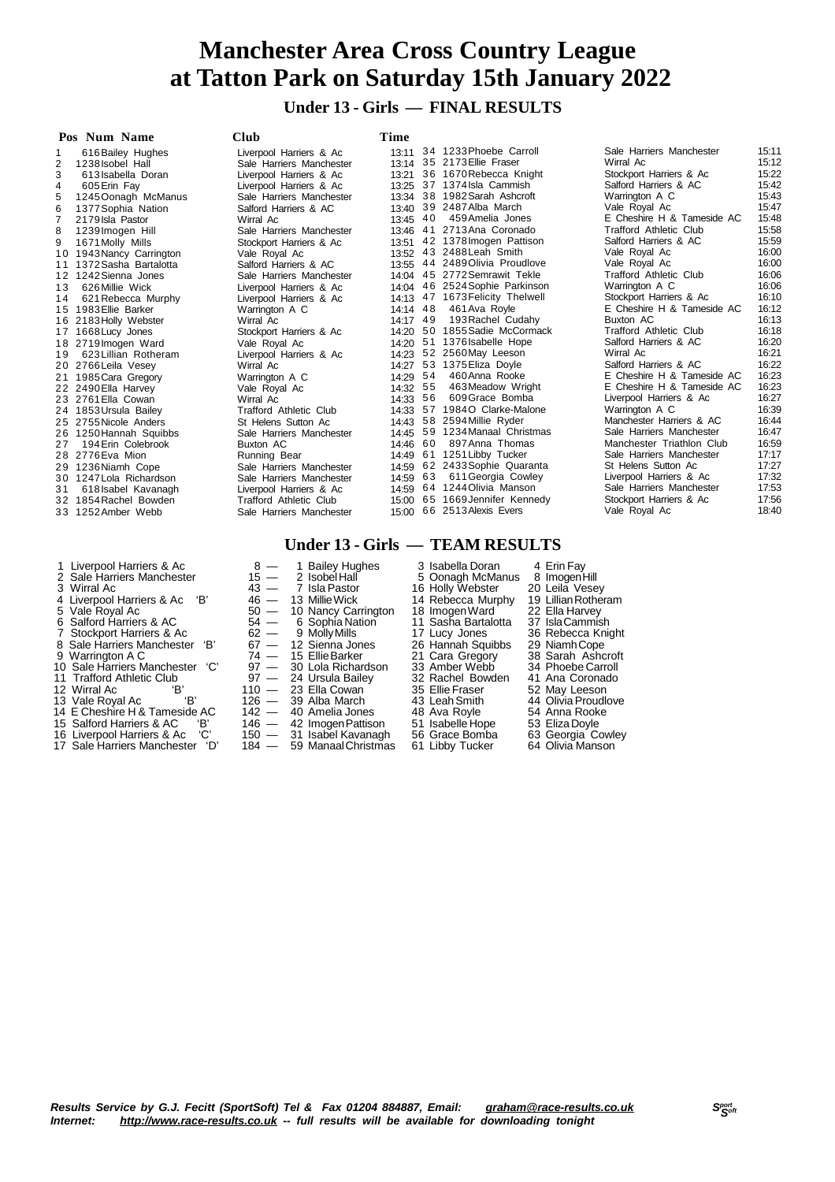# Manchester Area Cross Country League
# at Tatton Park on Saturday 15th January 2022

## Under 13 - Girls — FINAL RESULTS

| Pos | Num | Name | Club | Time |
|---|---|---|---|---|
| 1 | 616 | Bailey Hughes | Liverpool Harriers & Ac | 13:11 |
| 2 | 1238 | Isobel Hall | Sale Harriers Manchester | 13:14 |
| 3 | 613 | Isabella Doran | Liverpool Harriers & Ac | 13:21 |
| 4 | 605 | Erin Fay | Liverpool Harriers & Ac | 13:25 |
| 5 | 1245 | Oonagh McManus | Sale Harriers Manchester | 13:34 |
| 6 | 1377 | Sophia Nation | Salford Harriers & AC | 13:40 |
| 7 | 2179 | Isla Pastor | Wirral Ac | 13:45 |
| 8 | 1239 | Imogen Hill | Sale Harriers Manchester | 13:46 |
| 9 | 1671 | Molly Mills | Stockport Harriers & Ac | 13:51 |
| 10 | 1943 | Nancy Carrington | Vale Royal Ac | 13:52 |
| 11 | 1372 | Sasha Bartalotta | Salford Harriers & AC | 13:55 |
| 12 | 1242 | Sienna Jones | Sale Harriers Manchester | 14:04 |
| 13 | 626 | Millie Wick | Liverpool Harriers & Ac | 14:04 |
| 14 | 621 | Rebecca Murphy | Liverpool Harriers & Ac | 14:13 |
| 15 | 1983 | Ellie Barker | Warrington A C | 14:14 |
| 16 | 2183 | Holly Webster | Wirral Ac | 14:17 |
| 17 | 1668 | Lucy Jones | Stockport Harriers & Ac | 14:20 |
| 18 | 2719 | Imogen Ward | Vale Royal Ac | 14:20 |
| 19 | 623 | Lillian Rotheram | Liverpool Harriers & Ac | 14:23 |
| 20 | 2766 | Leila Vesey | Wirral Ac | 14:27 |
| 21 | 1985 | Cara Gregory | Warrington A C | 14:29 |
| 22 | 2490 | Ella Harvey | Vale Royal Ac | 14:32 |
| 23 | 2761 | Ella Cowan | Wirral Ac | 14:33 |
| 24 | 1853 | Ursula Bailey | Trafford Athletic Club | 14:33 |
| 25 | 2755 | Nicole Anders | St Helens Sutton Ac | 14:43 |
| 26 | 1250 | Hannah Squibbs | Sale Harriers Manchester | 14:45 |
| 27 | 194 | Erin Colebrook | Buxton AC | 14:46 |
| 28 | 2776 | Eva Mion | Running Bear | 14:49 |
| 29 | 1236 | Niamh Cope | Sale Harriers Manchester | 14:59 |
| 30 | 1247 | Lola Richardson | Sale Harriers Manchester | 14:59 |
| 31 | 618 | Isabel Kavanagh | Liverpool Harriers & Ac | 14:59 |
| 32 | 1854 | Rachel Bowden | Trafford Athletic Club | 15:00 |
| 33 | 1252 | Amber Webb | Sale Harriers Manchester | 15:00 |
| 34 | 1233 | Phoebe Carroll | Sale Harriers Manchester | 15:11 |
| 35 | 2173 | Ellie Fraser | Wirral Ac | 15:12 |
| 36 | 1670 | Rebecca Knight | Stockport Harriers & Ac | 15:22 |
| 37 | 1374 | Isla Cammish | Salford Harriers & AC | 15:42 |
| 38 | 1982 | Sarah Ashcroft | Warrington A C | 15:43 |
| 39 | 2487 | Alba March | Vale Royal Ac | 15:47 |
| 40 | 459 | Amelia Jones | E Cheshire H & Tameside AC | 15:48 |
| 41 | 2713 | Ana Coronado | Trafford Athletic Club | 15:58 |
| 42 | 1378 | Imogen Pattison | Salford Harriers & AC | 15:59 |
| 43 | 2488 | Leah Smith | Vale Royal Ac | 16:00 |
| 44 | 2489 | Olivia Proudlove | Vale Royal Ac | 16:00 |
| 45 | 2772 | Semrawit Tekle | Trafford Athletic Club | 16:06 |
| 46 | 2524 | Sophie Parkinson | Warrington A C | 16:06 |
| 47 | 1673 | Felicity Thelwell | Stockport Harriers & Ac | 16:10 |
| 48 | 461 | Ava Royle | E Cheshire H & Tameside AC | 16:12 |
| 49 | 193 | Rachel Cudahy | Buxton AC | 16:13 |
| 50 | 1855 | Sadie McCormack | Trafford Athletic Club | 16:18 |
| 51 | 1376 | Isabelle Hope | Salford Harriers & AC | 16:20 |
| 52 | 2560 | May Leeson | Wirral Ac | 16:21 |
| 53 | 1375 | Eliza Doyle | Salford Harriers & AC | 16:22 |
| 54 | 460 | Anna Rooke | E Cheshire H & Tameside AC | 16:23 |
| 55 | 463 | Meadow Wright | E Cheshire H & Tameside AC | 16:23 |
| 56 | 609 | Grace Bomba | Liverpool Harriers & Ac | 16:27 |
| 57 | 1984 | O Clarke-Malone | Warrington A C | 16:39 |
| 58 | 2594 | Millie Ryder | Manchester Harriers & AC | 16:44 |
| 59 | 1234 | Manaal Christmas | Sale Harriers Manchester | 16:47 |
| 60 | 897 | Anna Thomas | Manchester Triathlon Club | 16:59 |
| 61 | 1251 | Libby Tucker | Sale Harriers Manchester | 17:17 |
| 62 | 2433 | Sophie Quaranta | St Helens Sutton Ac | 17:27 |
| 63 | 611 | Georgia Cowley | Liverpool Harriers & Ac | 17:32 |
| 64 | 1244 | Olivia Manson | Sale Harriers Manchester | 17:53 |
| 65 | 1669 | Jennifer Kennedy | Stockport Harriers & Ac | 17:56 |
| 66 | 2513 | Alexis Evers | Vale Royal Ac | 18:40 |

## Under 13 - Girls — TEAM RESULTS

| Pos | Team | Points | Runner 1 | Runner 2 | Runner 3 |
|---|---|---|---|---|---|
| 1 | Liverpool Harriers & Ac | 8 — | 1 Bailey Hughes | 3 Isabella Doran | 4 Erin Fay |
| 2 | Sale Harriers Manchester | 15 — | 2 Isobel Hall | 5 Oonagh McManus | 8 Imogen Hill |
| 3 | Wirral Ac | 43 — | 7 Isla Pastor | 16 Holly Webster | 20 Leila Vesey |
| 4 | Liverpool Harriers & Ac 'B' | 46 — | 13 Millie Wick | 14 Rebecca Murphy | 19 Lillian Rotheram |
| 5 | Vale Royal Ac | 50 — | 10 Nancy Carrington | 18 Imogen Ward | 22 Ella Harvey |
| 6 | Salford Harriers & AC | 54 — | 6 Sophia Nation | 11 Sasha Bartalotta | 37 Isla Cammish |
| 7 | Stockport Harriers & Ac | 62 — | 9 Molly Mills | 17 Lucy Jones | 36 Rebecca Knight |
| 8 | Sale Harriers Manchester 'B' | 67 — | 12 Sienna Jones | 26 Hannah Squibbs | 29 Niamh Cope |
| 9 | Warrington A C | 74 — | 15 Ellie Barker | 21 Cara Gregory | 38 Sarah Ashcroft |
| 10 | Sale Harriers Manchester 'C' | 97 — | 30 Lola Richardson | 33 Amber Webb | 34 Phoebe Carroll |
| 11 | Trafford Athletic Club | 97 — | 24 Ursula Bailey | 32 Rachel Bowden | 41 Ana Coronado |
| 12 | Wirral Ac 'B' | 110 — | 23 Ella Cowan | 35 Ellie Fraser | 52 May Leeson |
| 13 | Vale Royal Ac 'B' | 126 — | 39 Alba March | 43 Leah Smith | 44 Olivia Proudlove |
| 14 | E Cheshire H & Tameside AC | 142 — | 40 Amelia Jones | 48 Ava Royle | 54 Anna Rooke |
| 15 | Salford Harriers & AC 'B' | 146 — | 42 Imogen Pattison | 51 Isabelle Hope | 53 Eliza Doyle |
| 16 | Liverpool Harriers & Ac 'C' | 150 — | 31 Isabel Kavanagh | 56 Grace Bomba | 63 Georgia Cowley |
| 17 | Sale Harriers Manchester 'D' | 184 — | 59 Manaal Christmas | 61 Libby Tucker | 64 Olivia Manson |

*Results Service by G.J. Fecitt (SportSoft) Tel & Fax 01204 884887, Email: graham@race-results.co.uk*
*Internet: http://www.race-results.co.uk -- full results will be available for downloading tonight*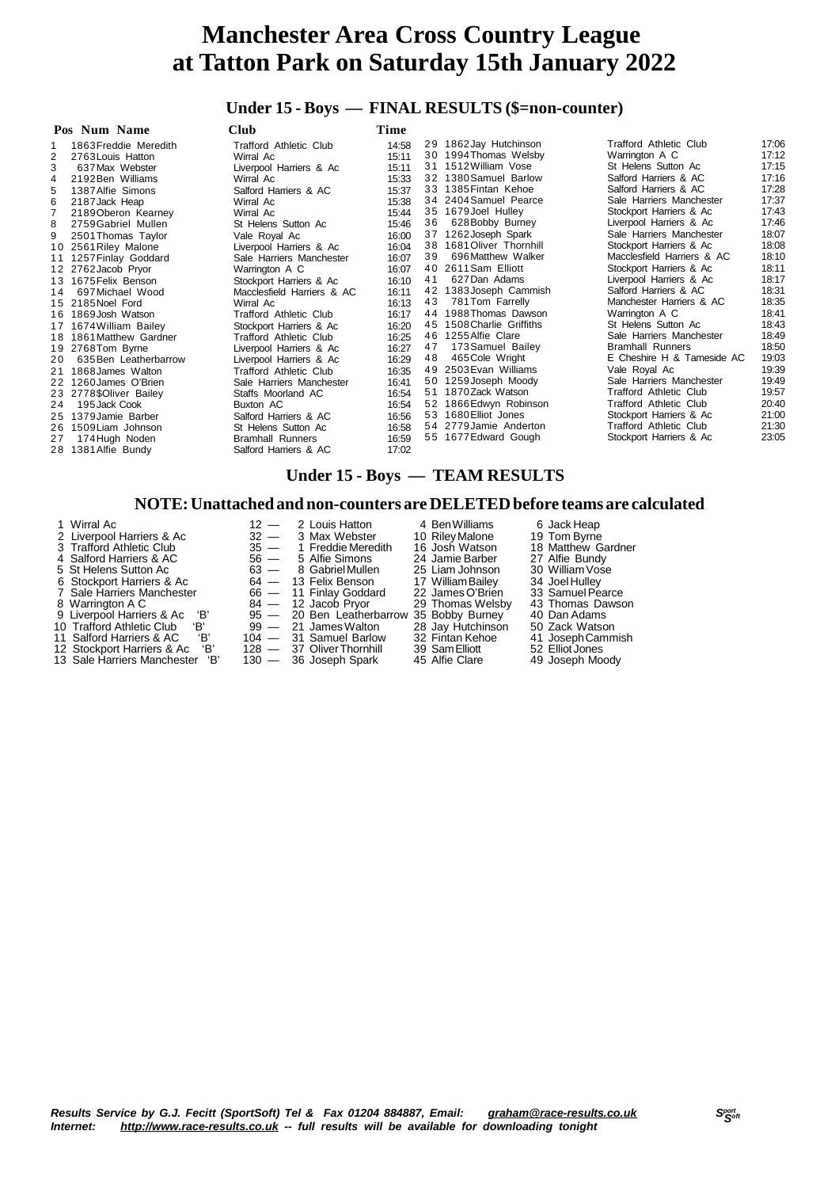# Manchester Area Cross Country League at Tatton Park on Saturday 15th January 2022

## Under 15 - Boys — FINAL RESULTS ($=non-counter)

| Pos | Num | Name | Club | Time |
|---|---|---|---|---|
| 1 | 1863 | Freddie Meredith | Trafford Athletic Club | 14:58 |
| 2 | 2763 | Louis Hatton | Wirral Ac | 15:11 |
| 3 | 637 | Max Webster | Liverpool Harriers & Ac | 15:11 |
| 4 | 2192 | Ben Williams | Wirral Ac | 15:33 |
| 5 | 1387 | Alfie Simons | Salford Harriers & AC | 15:37 |
| 6 | 2187 | Jack Heap | Wirral Ac | 15:38 |
| 7 | 2189 | Oberon Kearney | Wirral Ac | 15:44 |
| 8 | 2759 | Gabriel Mullen | St Helens Sutton Ac | 15:46 |
| 9 | 2501 | Thomas Taylor | Vale Royal Ac | 16:00 |
| 10 | 2561 | Riley Malone | Liverpool Harriers & Ac | 16:04 |
| 11 | 1257 | Finlay Goddard | Sale Harriers Manchester | 16:07 |
| 12 | 2762 | Jacob Pryor | Warrington A C | 16:07 |
| 13 | 1675 | Felix Benson | Stockport Harriers & Ac | 16:10 |
| 14 | 697 | Michael Wood | Macclesfield Harriers & AC | 16:11 |
| 15 | 2185 | Noel Ford | Wirral Ac | 16:13 |
| 16 | 1869 | Josh Watson | Trafford Athletic Club | 16:17 |
| 17 | 1674 | William Bailey | Stockport Harriers & Ac | 16:20 |
| 18 | 1861 | Matthew Gardner | Trafford Athletic Club | 16:25 |
| 19 | 2768 | Tom Byrne | Liverpool Harriers & Ac | 16:27 |
| 20 | 635 | Ben Leatherbarrow | Liverpool Harriers & Ac | 16:29 |
| 21 | 1868 | James Walton | Trafford Athletic Club | 16:35 |
| 22 | 1260 | James O'Brien | Sale Harriers Manchester | 16:41 |
| 23 | 2778$ | Oliver Bailey | Staffs Moorland AC | 16:54 |
| 24 | 195 | Jack Cook | Buxton AC | 16:54 |
| 25 | 1379 | Jamie Barber | Salford Harriers & AC | 16:56 |
| 26 | 1509 | Liam Johnson | St Helens Sutton Ac | 16:58 |
| 27 | 174 | Hugh Noden | Bramhall Runners | 16:59 |
| 28 | 1381 | Alfie Bundy | Salford Harriers & AC | 17:02 |
| 29 | 1862 | Jay Hutchinson | Trafford Athletic Club | 17:06 |
| 30 | 1994 | Thomas Welsby | Warrington A C | 17:12 |
| 31 | 1512 | William Vose | St Helens Sutton Ac | 17:15 |
| 32 | 1380 | Samuel Barlow | Salford Harriers & AC | 17:16 |
| 33 | 1385 | Fintan Kehoe | Salford Harriers & AC | 17:28 |
| 34 | 2404 | Samuel Pearce | Sale Harriers Manchester | 17:37 |
| 35 | 1679 | Joel Hulley | Stockport Harriers & Ac | 17:43 |
| 36 | 628 | Bobby Burney | Liverpool Harriers & Ac | 17:46 |
| 37 | 1262 | Joseph Spark | Sale Harriers Manchester | 18:07 |
| 38 | 1681 | Oliver Thornhill | Stockport Harriers & Ac | 18:08 |
| 39 | 696 | Matthew Walker | Macclesfield Harriers & AC | 18:10 |
| 40 | 2611 | Sam Elliott | Stockport Harriers & Ac | 18:11 |
| 41 | 627 | Dan Adams | Liverpool Harriers & Ac | 18:17 |
| 42 | 1383 | Joseph Cammish | Salford Harriers & AC | 18:31 |
| 43 | 781 | Tom Farrelly | Manchester Harriers & AC | 18:35 |
| 44 | 1988 | Thomas Dawson | Warrington A C | 18:41 |
| 45 | 1508 | Charlie Griffiths | St Helens Sutton Ac | 18:43 |
| 46 | 1255 | Alfie Clare | Sale Harriers Manchester | 18:49 |
| 47 | 173 | Samuel Bailey | Bramhall Runners | 18:50 |
| 48 | 465 | Cole Wright | E Cheshire H & Tameside AC | 19:03 |
| 49 | 2503 | Evan Williams | Vale Royal Ac | 19:39 |
| 50 | 1259 | Joseph Moody | Sale Harriers Manchester | 19:49 |
| 51 | 1870 | Zack Watson | Trafford Athletic Club | 19:57 |
| 52 | 1866 | Edwyn Robinson | Trafford Athletic Club | 20:40 |
| 53 | 1680 | Elliot Jones | Stockport Harriers & Ac | 21:00 |
| 54 | 2779 | Jamie Anderton | Trafford Athletic Club | 21:30 |
| 55 | 1677 | Edward Gough | Stockport Harriers & Ac | 23:05 |

## Under 15 - Boys — TEAM RESULTS

### NOTE: Unattached and non-counters are DELETED before teams are calculated

| Pos | Team | Points | 1st | 2nd | 3rd |
|---|---|---|---|---|---|
| 1 | Wirral Ac | 12 | 2 Louis Hatton | 4 Ben Williams | 6 Jack Heap |
| 2 | Liverpool Harriers & Ac | 32 | 3 Max Webster | 10 Riley Malone | 19 Tom Byrne |
| 3 | Trafford Athletic Club | 35 | 1 Freddie Meredith | 16 Josh Watson | 18 Matthew Gardner |
| 4 | Salford Harriers & AC | 56 | 5 Alfie Simons | 24 Jamie Barber | 27 Alfie Bundy |
| 5 | St Helens Sutton Ac | 63 | 8 Gabriel Mullen | 25 Liam Johnson | 30 William Vose |
| 6 | Stockport Harriers & Ac | 64 | 13 Felix Benson | 17 William Bailey | 34 Joel Hulley |
| 7 | Sale Harriers Manchester | 66 | 11 Finlay Goddard | 22 James O'Brien | 33 Samuel Pearce |
| 8 | Warrington A C | 84 | 12 Jacob Pryor | 29 Thomas Welsby | 43 Thomas Dawson |
| 9 | Liverpool Harriers & Ac 'B' | 95 | 20 Ben Leatherbarrow | 35 Bobby Burney | 40 Dan Adams |
| 10 | Trafford Athletic Club 'B' | 99 | 21 James Walton | 28 Jay Hutchinson | 50 Zack Watson |
| 11 | Salford Harriers & AC 'B' | 104 | 31 Samuel Barlow | 32 Fintan Kehoe | 41 Joseph Cammish |
| 12 | Stockport Harriers & Ac 'B' | 128 | 37 Oliver Thornhill | 39 Sam Elliott | 52 Elliot Jones |
| 13 | Sale Harriers Manchester 'B' | 130 | 36 Joseph Spark | 45 Alfie Clare | 49 Joseph Moody |

*Results Service by G.J. Fecitt (SportSoft) Tel & Fax 01204 884887, Email: graham@race-results.co.uk*
*Internet: http://www.race-results.co.uk -- full results will be available for downloading tonight*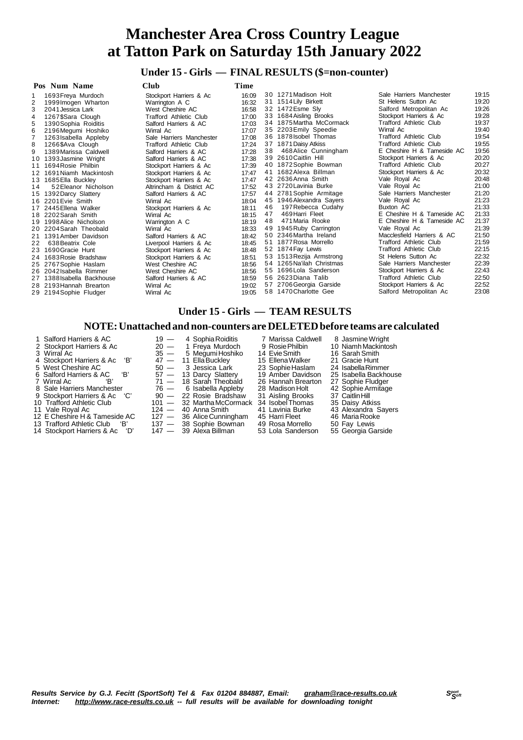# Manchester Area Cross Country League at Tatton Park on Saturday 15th January 2022

## Under 15 - Girls — FINAL RESULTS ($=non-counter)

| Pos | Num | Name | Club | Time |
|---|---|---|---|---|
| 1 | 1693 | Freya Murdoch | Stockport Harriers & Ac | 16:09 |
| 2 | 1999 | Imogen Wharton | Warrington A C | 16:32 |
| 3 | 2041 | Jessica Lark | West Cheshire AC | 16:58 |
| 4 | 1267 | $Sara Clough | Trafford Athletic Club | 17:00 |
| 5 | 1390 | Sophia Roiditis | Salford Harriers & AC | 17:03 |
| 6 | 2196 | Megumi Hoshiko | Wirral Ac | 17:07 |
| 7 | 1263 | Isabella Appleby | Sale Harriers Manchester | 17:08 |
| 8 | 1266 | $Ava Clough | Trafford Athletic Club | 17:24 |
| 9 | 1389 | Marissa Caldwell | Salford Harriers & AC | 17:28 |
| 10 | 1393 | Jasmine Wright | Salford Harriers & AC | 17:38 |
| 11 | 1694 | Rosie Philbin | Stockport Harriers & Ac | 17:39 |
| 12 | 1691 | Niamh Mackintosh | Stockport Harriers & Ac | 17:47 |
| 13 | 1685 | Ella Buckley | Stockport Harriers & Ac | 17:47 |
| 14 | 52 | Eleanor Nicholson | Altrincham & District AC | 17:52 |
| 15 | 1392 | Darcy Slattery | Salford Harriers & AC | 17:57 |
| 16 | 2201 | Evie Smith | Wirral Ac | 18:04 |
| 17 | 2445 | Ellena Walker | Stockport Harriers & Ac | 18:11 |
| 18 | 2202 | Sarah Smith | Wirral Ac | 18:15 |
| 19 | 1998 | Alice Nicholson | Warrington A C | 18:19 |
| 20 | 2204 | Sarah Theobald | Wirral Ac | 18:33 |
| 21 | 1391 | Amber Davidson | Salford Harriers & AC | 18:42 |
| 22 | 638 | Beatrix Cole | Liverpool Harriers & Ac | 18:45 |
| 23 | 1690 | Gracie Hunt | Stockport Harriers & Ac | 18:48 |
| 24 | 1683 | Rosie Bradshaw | Stockport Harriers & Ac | 18:51 |
| 25 | 2767 | Sophie Haslam | West Cheshire AC | 18:56 |
| 26 | 2042 | Isabella Rimmer | West Cheshire AC | 18:56 |
| 27 | 1388 | Isabella Backhouse | Salford Harriers & AC | 18:59 |
| 28 | 2193 | Hannah Brearton | Wirral Ac | 19:02 |
| 29 | 2194 | Sophie Fludger | Wirral Ac | 19:05 |
| 30 | 1271 | Madison Holt | Sale Harriers Manchester | 19:15 |
| 31 | 1514 | Lily Birkett | St Helens Sutton Ac | 19:20 |
| 32 | 1472 | Esme Sly | Salford Metropolitan Ac | 19:26 |
| 33 | 1684 | Aisling Brooks | Stockport Harriers & Ac | 19:28 |
| 34 | 1875 | Martha McCormack | Trafford Athletic Club | 19:37 |
| 35 | 2203 | Emily Speedie | Wirral Ac | 19:40 |
| 36 | 1878 | Isobel Thomas | Trafford Athletic Club | 19:54 |
| 37 | 1871 | Daisy Atkiss | Trafford Athletic Club | 19:55 |
| 38 | 468 | Alice Cunningham | E Cheshire H & Tameside AC | 19:56 |
| 39 | 2610 | Caitlin Hill | Stockport Harriers & Ac | 20:20 |
| 40 | 1872 | Sophie Bowman | Trafford Athletic Club | 20:27 |
| 41 | 1682 | Alexa Billman | Stockport Harriers & Ac | 20:32 |
| 42 | 2636 | Anna Smith | Vale Royal Ac | 20:48 |
| 43 | 2720 | Lavinia Burke | Vale Royal Ac | 21:00 |
| 44 | 2781 | Sophie Armitage | Sale Harriers Manchester | 21:20 |
| 45 | 1946 | Alexandra Sayers | Vale Royal Ac | 21:23 |
| 46 | 197 | Rebecca Cudahy | Buxton AC | 21:33 |
| 47 | 469 | Harri Fleet | E Cheshire H & Tameside AC | 21:33 |
| 48 | 471 | Maria Rooke | E Cheshire H & Tameside AC | 21:37 |
| 49 | 1945 | Ruby Carrington | Vale Royal Ac | 21:39 |
| 50 | 2346 | Martha Ireland | Macclesfield Harriers & AC | 21:50 |
| 51 | 1877 | Rosa Morrello | Trafford Athletic Club | 21:59 |
| 52 | 1874 | Fay Lewis | Trafford Athletic Club | 22:15 |
| 53 | 1513 | Rezija Armstrong | St Helens Sutton Ac | 22:32 |
| 54 | 1265 | Na'ilah Christmas | Sale Harriers Manchester | 22:39 |
| 55 | 1696 | Lola Sanderson | Stockport Harriers & Ac | 22:43 |
| 56 | 2623 | Diana Talib | Trafford Athletic Club | 22:50 |
| 57 | 2706 | Georgia Garside | Stockport Harriers & Ac | 22:52 |
| 58 | 1470 | Charlotte Gee | Salford Metropolitan Ac | 23:08 |

## Under 15 - Girls — TEAM RESULTS

### NOTE: Unattached and non-counters are DELETED before teams are calculated

| Pos | Team | Points | 1st | 2nd | 3rd |
|---|---|---|---|---|---|
| 1 | Salford Harriers & AC | 19 | 4 Sophia Roiditis | 7 Marissa Caldwell | 8 Jasmine Wright |
| 2 | Stockport Harriers & Ac | 20 | 1 Freya Murdoch | 9 Rosie Philbin | 10 Niamh Mackintosh |
| 3 | Wirral Ac | 35 | 5 Megumi Hoshiko | 14 Evie Smith | 16 Sarah Smith |
| 4 | Stockport Harriers & Ac 'B' | 47 | 11 Ella Buckley | 15 Ellena Walker | 21 Gracie Hunt |
| 5 | West Cheshire AC | 50 | 3 Jessica Lark | 23 Sophie Haslam | 24 Isabella Rimmer |
| 6 | Salford Harriers & AC 'B' | 57 | 13 Darcy Slattery | 19 Amber Davidson | 25 Isabella Backhouse |
| 7 | Wirral Ac 'B' | 71 | 18 Sarah Theobald | 26 Hannah Brearton | 27 Sophie Fludger |
| 8 | Sale Harriers Manchester | 76 | 6 Isabella Appleby | 28 Madison Holt | 42 Sophie Armitage |
| 9 | Stockport Harriers & Ac 'C' | 90 | 22 Rosie Bradshaw | 31 Aisling Brooks | 37 Caitlin Hill |
| 10 | Trafford Athletic Club | 101 | 32 Martha McCormack | 34 Isobel Thomas | 35 Daisy Atkiss |
| 11 | Vale Royal Ac | 124 | 40 Anna Smith | 41 Lavinia Burke | 43 Alexandra Sayers |
| 12 | E Cheshire H & Tameside AC | 127 | 36 Alice Cunningham | 45 Harri Fleet | 46 Maria Rooke |
| 13 | Trafford Athletic Club 'B' | 137 | 38 Sophie Bowman | 49 Rosa Morrello | 50 Fay Lewis |
| 14 | Stockport Harriers & Ac 'D' | 147 | 39 Alexa Billman | 53 Lola Sanderson | 55 Georgia Garside |

*Results Service by G.J. Fecitt (SportSoft) Tel & Fax 01204 884887, Email: graham@race-results.co.uk*
*Internet: http://www.race-results.co.uk -- full results will be available for downloading tonight*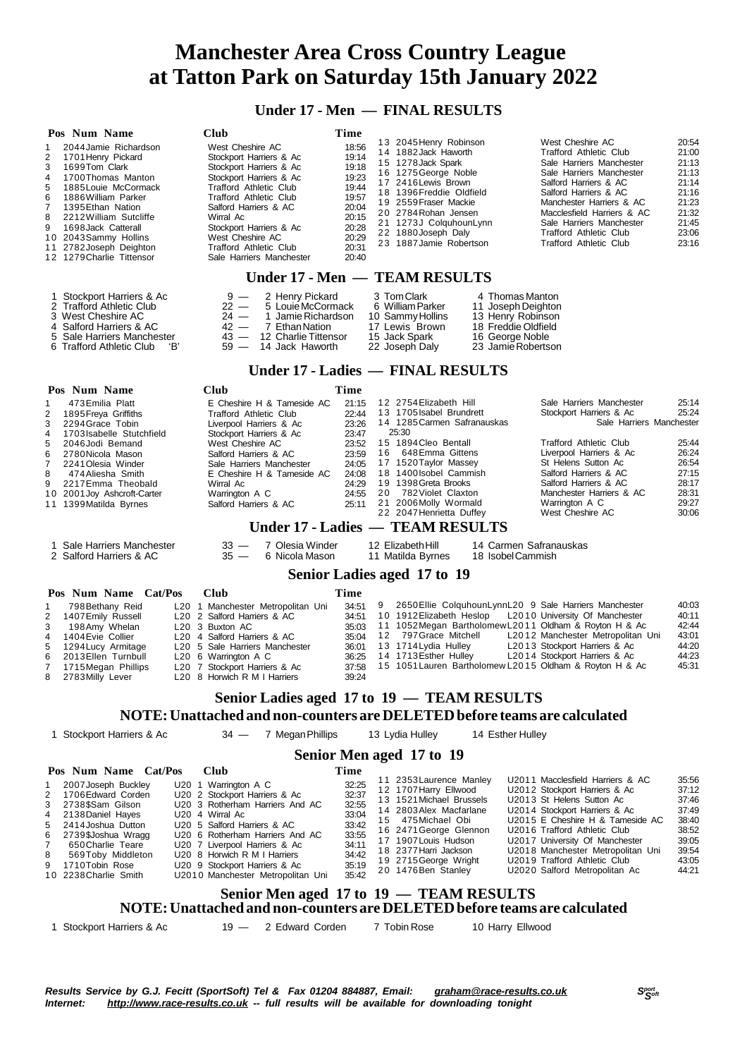# Manchester Area Cross Country League at Tatton Park on Saturday 15th January 2022

## Under 17 - Men — FINAL RESULTS

| Pos | Num | Name | Club | Time |
|---|---|---|---|---|
| 1 | 2044 | Jamie Richardson | West Cheshire AC | 18:56 |
| 2 | 1701 | Henry Pickard | Stockport Harriers & Ac | 19:14 |
| 3 | 1699 | Tom Clark | Stockport Harriers & Ac | 19:18 |
| 4 | 1700 | Thomas Manton | Stockport Harriers & Ac | 19:23 |
| 5 | 1885 | Louie McCormack | Trafford Athletic Club | 19:44 |
| 6 | 1886 | William Parker | Trafford Athletic Club | 19:57 |
| 7 | 1395 | Ethan Nation | Salford Harriers & AC | 20:04 |
| 8 | 2212 | William Sutcliffe | Wirral Ac | 20:15 |
| 9 | 1698 | Jack Catterall | Stockport Harriers & Ac | 20:28 |
| 10 | 2043 | Sammy Hollins | West Cheshire AC | 20:29 |
| 11 | 2782 | Joseph Deighton | Trafford Athletic Club | 20:31 |
| 12 | 1279 | Charlie Tittensor | Sale Harriers Manchester | 20:40 |
| 13 | 2045 | Henry Robinson | West Cheshire AC | 20:54 |
| 14 | 1882 | Jack Haworth | Trafford Athletic Club | 21:00 |
| 15 | 1278 | Jack Spark | Sale Harriers Manchester | 21:13 |
| 16 | 1275 | George Noble | Sale Harriers Manchester | 21:13 |
| 17 | 2416 | Lewis Brown | Salford Harriers & AC | 21:14 |
| 18 | 1396 | Freddie Oldfield | Salford Harriers & AC | 21:16 |
| 19 | 2559 | Fraser Mackie | Manchester Harriers & AC | 21:23 |
| 20 | 2784 | Rohan Jensen | Macclesfield Harriers & AC | 21:32 |
| 21 | 1273 | J ColquhounLynn | Sale Harriers Manchester | 21:45 |
| 22 | 1880 | Joseph Daly | Trafford Athletic Club | 23:06 |
| 23 | 1887 | Jamie Robertson | Trafford Athletic Club | 23:16 |

## Under 17 - Men — TEAM RESULTS

| Pos | Team | Points | | | | |
|---|---|---|---|---|---|---|
| 1 | Stockport Harriers & Ac | 9 — | 2 Henry Pickard | 3 Tom Clark | 4 Thomas Manton |
| 2 | Trafford Athletic Club | 22 — | 5 Louie McCormack | 6 William Parker | 11 Joseph Deighton |
| 3 | West Cheshire AC | 24 — | 1 Jamie Richardson | 10 Sammy Hollins | 13 Henry Robinson |
| 4 | Salford Harriers & AC | 42 — | 7 Ethan Nation | 17 Lewis Brown | 18 Freddie Oldfield |
| 5 | Sale Harriers Manchester | 43 — | 12 Charlie Tittensor | 15 Jack Spark | 16 George Noble |
| 6 | Trafford Athletic Club 'B' | 59 — | 14 Jack Haworth | 22 Joseph Daly | 23 Jamie Robertson |

## Under 17 - Ladies — FINAL RESULTS

| Pos | Num | Name | Club | Time |
|---|---|---|---|---|
| 1 | 473 | Emilia Platt | E Cheshire H & Tameside AC | 21:15 |
| 2 | 1895 | Freya Griffiths | Trafford Athletic Club | 22:44 |
| 3 | 2294 | Grace Tobin | Liverpool Harriers & Ac | 23:26 |
| 4 | 1703 | Isabelle Stutchfield | Stockport Harriers & Ac | 23:47 |
| 5 | 2046 | Jodi Bemand | West Cheshire AC | 23:52 |
| 6 | 2780 | Nicola Mason | Salford Harriers & AC | 23:59 |
| 7 | 2241 | Olesia Winder | Sale Harriers Manchester | 24:05 |
| 8 | 474 | Aliesha Smith | E Cheshire H & Tameside AC | 24:08 |
| 9 | 2217 | Emma Theobald | Wirral Ac | 24:29 |
| 10 | 2001 | Joy Ashcroft-Carter | Warrington A C | 24:55 |
| 11 | 1399 | Matilda Byrnes | Salford Harriers & AC | 25:11 |
| 12 | 2754 | Elizabeth Hill | Sale Harriers Manchester | 25:14 |
| 13 | 1705 | Isabel Brundrett | Stockport Harriers & Ac | 25:24 |
| 14 | 1285 | Carmen Safranauskas | Sale Harriers Manchester | 25:30 |
| 15 | 1894 | Cleo Bentall | Trafford Athletic Club | 25:44 |
| 16 | 648 | Emma Gittens | Liverpool Harriers & Ac | 26:24 |
| 17 | 1520 | Taylor Massey | St Helens Sutton Ac | 26:54 |
| 18 | 1400 | Isobel Cammish | Salford Harriers & AC | 27:15 |
| 19 | 1398 | Greta Brooks | Salford Harriers & AC | 28:17 |
| 20 | 782 | Violet Claxton | Manchester Harriers & AC | 28:31 |
| 21 | 2006 | Molly Wormald | Warrington A C | 29:27 |
| 22 | 2047 | Henrietta Duffey | West Cheshire AC | 30:06 |

## Under 17 - Ladies — TEAM RESULTS

| Pos | Team | Points | | | |
|---|---|---|---|---|---|
| 1 | Sale Harriers Manchester | 33 — | 7 Olesia Winder | 12 Elizabeth Hill | 14 Carmen Safranauskas |
| 2 | Salford Harriers & AC | 35 — | 6 Nicola Mason | 11 Matilda Byrnes | 18 Isobel Cammish |

## Senior Ladies aged 17 to 19

| Pos | Num | Name | Cat/Pos | Club | Time |
|---|---|---|---|---|---|
| 1 | 798 | Bethany Reid | L20 1 | Manchester Metropolitan Uni | 34:51 |
| 2 | 1407 | Emily Russell | L20 2 | Salford Harriers & AC | 34:51 |
| 3 | 198 | Amy Whelan | L20 3 | Buxton AC | 35:03 |
| 4 | 1404 | Evie Collier | L20 4 | Salford Harriers & AC | 35:04 |
| 5 | 1294 | Lucy Armitage | L20 5 | Sale Harriers Manchester | 36:01 |
| 6 | 2013 | Ellen Turnbull | L20 6 | Warrington A C | 36:25 |
| 7 | 1715 | Megan Phillips | L20 7 | Stockport Harriers & Ac | 37:58 |
| 8 | 2783 | Milly Lever | L20 8 | Horwich R M I Harriers | 39:24 |
| 9 | 2650 | Ellie ColquhounLynn | L20 9 | Sale Harriers Manchester | 40:03 |
| 10 | 1912 | Elizabeth Heslop | L20 10 | University Of Manchester | 40:11 |
| 11 | 1052 | Megan Bartholomew | L20 11 | Oldham & Royton H & Ac | 42:44 |
| 12 | 797 | Grace Mitchell | L20 12 | Manchester Metropolitan Uni | 43:01 |
| 13 | 1714 | Lydia Hulley | L20 13 | Stockport Harriers & Ac | 44:20 |
| 14 | 1713 | Esther Hulley | L20 14 | Stockport Harriers & Ac | 44:23 |
| 15 | 1051 | Lauren Bartholomew | L20 15 | Oldham & Royton H & Ac | 45:31 |

## Senior Ladies aged 17 to 19 — TEAM RESULTS

**NOTE: Unattached and non-counters are DELETED before teams are calculated**

| Pos | Team | Points | | | |
|---|---|---|---|---|---|
| 1 | Stockport Harriers & Ac | 34 — | 7 Megan Phillips | 13 Lydia Hulley | 14 Esther Hulley |

## Senior Men aged 17 to 19

| Pos | Num | Name | Cat/Pos | Club | Time |
|---|---|---|---|---|---|
| 1 | 2007 | Joseph Buckley | U20 1 | Warrington A C | 32:25 |
| 2 | 1706 | Edward Corden | U20 2 | Stockport Harriers & Ac | 32:37 |
| 3 | 2738 | $Sam Gilson | U20 3 | Rotherham Harriers And AC | 32:55 |
| 4 | 2138 | Daniel Hayes | U20 4 | Wirral Ac | 33:04 |
| 5 | 2414 | Joshua Dutton | U20 5 | Salford Harriers & AC | 33:42 |
| 6 | 2739 | $Joshua Wragg | U20 6 | Rotherham Harriers And AC | 33:55 |
| 7 | 650 | Charlie Teare | U20 7 | Liverpool Harriers & Ac | 34:11 |
| 8 | 569 | Toby Middleton | U20 8 | Horwich R M I Harriers | 34:42 |
| 9 | 1710 | Tobin Rose | U20 9 | Stockport Harriers & Ac | 35:19 |
| 10 | 2238 | Charlie Smith | U20 10 | Manchester Metropolitan Uni | 35:42 |
| 11 | 2353 | Laurence Manley | U20 11 | Macclesfield Harriers & AC | 35:56 |
| 12 | 1707 | Harry Ellwood | U20 12 | Stockport Harriers & Ac | 37:12 |
| 13 | 1521 | Michael Brussels | U20 13 | St Helens Sutton Ac | 37:46 |
| 14 | 2803 | Alex Macfarlane | U20 14 | Stockport Harriers & Ac | 37:49 |
| 15 | 475 | Michael Obi | U20 15 | E Cheshire H & Tameside AC | 38:40 |
| 16 | 2471 | George Glennon | U20 16 | Trafford Athletic Club | 38:52 |
| 17 | 1907 | Louis Hudson | U20 17 | University Of Manchester | 39:05 |
| 18 | 2377 | Harri Jackson | U20 18 | Manchester Metropolitan Uni | 39:54 |
| 19 | 2715 | George Wright | U20 19 | Trafford Athletic Club | 43:05 |
| 20 | 1476 | Ben Stanley | U20 20 | Salford Metropolitan Ac | 44:21 |

## Senior Men aged 17 to 19 — TEAM RESULTS

**NOTE: Unattached and non-counters are DELETED before teams are calculated**

| Pos | Team | Points | | | |
|---|---|---|---|---|---|
| 1 | Stockport Harriers & Ac | 19 — | 2 Edward Corden | 7 Tobin Rose | 10 Harry Ellwood |

*Results Service by G.J. Fecitt (SportSoft) Tel & Fax 01204 884887, Email: graham@race-results.co.uk*
*Internet: http://www.race-results.co.uk -- full results will be available for downloading tonight*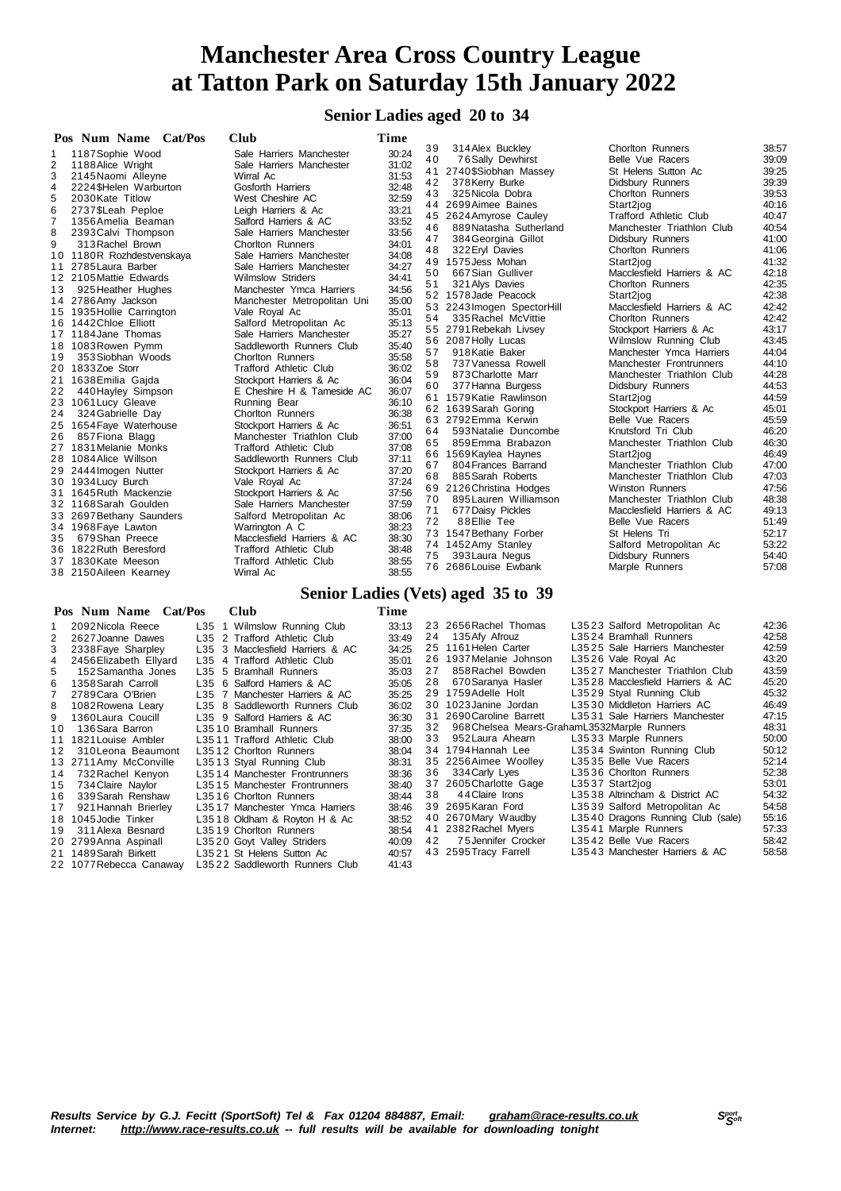# Manchester Area Cross Country League at Tatton Park on Saturday 15th January 2022

## Senior Ladies aged 20 to 34

| Pos | Num | Name | Cat/Pos | Club | Time |
|---|---|---|---|---|---|
| 1 | 1187 | Sophie Wood | | Sale Harriers Manchester | 30:24 |
| 2 | 1188 | Alice Wright | | Sale Harriers Manchester | 31:02 |
| 3 | 2145 | Naomi Alleyne | | Wirral Ac | 31:53 |
| 4 | 2224$ | Helen Warburton | | Gosforth Harriers | 32:48 |
| 5 | 2030 | Kate Titlow | | West Cheshire AC | 32:59 |
| 6 | 2737$ | Leah Peploe | | Leigh Harriers & Ac | 33:21 |
| 7 | 1356 | Amelia Beaman | | Salford Harriers & AC | 33:52 |
| 8 | 2393 | Calvi Thompson | | Sale Harriers Manchester | 33:56 |
| 9 | 313 | Rachel Brown | | Chorlton Runners | 34:01 |
| 10 | 1180 | R Rozhdestvenskaya | | Sale Harriers Manchester | 34:08 |
| 11 | 2785 | Laura Barber | | Sale Harriers Manchester | 34:27 |
| 12 | 2105 | Mattie Edwards | | Wilmslow Striders | 34:41 |
| 13 | 925 | Heather Hughes | | Manchester Ymca Harriers | 34:56 |
| 14 | 2786 | Amy Jackson | | Manchester Metropolitan Uni | 35:00 |
| 15 | 1935 | Hollie Carrington | | Vale Royal Ac | 35:01 |
| 16 | 1442 | Chloe Elliott | | Salford Metropolitan Ac | 35:13 |
| 17 | 1184 | Jane Thomas | | Sale Harriers Manchester | 35:27 |
| 18 | 1083 | Rowen Pymm | | Saddleworth Runners Club | 35:40 |
| 19 | 353 | Siobhan Woods | | Chorlton Runners | 35:58 |
| 20 | 1833 | Zoe Storr | | Trafford Athletic Club | 36:02 |
| 21 | 1638 | Emilia Gajda | | Stockport Harriers & Ac | 36:04 |
| 22 | 440 | Hayley Simpson | | E Cheshire H & Tameside AC | 36:07 |
| 23 | 1061 | Lucy Gleave | | Running Bear | 36:10 |
| 24 | 324 | Gabrielle Day | | Chorlton Runners | 36:38 |
| 25 | 1654 | Faye Waterhouse | | Stockport Harriers & Ac | 36:51 |
| 26 | 857 | Fiona Blagg | | Manchester Triathlon Club | 37:00 |
| 27 | 1831 | Melanie Monks | | Trafford Athletic Club | 37:08 |
| 28 | 1084 | Alice Willson | | Saddleworth Runners Club | 37:11 |
| 29 | 2444 | Imogen Nutter | | Stockport Harriers & Ac | 37:20 |
| 30 | 1934 | Lucy Burch | | Vale Royal Ac | 37:24 |
| 31 | 1645 | Ruth Mackenzie | | Stockport Harriers & Ac | 37:56 |
| 32 | 1168 | Sarah Goulden | | Sale Harriers Manchester | 37:59 |
| 33 | 2697 | Bethany Saunders | | Salford Metropolitan Ac | 38:06 |
| 34 | 1968 | Faye Lawton | | Warrington A C | 38:23 |
| 35 | 679 | Shan Preece | | Macclesfield Harriers & AC | 38:30 |
| 36 | 1822 | Ruth Beresford | | Trafford Athletic Club | 38:48 |
| 37 | 1830 | Kate Meeson | | Trafford Athletic Club | 38:55 |
| 38 | 2150 | Aileen Kearney | | Wirral Ac | 38:55 |
| 39 | 314 | Alex Buckley | | Chorlton Runners | 38:57 |
| 40 | 76 | Sally Dewhirst | | Belle Vue Racers | 39:09 |
| 41 | 2740$ | Siobhan Massey | | St Helens Sutton Ac | 39:25 |
| 42 | 378 | Kerry Burke | | Didsbury Runners | 39:39 |
| 43 | 325 | Nicola Dobra | | Chorlton Runners | 39:53 |
| 44 | 2699 | Aimee Baines | | Start2jog | 40:16 |
| 45 | 2624 | Amyrose Cauley | | Trafford Athletic Club | 40:47 |
| 46 | 889 | Natasha Sutherland | | Manchester Triathlon Club | 40:54 |
| 47 | 384 | Georgina Gillot | | Didsbury Runners | 41:00 |
| 48 | 322 | Eryl Davies | | Chorlton Runners | 41:06 |
| 49 | 1575 | Jess Mohan | | Start2jog | 41:32 |
| 50 | 667 | Sian Gulliver | | Macclesfield Harriers & AC | 42:18 |
| 51 | 321 | Alys Davies | | Chorlton Runners | 42:35 |
| 52 | 1578 | Jade Peacock | | Start2jog | 42:38 |
| 53 | 2243 | Imogen SpectorHill | | Macclesfield Harriers & AC | 42:42 |
| 54 | 335 | Rachel McVittie | | Chorlton Runners | 42:42 |
| 55 | 2791 | Rebekah Livsey | | Stockport Harriers & Ac | 43:17 |
| 56 | 2087 | Holly Lucas | | Wilmslow Running Club | 43:45 |
| 57 | 918 | Katie Baker | | Manchester Ymca Harriers | 44:04 |
| 58 | 737 | Vanessa Rowell | | Manchester Frontrunners | 44:10 |
| 59 | 873 | Charlotte Marr | | Manchester Triathlon Club | 44:28 |
| 60 | 377 | Hanna Burgess | | Didsbury Runners | 44:53 |
| 61 | 1579 | Katie Rawlinson | | Start2jog | 44:59 |
| 62 | 1639 | Sarah Goring | | Stockport Harriers & Ac | 45:01 |
| 63 | 2792 | Emma Kerwin | | Belle Vue Racers | 45:59 |
| 64 | 593 | Natalie Duncombe | | Knutsford Tri Club | 46:20 |
| 65 | 859 | Emma Brabazon | | Manchester Triathlon Club | 46:30 |
| 66 | 1569 | Kaylea Haynes | | Start2jog | 46:49 |
| 67 | 804 | Frances Barrand | | Manchester Triathlon Club | 47:00 |
| 68 | 885 | Sarah Roberts | | Manchester Triathlon Club | 47:03 |
| 69 | 2126 | Christina Hodges | | Winston Runners | 47:56 |
| 70 | 895 | Lauren Williamson | | Manchester Triathlon Club | 48:38 |
| 71 | 677 | Daisy Pickles | | Macclesfield Harriers & AC | 49:13 |
| 72 | 88 | Ellie Tee | | Belle Vue Racers | 51:49 |
| 73 | 1547 | Bethany Forber | | St Helens Tri | 52:17 |
| 74 | 1452 | Amy Stanley | | Salford Metropolitan Ac | 53:22 |
| 75 | 393 | Laura Negus | | Didsbury Runners | 54:40 |
| 76 | 2686 | Louise Ewbank | | Marple Runners | 57:08 |

## Senior Ladies (Vets) aged 35 to 39

| Pos | Num | Name | Cat/Pos | Club | Time |
|---|---|---|---|---|---|
| 1 | 2092 | Nicola Reece | L35 1 | Wilmslow Running Club | 33:13 |
| 2 | 2627 | Joanne Dawes | L35 2 | Trafford Athletic Club | 33:49 |
| 3 | 2338 | Faye Sharpley | L35 3 | Macclesfield Harriers & AC | 34:25 |
| 4 | 2456 | Elizabeth Ellyard | L35 4 | Trafford Athletic Club | 35:01 |
| 5 | 152 | Samantha Jones | L35 5 | Bramhall Runners | 35:03 |
| 6 | 1358 | Sarah Carroll | L35 6 | Salford Harriers & AC | 35:05 |
| 7 | 2789 | Cara O'Brien | L35 7 | Manchester Harriers & AC | 35:25 |
| 8 | 1082 | Rowena Leary | L35 8 | Saddleworth Runners Club | 36:02 |
| 9 | 1360 | Laura Coucill | L35 9 | Salford Harriers & AC | 36:30 |
| 10 | 136 | Sara Barron | L35 10 | Bramhall Runners | 37:35 |
| 11 | 1821 | Louise Ambler | L35 11 | Trafford Athletic Club | 38:00 |
| 12 | 310 | Leona Beaumont | L35 12 | Chorlton Runners | 38:04 |
| 13 | 2711 | Amy McConville | L35 13 | Styal Running Club | 38:31 |
| 14 | 732 | Rachel Kenyon | L35 14 | Manchester Frontrunners | 38:36 |
| 15 | 734 | Claire Naylor | L35 15 | Manchester Frontrunners | 38:40 |
| 16 | 339 | Sarah Renshaw | L35 16 | Chorlton Runners | 38:44 |
| 17 | 921 | Hannah Brierley | L35 17 | Manchester Ymca Harriers | 38:46 |
| 18 | 1045 | Jodie Tinker | L35 18 | Oldham & Royton H & Ac | 38:52 |
| 19 | 311 | Alexa Besnard | L35 19 | Chorlton Runners | 38:54 |
| 20 | 2799 | Anna Aspinall | L35 20 | Goyt Valley Striders | 40:09 |
| 21 | 1489 | Sarah Birkett | L35 21 | St Helens Sutton Ac | 40:57 |
| 22 | 1077 | Rebecca Canaway | L35 22 | Saddleworth Runners Club | 41:43 |
| 23 | 2656 | Rachel Thomas | L35 23 | Salford Metropolitan Ac | 42:36 |
| 24 | 135 | Afy Afrouz | L35 24 | Bramhall Runners | 42:58 |
| 25 | 1161 | Helen Carter | L35 25 | Sale Harriers Manchester | 42:59 |
| 26 | 1937 | Melanie Johnson | L35 26 | Vale Royal Ac | 43:20 |
| 27 | 858 | Rachel Bowden | L35 27 | Manchester Triathlon Club | 43:59 |
| 28 | 670 | Saranya Hasler | L35 28 | Macclesfield Harriers & AC | 45:20 |
| 29 | 1759 | Adelle Holt | L35 29 | Styal Running Club | 45:32 |
| 30 | 1023 | Janine Jordan | L35 30 | Middleton Harriers AC | 46:49 |
| 31 | 2690 | Caroline Barrett | L35 31 | Sale Harriers Manchester | 47:15 |
| 32 | 968 | Chelsea Mears-Graham | L35 32 | Marple Runners | 48:31 |
| 33 | 952 | Laura Ahearn | L35 33 | Marple Runners | 50:00 |
| 34 | 1794 | Hannah Lee | L35 34 | Swinton Running Club | 50:12 |
| 35 | 2256 | Aimee Woolley | L35 35 | Belle Vue Racers | 52:14 |
| 36 | 334 | Carly Lyes | L35 36 | Chorlton Runners | 52:38 |
| 37 | 2605 | Charlotte Gage | L35 37 | Start2jog | 53:01 |
| 38 | 44 | Claire Irons | L35 38 | Altrincham & District AC | 54:32 |
| 39 | 2695 | Karan Ford | L35 39 | Salford Metropolitan Ac | 54:58 |
| 40 | 2670 | Mary Waudby | L35 40 | Dragons Running Club (sale) | 55:16 |
| 41 | 2382 | Rachel Myers | L35 41 | Marple Runners | 57:33 |
| 42 | 75 | Jennifer Crocker | L35 42 | Belle Vue Racers | 58:42 |
| 43 | 2595 | Tracy Farrell | L35 43 | Manchester Harriers & AC | 58:58 |

*Results Service by G.J. Fecitt (SportSoft) Tel & Fax 01204 884887, Email: graham@race-results.co.uk*
*Internet: http://www.race-results.co.uk -- full results will be available for downloading tonight*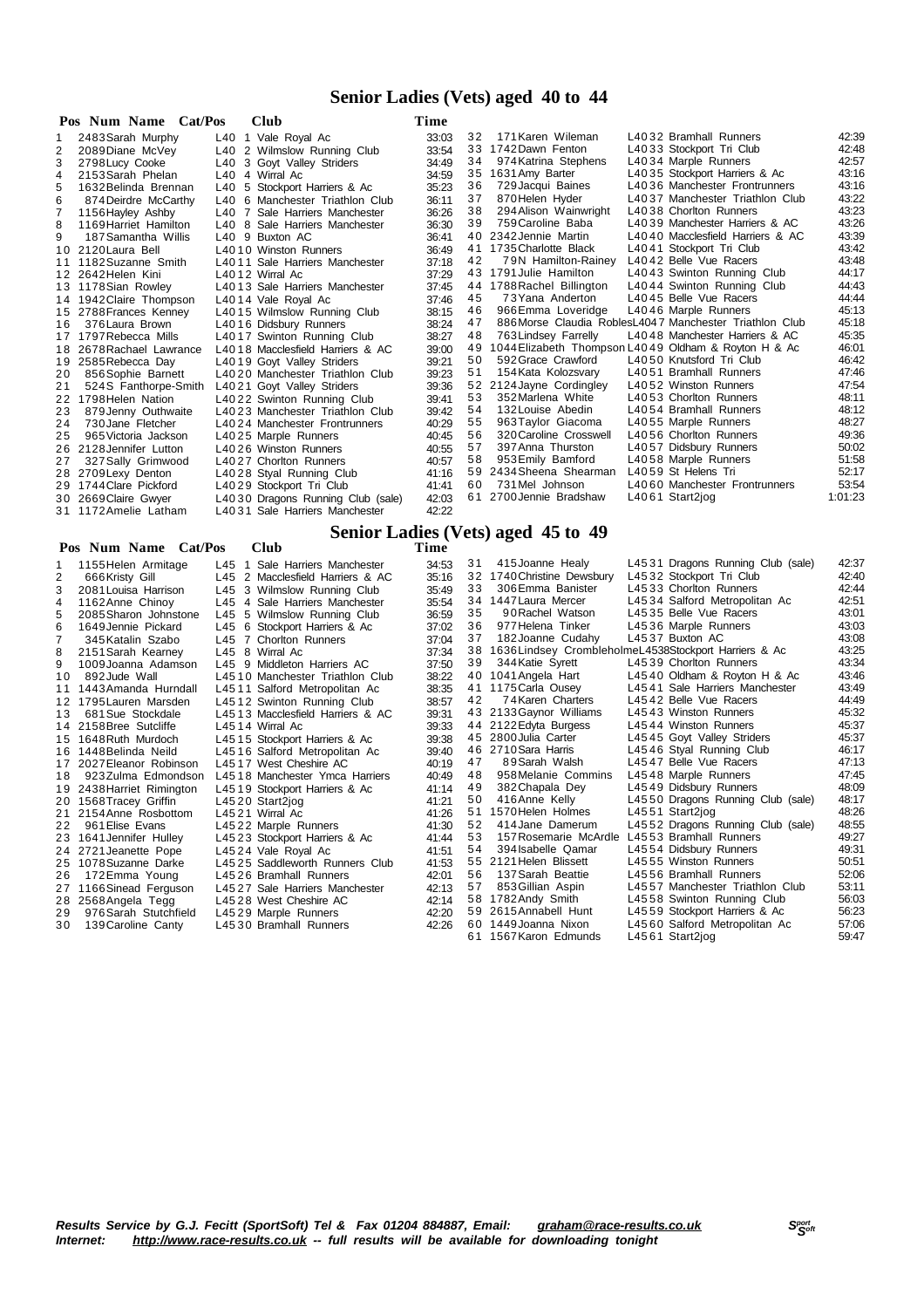## Senior Ladies (Vets) aged 40 to 44

| Pos | Num | Name | Cat/Pos | Club | Time |
|---|---|---|---|---|---|
| 1 | 2483 | Sarah Murphy | L40 1 | Vale Royal Ac | 33:03 |
| 2 | 2089 | Diane McVey | L40 2 | Wilmslow Running Club | 33:54 |
| 3 | 2798 | Lucy Cooke | L40 3 | Goyt Valley Striders | 34:49 |
| 4 | 2153 | Sarah Phelan | L40 4 | Wirral Ac | 34:59 |
| 5 | 1632 | Belinda Brennan | L40 5 | Stockport Harriers & Ac | 35:23 |
| 6 | 874 | Deirdre McCarthy | L40 6 | Manchester Triathlon Club | 36:11 |
| 7 | 1156 | Hayley Ashby | L40 7 | Sale Harriers Manchester | 36:26 |
| 8 | 1169 | Harriet Hamilton | L40 8 | Sale Harriers Manchester | 36:30 |
| 9 | 187 | Samantha Willis | L40 9 | Buxton AC | 36:41 |
| 10 | 2120 | Laura Bell | L40 10 | Winston Runners | 36:49 |
| 11 | 1182 | Suzanne Smith | L40 11 | Sale Harriers Manchester | 37:18 |
| 12 | 2642 | Helen Kini | L40 12 | Wirral Ac | 37:29 |
| 13 | 1178 | Sian Rowley | L40 13 | Sale Harriers Manchester | 37:45 |
| 14 | 1942 | Claire Thompson | L40 14 | Vale Royal Ac | 37:46 |
| 15 | 2788 | Frances Kenney | L40 15 | Wilmslow Running Club | 38:15 |
| 16 | 376 | Laura Brown | L40 16 | Didsbury Runners | 38:24 |
| 17 | 1797 | Rebecca Mills | L40 17 | Swinton Running Club | 38:27 |
| 18 | 2678 | Rachael Lawrance | L40 18 | Macclesfield Harriers & AC | 39:00 |
| 19 | 2585 | Rebecca Day | L40 19 | Goyt Valley Striders | 39:21 |
| 20 | 856 | Sophie Barnett | L40 20 | Manchester Triathlon Club | 39:23 |
| 21 | 524 | S Fanthorpe-Smith | L40 21 | Goyt Valley Striders | 39:36 |
| 22 | 1798 | Helen Nation | L40 22 | Swinton Running Club | 39:41 |
| 23 | 879 | Jenny Outhwaite | L40 23 | Manchester Triathlon Club | 39:42 |
| 24 | 730 | Jane Fletcher | L40 24 | Manchester Frontrunners | 40:29 |
| 25 | 965 | Victoria Jackson | L40 25 | Marple Runners | 40:45 |
| 26 | 2128 | Jennifer Lutton | L40 26 | Winston Runners | 40:55 |
| 27 | 327 | Sally Grimwood | L40 27 | Chorlton Runners | 40:57 |
| 28 | 2709 | Lexy Denton | L40 28 | Styal Running Club | 41:16 |
| 29 | 1744 | Clare Pickford | L40 29 | Stockport Tri Club | 41:41 |
| 30 | 2669 | Claire Gwyer | L40 30 | Dragons Running Club (sale) | 42:03 |
| 31 | 1172 | Amelie Latham | L40 31 | Sale Harriers Manchester | 42:22 |
| 32 | 171 | Karen Wileman | L40 32 | Bramhall Runners | 42:39 |
| 33 | 1742 | Dawn Fenton | L40 33 | Stockport Tri Club | 42:48 |
| 34 | 974 | Katrina Stephens | L40 34 | Marple Runners | 42:57 |
| 35 | 1631 | Amy Barter | L40 35 | Stockport Harriers & Ac | 43:16 |
| 36 | 729 | Jacqui Baines | L40 36 | Manchester Frontrunners | 43:16 |
| 37 | 870 | Helen Hyder | L40 37 | Manchester Triathlon Club | 43:22 |
| 38 | 294 | Alison Wainwright | L40 38 | Chorlton Runners | 43:23 |
| 39 | 759 | Caroline Baba | L40 39 | Manchester Harriers & AC | 43:26 |
| 40 | 2342 | Jennie Martin | L40 40 | Macclesfield Harriers & AC | 43:39 |
| 41 | 1735 | Charlotte Black | L40 41 | Stockport Tri Club | 43:42 |
| 42 | 79 | N Hamilton-Rainey | L40 42 | Belle Vue Racers | 43:48 |
| 43 | 1791 | Julie Hamilton | L40 43 | Swinton Running Club | 44:17 |
| 44 | 1788 | Rachel Billington | L40 44 | Swinton Running Club | 44:43 |
| 45 | 73 | Yana Anderton | L40 45 | Belle Vue Racers | 44:44 |
| 46 | 966 | Emma Loveridge | L40 46 | Marple Runners | 45:13 |
| 47 | 886 | Morse Claudia Robles | L40 47 | Manchester Triathlon Club | 45:18 |
| 48 | 763 | Lindsey Farrelly | L40 48 | Manchester Harriers & AC | 45:35 |
| 49 | 1044 | Elizabeth Thompson | L40 49 | Oldham & Royton H & Ac | 46:01 |
| 50 | 592 | Grace Crawford | L40 50 | Knutsford Tri Club | 46:42 |
| 51 | 154 | Kata Kolozsvary | L40 51 | Bramhall Runners | 47:46 |
| 52 | 2124 | Jayne Cordingley | L40 52 | Winston Runners | 47:54 |
| 53 | 352 | Marlena White | L40 53 | Chorlton Runners | 48:11 |
| 54 | 132 | Louise Abedin | L40 54 | Bramhall Runners | 48:12 |
| 55 | 963 | Taylor Giacoma | L40 55 | Marple Runners | 48:27 |
| 56 | 320 | Caroline Crosswell | L40 56 | Chorlton Runners | 49:36 |
| 57 | 397 | Anna Thurston | L40 57 | Didsbury Runners | 50:02 |
| 58 | 953 | Emily Bamford | L40 58 | Marple Runners | 51:58 |
| 59 | 2434 | Sheena Shearman | L40 59 | St Helens Tri | 52:17 |
| 60 | 731 | Mel Johnson | L40 60 | Manchester Frontrunners | 53:54 |
| 61 | 2700 | Jennie Bradshaw | L40 61 | Start2jog | 1:01:23 |

## Senior Ladies (Vets) aged 45 to 49

| Pos | Num | Name | Cat/Pos | Club | Time |
|---|---|---|---|---|---|
| 1 | 1155 | Helen Armitage | L45 1 | Sale Harriers Manchester | 34:53 |
| 2 | 666 | Kristy Gill | L45 2 | Macclesfield Harriers & AC | 35:16 |
| 3 | 2081 | Louisa Harrison | L45 3 | Wilmslow Running Club | 35:49 |
| 4 | 1162 | Anne Chinoy | L45 4 | Sale Harriers Manchester | 35:54 |
| 5 | 2085 | Sharon Johnstone | L45 5 | Wilmslow Running Club | 36:59 |
| 6 | 1649 | Jennie Pickard | L45 6 | Stockport Harriers & Ac | 37:02 |
| 7 | 345 | Katalin Szabo | L45 7 | Chorlton Runners | 37:04 |
| 8 | 2151 | Sarah Kearney | L45 8 | Wirral Ac | 37:34 |
| 9 | 1009 | Joanna Adamson | L45 9 | Middleton Harriers AC | 37:50 |
| 10 | 892 | Jude Wall | L45 10 | Manchester Triathlon Club | 38:22 |
| 11 | 1443 | Amanda Hurndall | L45 11 | Salford Metropolitan Ac | 38:35 |
| 12 | 1795 | Lauren Marsden | L45 12 | Swinton Running Club | 38:57 |
| 13 | 681 | Sue Stockdale | L45 13 | Macclesfield Harriers & AC | 39:31 |
| 14 | 2158 | Bree Sutcliffe | L45 14 | Wirral Ac | 39:33 |
| 15 | 1648 | Ruth Murdoch | L45 15 | Stockport Harriers & Ac | 39:38 |
| 16 | 1448 | Belinda Neild | L45 16 | Salford Metropolitan Ac | 39:40 |
| 17 | 2027 | Eleanor Robinson | L45 17 | West Cheshire AC | 40:19 |
| 18 | 923 | Zulma Edmondson | L45 18 | Manchester Ymca Harriers | 40:49 |
| 19 | 2438 | Harriet Rimington | L45 19 | Stockport Harriers & Ac | 41:14 |
| 20 | 1568 | Tracey Griffin | L45 20 | Start2jog | 41:21 |
| 21 | 2154 | Anne Rosbottom | L45 21 | Wirral Ac | 41:26 |
| 22 | 961 | Elise Evans | L45 22 | Marple Runners | 41:30 |
| 23 | 1641 | Jennifer Hulley | L45 23 | Stockport Harriers & Ac | 41:44 |
| 24 | 2721 | Jeanette Pope | L45 24 | Vale Royal Ac | 41:51 |
| 25 | 1078 | Suzanne Darke | L45 25 | Saddleworth Runners Club | 41:53 |
| 26 | 172 | Emma Young | L45 26 | Bramhall Runners | 42:01 |
| 27 | 1166 | Sinead Ferguson | L45 27 | Sale Harriers Manchester | 42:13 |
| 28 | 2568 | Angela Tegg | L45 28 | West Cheshire AC | 42:14 |
| 29 | 976 | Sarah Stutchfield | L45 29 | Marple Runners | 42:20 |
| 30 | 139 | Caroline Canty | L45 30 | Bramhall Runners | 42:26 |
| 31 | 415 | Joanne Healy | L45 31 | Dragons Running Club (sale) | 42:37 |
| 32 | 1740 | Christine Dewsbury | L45 32 | Stockport Tri Club | 42:40 |
| 33 | 306 | Emma Banister | L45 33 | Chorlton Runners | 42:44 |
| 34 | 1447 | Laura Mercer | L45 34 | Salford Metropolitan Ac | 42:51 |
| 35 | 90 | Rachel Watson | L45 35 | Belle Vue Racers | 43:01 |
| 36 | 977 | Helena Tinker | L45 36 | Marple Runners | 43:03 |
| 37 | 182 | Joanne Cudahy | L45 37 | Buxton AC | 43:08 |
| 38 | 1636 | Lindsey Crombleholme | L45 38 | Stockport Harriers & Ac | 43:25 |
| 39 | 344 | Katie Syrett | L45 39 | Chorlton Runners | 43:34 |
| 40 | 1041 | Angela Hart | L45 40 | Oldham & Royton H & Ac | 43:46 |
| 41 | 1175 | Carla Ousey | L45 41 | Sale Harriers Manchester | 43:49 |
| 42 | 74 | Karen Charters | L45 42 | Belle Vue Racers | 44:49 |
| 43 | 2133 | Gaynor Williams | L45 43 | Winston Runners | 45:32 |
| 44 | 2122 | Edyta Burgess | L45 44 | Winston Runners | 45:37 |
| 45 | 2800 | Julia Carter | L45 45 | Goyt Valley Striders | 45:37 |
| 46 | 2710 | Sara Harris | L45 46 | Styal Running Club | 46:17 |
| 47 | 89 | Sarah Walsh | L45 47 | Belle Vue Racers | 47:13 |
| 48 | 958 | Melanie Commins | L45 48 | Marple Runners | 47:45 |
| 49 | 382 | Chapala Dey | L45 49 | Didsbury Runners | 48:09 |
| 50 | 416 | Anne Kelly | L45 50 | Dragons Running Club (sale) | 48:17 |
| 51 | 1570 | Helen Holmes | L45 51 | Start2jog | 48:26 |
| 52 | 414 | Jane Damerum | L45 52 | Dragons Running Club (sale) | 48:55 |
| 53 | 157 | Rosemarie McArdle | L45 53 | Bramhall Runners | 49:27 |
| 54 | 394 | Isabelle Qamar | L45 54 | Didsbury Runners | 49:31 |
| 55 | 2121 | Helen Blissett | L45 55 | Winston Runners | 50:51 |
| 56 | 137 | Sarah Beattie | L45 56 | Bramhall Runners | 52:06 |
| 57 | 853 | Gillian Aspin | L45 57 | Manchester Triathlon Club | 53:11 |
| 58 | 1782 | Andy Smith | L45 58 | Swinton Running Club | 56:03 |
| 59 | 2615 | Annabell Hunt | L45 59 | Stockport Harriers & Ac | 56:23 |
| 60 | 1449 | Joanna Nixon | L45 60 | Salford Metropolitan Ac | 57:06 |
| 61 | 1567 | Karon Edmunds | L45 61 | Start2jog | 59:47 |

***Results Service by G.J. Fecitt (SportSoft) Tel & Fax 01204 884887, Email: graham@race-results.co.uk***
***Internet: http://www.race-results.co.uk -- full results will be available for downloading tonight***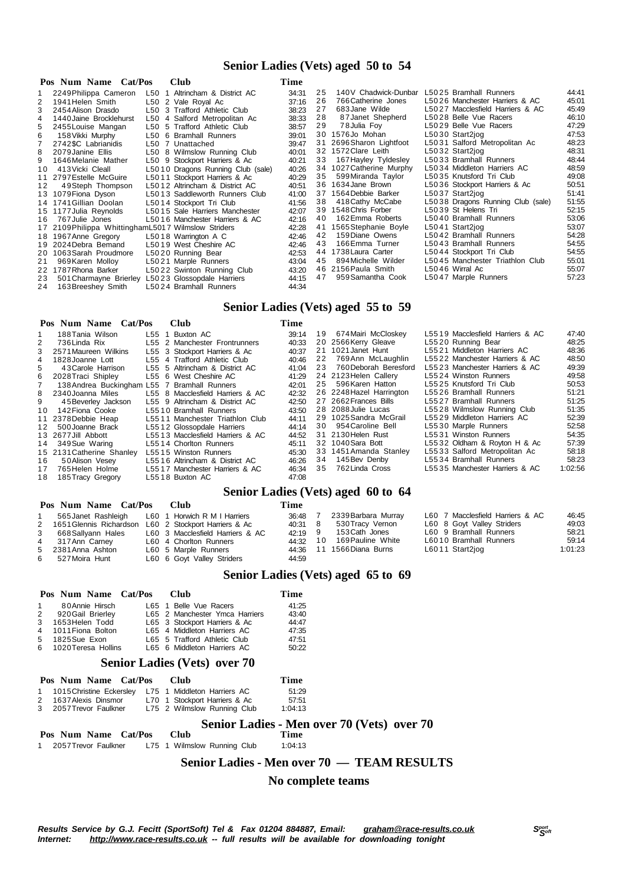## Senior Ladies (Vets) aged 50 to 54

| Pos | Num | Name | Cat/Pos | Club | Time |
|---|---|---|---|---|---|
| 1 | 2249 | Philippa Cameron | L50 1 | Altrincham & District AC | 34:31 |
| 2 | 1941 | Helen Smith | L50 2 | Vale Royal Ac | 37:16 |
| 3 | 2454 | Alison Drasdo | L50 3 | Trafford Athletic Club | 38:23 |
| 4 | 1440 | Jaine Brocklehurst | L50 4 | Salford Metropolitan Ac | 38:33 |
| 5 | 2455 | Louise Mangan | L50 5 | Trafford Athletic Club | 38:57 |
| 6 | 158 | Vikki Murphy | L50 6 | Bramhall Runners | 39:01 |
| 7 | 2742 | $C Labrianidis | L50 7 | Unattached | 39:47 |
| 8 | 2079 | Janine Ellis | L50 8 | Wilmslow Running Club | 40:01 |
| 9 | 1646 | Melanie Mather | L50 9 | Stockport Harriers & Ac | 40:21 |
| 10 | 413 | Vicki Cleall | L50 10 | Dragons Running Club (sale) | 40:26 |
| 11 | 2797 | Estelle McGuire | L50 11 | Stockport Harriers & Ac | 40:29 |
| 12 | 49 | Steph Thompson | L50 12 | Altrincham & District AC | 40:51 |
| 13 | 1079 | Fiona Dyson | L50 13 | Saddleworth Runners Club | 41:00 |
| 14 | 1741 | Gillian Doolan | L50 14 | Stockport Tri Club | 41:56 |
| 15 | 1177 | Julia Reynolds | L50 15 | Sale Harriers Manchester | 42:07 |
| 16 | 767 | Julie Jones | L50 16 | Manchester Harriers & AC | 42:16 |
| 17 | 2109 | Philippa Whittingham | L50 17 | Wilmslow Striders | 42:28 |
| 18 | 1967 | Anne Gregory | L50 18 | Warrington A C | 42:46 |
| 19 | 2024 | Debra Bemand | L50 19 | West Cheshire AC | 42:46 |
| 20 | 1063 | Sarah Proudmore | L50 20 | Running Bear | 42:53 |
| 21 | 969 | Karen Molloy | L50 21 | Marple Runners | 43:04 |
| 22 | 1787 | Rhona Barker | L50 22 | Swinton Running Club | 43:20 |
| 23 | 501 | Charmayne Brierley | L50 23 | Glossopdale Harriers | 44:15 |
| 24 | 163 | Breeshey Smith | L50 24 | Bramhall Runners | 44:34 |
| 25 | 140 | V Chadwick-Dunbar | L50 25 | Bramhall Runners | 44:41 |
| 26 | 766 | Catherine Jones | L50 26 | Manchester Harriers & AC | 45:01 |
| 27 | 683 | Jane Wilde | L50 27 | Macclesfield Harriers & AC | 45:49 |
| 28 | 87 | Janet Shepherd | L50 28 | Belle Vue Racers | 46:10 |
| 29 | 78 | Julia Foy | L50 29 | Belle Vue Racers | 47:29 |
| 30 | 1576 | Jo Mohan | L50 30 | Start2jog | 47:53 |
| 31 | 2696 | Sharon Lightfoot | L50 31 | Salford Metropolitan Ac | 48:23 |
| 32 | 1572 | Clare Leith | L50 32 | Start2jog | 48:31 |
| 33 | 167 | Hayley Tyldesley | L50 33 | Bramhall Runners | 48:44 |
| 34 | 1027 | Catherine Murphy | L50 34 | Middleton Harriers AC | 48:59 |
| 35 | 599 | Miranda Taylor | L50 35 | Knutsford Tri Club | 49:08 |
| 36 | 1634 | Jane Brown | L50 36 | Stockport Harriers & Ac | 50:51 |
| 37 | 1564 | Debbie Barker | L50 37 | Start2jog | 51:41 |
| 38 | 418 | Cathy McCabe | L50 38 | Dragons Running Club (sale) | 51:55 |
| 39 | 1548 | Chris Forber | L50 39 | St Helens Tri | 52:15 |
| 40 | 162 | Emma Roberts | L50 40 | Bramhall Runners | 53:06 |
| 41 | 1565 | Stephanie Boyle | L50 41 | Start2jog | 53:07 |
| 42 | 159 | Diane Owens | L50 42 | Bramhall Runners | 54:28 |
| 43 | 166 | Emma Turner | L50 43 | Bramhall Runners | 54:55 |
| 44 | 1738 | Laura Carter | L50 44 | Stockport Tri Club | 54:55 |
| 45 | 894 | Michelle Wilder | L50 45 | Manchester Triathlon Club | 55:01 |
| 46 | 2156 | Paula Smith | L50 46 | Wirral Ac | 55:07 |
| 47 | 959 | Samantha Cook | L50 47 | Marple Runners | 57:23 |

## Senior Ladies (Vets) aged 55 to 59

| Pos | Num | Name | Cat/Pos | Club | Time |
|---|---|---|---|---|---|
| 1 | 188 | Tania Wilson | L55 1 | Buxton AC | 39:14 |
| 2 | 736 | Linda Rix | L55 2 | Manchester Frontrunners | 40:33 |
| 3 | 2571 | Maureen Wilkins | L55 3 | Stockport Harriers & Ac | 40:37 |
| 4 | 1828 | Joanne Lott | L55 4 | Trafford Athletic Club | 40:46 |
| 5 | 43 | Carole Harrison | L55 5 | Altrincham & District AC | 41:04 |
| 6 | 2028 | Traci Shipley | L55 6 | West Cheshire AC | 41:29 |
| 7 | 138 | Andrea Buckingham | L55 7 | Bramhall Runners | 42:01 |
| 8 | 2340 | Joanna Miles | L55 8 | Macclesfield Harriers & AC | 42:32 |
| 9 | 45 | Beverley Jackson | L55 9 | Altrincham & District AC | 42:50 |
| 10 | 142 | Fiona Cooke | L55 10 | Bramhall Runners | 43:50 |
| 11 | 2378 | Debbie Heap | L55 11 | Manchester Triathlon Club | 44:11 |
| 12 | 500 | Joanne Brack | L55 12 | Glossopdale Harriers | 44:14 |
| 13 | 2677 | Jill Abbott | L55 13 | Macclesfield Harriers & AC | 44:52 |
| 14 | 349 | Sue Waring | L55 14 | Chorlton Runners | 45:11 |
| 15 | 2131 | Catherine Shanley | L55 15 | Winston Runners | 45:30 |
| 16 | 50 | Alison Vesey | L55 16 | Altrincham & District AC | 46:26 |
| 17 | 765 | Helen Holme | L55 17 | Manchester Harriers & AC | 46:34 |
| 18 | 185 | Tracy Gregory | L55 18 | Buxton AC | 47:08 |
| 19 | 674 | Mairi McCloskey | L55 19 | Macclesfield Harriers & AC | 47:40 |
| 20 | 2566 | Kerry Gleave | L55 20 | Running Bear | 48:25 |
| 21 | 1021 | Janet Hunt | L55 21 | Middleton Harriers AC | 48:36 |
| 22 | 769 | Ann McLaughlin | L55 22 | Manchester Harriers & AC | 48:50 |
| 23 | 760 | Deborah Beresford | L55 23 | Manchester Harriers & AC | 49:39 |
| 24 | 2123 | Helen Callery | L55 24 | Winston Runners | 49:58 |
| 25 | 596 | Karen Hatton | L55 25 | Knutsford Tri Club | 50:53 |
| 26 | 2248 | Hazel Harrington | L55 26 | Bramhall Runners | 51:21 |
| 27 | 2662 | Frances Bills | L55 27 | Bramhall Runners | 51:25 |
| 28 | 2088 | Julie Lucas | L55 28 | Wilmslow Running Club | 51:35 |
| 29 | 1025 | Sandra McGrail | L55 29 | Middleton Harriers AC | 52:39 |
| 30 | 954 | Caroline Bell | L55 30 | Marple Runners | 52:58 |
| 31 | 2130 | Helen Rust | L55 31 | Winston Runners | 54:35 |
| 32 | 1040 | Sara Bott | L55 32 | Oldham & Royton H & Ac | 57:39 |
| 33 | 1451 | Amanda Stanley | L55 33 | Salford Metropolitan Ac | 58:18 |
| 34 | 145 | Bev Denby | L55 34 | Bramhall Runners | 58:23 |
| 35 | 762 | Linda Cross | L55 35 | Manchester Harriers & AC | 1:02:56 |

## Senior Ladies (Vets) aged 60 to 64

| Pos | Num | Name | Cat/Pos | Club | Time |
|---|---|---|---|---|---|
| 1 | 565 | Janet Rashleigh | L60 1 | Horwich R M I Harriers | 36:48 |
| 2 | 1651 | Glennis Richardson | L60 2 | Stockport Harriers & Ac | 40:31 |
| 3 | 668 | Sallyann Hales | L60 3 | Macclesfield Harriers & AC | 42:19 |
| 4 | 317 | Ann Carney | L60 4 | Chorlton Runners | 44:32 |
| 5 | 2381 | Anna Ashton | L60 5 | Marple Runners | 44:36 |
| 6 | 527 | Moira Hunt | L60 6 | Goyt Valley Striders | 44:59 |
| 7 | 2339 | Barbara Murray | L60 7 | Macclesfield Harriers & AC | 46:45 |
| 8 | 530 | Tracy Vernon | L60 8 | Goyt Valley Striders | 49:03 |
| 9 | 153 | Cath Jones | L60 9 | Bramhall Runners | 58:21 |
| 10 | 169 | Pauline White | L60 10 | Bramhall Runners | 59:14 |
| 11 | 1566 | Diana Burns | L60 11 | Start2jog | 1:01:23 |

## Senior Ladies (Vets) aged 65 to 69

| Pos | Num | Name | Cat/Pos | Club | Time |
|---|---|---|---|---|---|
| 1 | 80 | Annie Hirsch | L65 1 | Belle Vue Racers | 41:25 |
| 2 | 920 | Gail Brierley | L65 2 | Manchester Ymca Harriers | 43:40 |
| 3 | 1653 | Helen Todd | L65 3 | Stockport Harriers & Ac | 44:47 |
| 4 | 1011 | Fiona Bolton | L65 4 | Middleton Harriers AC | 47:35 |
| 5 | 1825 | Sue Exon | L65 5 | Trafford Athletic Club | 47:51 |
| 6 | 1020 | Teresa Hollins | L65 6 | Middleton Harriers AC | 50:22 |

## Senior Ladies (Vets) over 70

| Pos | Num | Name | Cat/Pos | Club | Time |
|---|---|---|---|---|---|
| 1 | 1015 | Christine Eckersley | L75 1 | Middleton Harriers AC | 51:29 |
| 2 | 1637 | Alexis Dinsmor | L70 1 | Stockport Harriers & Ac | 57:51 |
| 3 | 2057 | Trevor Faulkner | L75 2 | Wilmslow Running Club | 1:04:13 |

## Senior Ladies - Men over 70 (Vets) over 70

| Pos | Num | Name | Cat/Pos | Club | Time |
|---|---|---|---|---|---|
| 1 | 2057 | Trevor Faulkner | L75 1 | Wilmslow Running Club | 1:04:13 |

## Senior Ladies - Men over 70 — TEAM RESULTS

## No complete teams

*Results Service by G.J. Fecitt (SportSoft) Tel & Fax 01204 884887, Email: graham@race-results.co.uk*
*Internet: http://www.race-results.co.uk -- full results will be available for downloading tonight*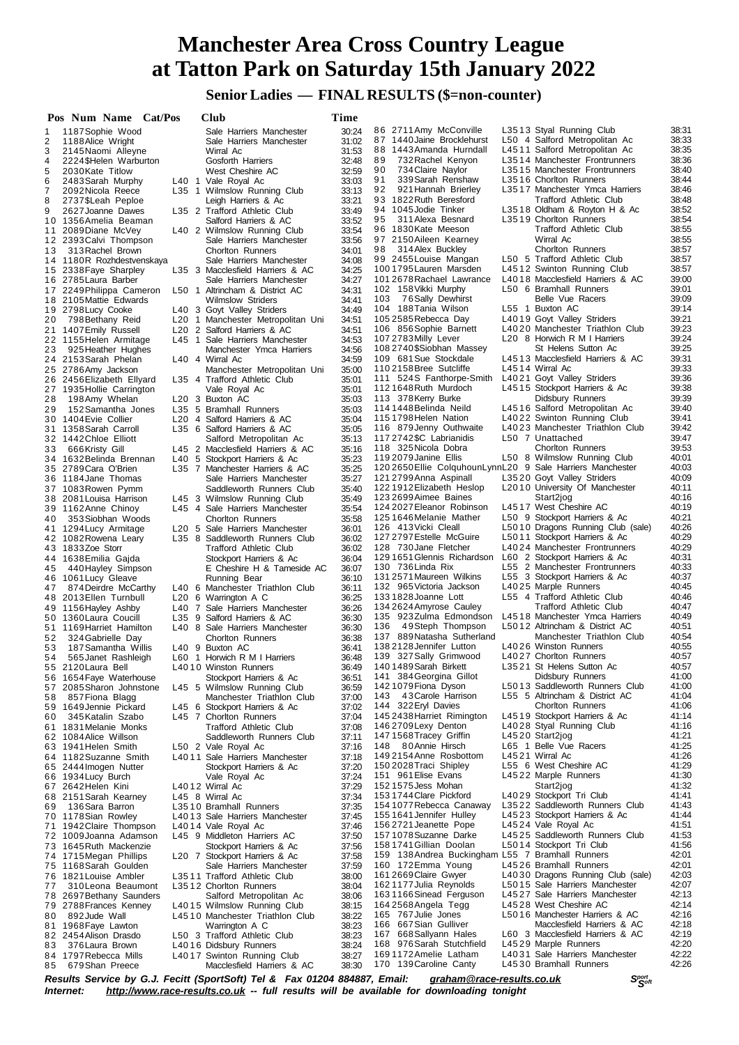# Manchester Area Cross Country League at Tatton Park on Saturday 15th January 2022

## Senior Ladies — FINAL RESULTS ($=non-counter)

| Pos | Num | Name | Cat/Pos | Club | Time |
|---|---|---|---|---|---|
| 1 | 1187 | Sophie Wood | | Sale Harriers Manchester | 30:24 |
| 2 | 1188 | Alice Wright | | Sale Harriers Manchester | 31:02 |
| 3 | 2145 | Naomi Alleyne | | Wirral Ac | 31:53 |
| 4 | 2224 | $Helen Warburton | | Gosforth Harriers | 32:48 |
| 5 | 2030 | Kate Titlow | | West Cheshire AC | 32:59 |
| 6 | 2483 | Sarah Murphy | L40 1 | Vale Royal Ac | 33:03 |
| 7 | 2092 | Nicola Reece | L35 1 | Wilmslow Running Club | 33:13 |
| 8 | 2737 | $Leah Peploe | | Leigh Harriers & Ac | 33:21 |
| 9 | 2627 | Joanne Dawes | L35 2 | Trafford Athletic Club | 33:49 |
| 10 | 1356 | Amelia Beaman | | Salford Harriers & AC | 33:52 |
| 11 | 2089 | Diane McVey | L40 2 | Wilmslow Running Club | 33:54 |
| 12 | 2393 | Calvi Thompson | | Sale Harriers Manchester | 33:56 |
| 13 | 313 | Rachel Brown | | Chorlton Runners | 34:01 |
| 14 | 1180 | R Rozhdestvenskaya | | Sale Harriers Manchester | 34:08 |
| 15 | 2348 | Faye Sharpley | L35 3 | Macclesfield Harriers & AC | 34:25 |
| 16 | 2785 | Laura Barber | | Sale Harriers Manchester | 34:27 |
| 17 | 2249 | Philippa Cameron | L50 1 | Altrincham & District AC | 34:31 |
| 18 | 2105 | Mattie Edwards | | Wilmslow Striders | 34:41 |
| 19 | 2798 | Lucy Cooke | L40 3 | Goyt Valley Striders | 34:49 |
| 20 | 798 | Bethany Reid | L20 1 | Manchester Metropolitan Uni | 34:51 |
| 21 | 1407 | Emily Russell | L20 2 | Salford Harriers & AC | 34:51 |
| 22 | 1155 | Helen Armitage | L45 1 | Sale Harriers Manchester | 34:53 |
| 23 | 925 | Heather Hughes | | Manchester Ymca Harriers | 34:56 |
| 24 | 2153 | Sarah Phelan | L40 4 | Wirral Ac | 34:59 |
| 25 | 2786 | Amy Jackson | | Manchester Metropolitan Uni | 35:00 |
| 26 | 2456 | Elizabeth Ellyard | L35 4 | Trafford Athletic Club | 35:01 |
| 27 | 1935 | Hollie Carrington | | Vale Royal Ac | 35:01 |
| 28 | 198 | Amy Whelan | L20 3 | Buxton AC | 35:03 |
| 29 | 152 | Samantha Jones | L35 5 | Bramhall Runners | 35:03 |
| 30 | 1404 | Evie Collier | L20 4 | Salford Harriers & AC | 35:04 |
| 31 | 1358 | Sarah Carroll | L35 6 | Salford Harriers & AC | 35:05 |
| 32 | 1442 | Chloe Elliott | | Salford Metropolitan Ac | 35:13 |
| 33 | 666 | Kristy Gill | L45 2 | Macclesfield Harriers & AC | 35:16 |
| 34 | 1632 | Belinda Brennan | L40 5 | Stockport Harriers & Ac | 35:23 |
| 35 | 2789 | Cara O'Brien | L35 7 | Manchester Harriers & AC | 35:25 |
| 36 | 1184 | Jane Thomas | | Sale Harriers Manchester | 35:27 |
| 37 | 1083 | Rowen Pymm | | Saddleworth Runners Club | 35:40 |
| 38 | 2081 | Louisa Harrison | L45 3 | Wilmslow Running Club | 35:49 |
| 39 | 1162 | Anne Chinoy | L45 4 | Sale Harriers Manchester | 35:54 |
| 40 | 353 | Siobhan Woods | | Chorlton Runners | 35:58 |
| 41 | 1294 | Lucy Armitage | L20 5 | Sale Harriers Manchester | 36:01 |
| 42 | 1082 | Rowena Leary | L35 8 | Saddleworth Runners Club | 36:02 |
| 43 | 1833 | Zoe Storr | | Trafford Athletic Club | 36:02 |
| 44 | 1638 | Emilia Gajda | | Stockport Harriers & Ac | 36:04 |
| 45 | 440 | Hayley Simpson | | E Cheshire H & Tameside AC | 36:07 |
| 46 | 1061 | Lucy Gleave | | Running Bear | 36:10 |
| 47 | 874 | Deirdre McCarthy | L40 6 | Manchester Triathlon Club | 36:11 |
| 48 | 2013 | Ellen Turnbull | L20 6 | Warrington A C | 36:25 |
| 49 | 1156 | Hayley Ashby | L40 7 | Sale Harriers Manchester | 36:26 |
| 50 | 1360 | Laura Coucill | L35 9 | Salford Harriers & AC | 36:30 |
| 51 | 1169 | Harriet Hamilton | L40 8 | Sale Harriers Manchester | 36:30 |
| 52 | 324 | Gabrielle Day | | Chorlton Runners | 36:38 |
| 53 | 187 | Samantha Willis | L40 9 | Buxton AC | 36:41 |
| 54 | 565 | Janet Rashleigh | L60 1 | Horwich R M I Harriers | 36:48 |
| 55 | 2120 | Laura Bell | L40 10 | Winston Runners | 36:49 |
| 56 | 1654 | Faye Waterhouse | | Stockport Harriers & Ac | 36:51 |
| 57 | 2085 | Sharon Johnstone | L45 5 | Wilmslow Running Club | 36:59 |
| 58 | 857 | Fiona Blagg | | Manchester Triathlon Club | 37:00 |
| 59 | 1649 | Jennie Pickard | L45 6 | Stockport Harriers & Ac | 37:02 |
| 60 | 345 | Katalin Szabo | L45 7 | Chorlton Runners | 37:04 |
| 61 | 1831 | Melanie Monks | | Trafford Athletic Club | 37:08 |
| 62 | 1084 | Alice Willson | | Saddleworth Runners Club | 37:11 |
| 63 | 1941 | Helen Smith | L50 2 | Vale Royal Ac | 37:16 |
| 64 | 1182 | Suzanne Smith | L40 11 | Sale Harriers Manchester | 37:18 |
| 65 | 2444 | Imogen Nutter | | Stockport Harriers & Ac | 37:20 |
| 66 | 1934 | Lucy Burch | | Vale Royal Ac | 37:24 |
| 67 | 2642 | Helen Kini | L40 12 | Wirral Ac | 37:29 |
| 68 | 2151 | Sarah Kearney | L45 8 | Wirral Ac | 37:34 |
| 69 | 136 | Sara Barron | L35 10 | Bramhall Runners | 37:35 |
| 70 | 1178 | Sian Rowley | L40 13 | Sale Harriers Manchester | 37:45 |
| 71 | 1942 | Claire Thompson | L40 14 | Vale Royal Ac | 37:46 |
| 72 | 1009 | Joanna Adamson | L45 9 | Middleton Harriers AC | 37:50 |
| 73 | 1645 | Ruth Mackenzie | | Stockport Harriers & Ac | 37:56 |
| 74 | 1715 | Megan Phillips | L20 7 | Stockport Harriers & Ac | 37:58 |
| 75 | 1168 | Sarah Goulden | | Sale Harriers Manchester | 37:59 |
| 76 | 1821 | Louise Ambler | L35 11 | Trafford Athletic Club | 38:00 |
| 77 | 310 | Leona Beaumont | L35 12 | Chorlton Runners | 38:04 |
| 78 | 2697 | Bethany Saunders | | Salford Metropolitan Ac | 38:06 |
| 79 | 2788 | Frances Kenney | L40 15 | Wilmslow Running Club | 38:15 |
| 80 | 892 | Jude Wall | L45 10 | Manchester Triathlon Club | 38:22 |
| 81 | 1968 | Faye Lawton | | Warrington A C | 38:23 |
| 82 | 2454 | Alison Drasdo | L50 3 | Trafford Athletic Club | 38:23 |
| 83 | 376 | Laura Brown | L40 16 | Didsbury Runners | 38:24 |
| 84 | 1797 | Rebecca Mills | L40 17 | Swinton Running Club | 38:27 |
| 85 | 679 | Shan Preece | | Macclesfield Harriers & AC | 38:30 |
| 86 | 2711 | Amy McConville | L35 13 | Styal Running Club | 38:31 |
| 87 | 1440 | Jane Brocklehurst | L50 4 | Salford Metropolitan Ac | 38:33 |
| 88 | 1443 | Amanda Hurndall | L45 11 | Salford Metropolitan Ac | 38:35 |
| 89 | 732 | Rachel Kenyon | L35 14 | Manchester Frontrunners | 38:36 |
| 90 | 734 | Claire Naylor | L35 15 | Manchester Frontrunners | 38:40 |
| 91 | 339 | Sarah Renshaw | L35 16 | Chorlton Runners | 38:44 |
| 92 | 921 | Hannah Brierley | L35 17 | Manchester Ymca Harriers | 38:46 |
| 93 | 1822 | Ruth Beresford | | Trafford Athletic Club | 38:48 |
| 94 | 1045 | Jodie Tinker | L35 18 | Oldham & Royton H & Ac | 38:52 |
| 95 | 311 | Alexa Besnard | L35 19 | Chorlton Runners | 38:54 |
| 96 | 1830 | Kate Meeson | | Trafford Athletic Club | 38:55 |
| 97 | 2150 | Aileen Kearney | | Wirral Ac | 38:55 |
| 98 | 314 | Alex Buckley | | Chorlton Runners | 38:57 |
| 99 | 2455 | Louise Mangan | L50 5 | Trafford Athletic Club | 38:57 |
| 100 | 1795 | Lauren Marsden | L45 12 | Swinton Running Club | 38:57 |
| 101 | 2678 | Rachael Lawrance | L40 18 | Macclesfield Harriers & AC | 39:00 |
| 102 | 158 | Vikki Murphy | L50 6 | Bramhall Runners | 39:01 |
| 103 | 76 | Sally Dewhirst | | Belle Vue Racers | 39:09 |
| 104 | 188 | Tania Wilson | L55 1 | Buxton AC | 39:14 |
| 105 | 2585 | Rebecca Day | L40 19 | Goyt Valley Striders | 39:21 |
| 106 | 856 | Sophie Barnett | L40 20 | Manchester Triathlon Club | 39:23 |
| 107 | 2783 | Milly Lever | L20 8 | Horwich R M I Harriers | 39:24 |
| 108 | 2740 | $Siobhan Massey | | St Helens Sutton Ac | 39:25 |
| 109 | 681 | Sue Stockdale | L45 13 | Macclesfield Harriers & AC | 39:31 |
| 110 | 2158 | Bree Sutcliffe | L45 14 | Wirral Ac | 39:33 |
| 111 | 524 | S Fanthorpe-Smith | L40 21 | Goyt Valley Striders | 39:36 |
| 112 | 1648 | Ruth Murdoch | L45 15 | Stockport Harriers & Ac | 39:38 |
| 113 | 378 | Kerry Burke | | Didsbury Runners | 39:39 |
| 114 | 1448 | Belinda Neild | L45 16 | Salford Metropolitan Ac | 39:40 |
| 115 | 1798 | Helen Nation | L40 22 | Swinton Running Club | 39:41 |
| 116 | 879 | Jenny Outhwaite | L40 23 | Manchester Triathlon Club | 39:42 |
| 117 | 2742 | $C Labrianidis | L50 7 | Unattached | 39:47 |
| 118 | 325 | Nicola Dobra | | Chorlton Runners | 39:53 |
| 119 | 2079 | Janine Ellis | L50 8 | Wilmslow Running Club | 40:01 |
| 120 | 2650 | Ellie ColquhounLynn | L20 9 | Sale Harriers Manchester | 40:03 |
| 121 | 2799 | Anna Aspinall | L35 20 | Goyt Valley Striders | 40:09 |
| 122 | 1912 | Elizabeth Heslop | L20 10 | University Of Manchester | 40:11 |
| 123 | 2699 | Aimee Baines | | Start2jog | 40:16 |
| 124 | 2027 | Eleanor Robinson | L45 17 | West Cheshire AC | 40:19 |
| 125 | 1646 | Melanie Mather | L50 9 | Stockport Harriers & Ac | 40:21 |
| 126 | 413 | Vicki Cleall | L50 10 | Dragons Running Club (sale) | 40:26 |
| 127 | 2797 | Estelle McGuire | L50 11 | Stockport Harriers & Ac | 40:29 |
| 128 | 730 | Jane Fletcher | L40 24 | Manchester Frontrunners | 40:29 |
| 129 | 1651 | Glennis Richardson | L60 2 | Stockport Harriers & Ac | 40:31 |
| 130 | 736 | Linda Rix | L55 2 | Manchester Frontrunners | 40:33 |
| 131 | 2571 | Maureen Wilkins | L55 3 | Stockport Harriers & Ac | 40:37 |
| 132 | 965 | Victoria Jackson | L40 25 | Marple Runners | 40:45 |
| 133 | 1828 | Joanne Lott | L55 4 | Trafford Athletic Club | 40:46 |
| 134 | 2624 | Amyrose Cauley | | Trafford Athletic Club | 40:47 |
| 135 | 923 | Zulma Edmondson | L45 18 | Manchester Ymca Harriers | 40:49 |
| 136 | 49 | Steph Thompson | L50 12 | Altrincham & District AC | 40:51 |
| 137 | 889 | Natasha Sutherland | | Manchester Triathlon Club | 40:54 |
| 138 | 2128 | Jennifer Lutton | L40 26 | Winston Runners | 40:55 |
| 139 | 327 | Sally Grimwood | L40 27 | Chorlton Runners | 40:57 |
| 140 | 1489 | Sarah Birkett | L35 21 | St Helens Sutton Ac | 40:57 |
| 141 | 384 | Georgina Gillot | | Didsbury Runners | 41:00 |
| 142 | 1079 | Fiona Dyson | L50 13 | Saddleworth Runners Club | 41:00 |
| 143 | 43 | Carole Harrison | L55 5 | Altrincham & District AC | 41:04 |
| 144 | 322 | Eryl Davies | | Chorlton Runners | 41:06 |
| 145 | 2438 | Harriet Rimington | L45 19 | Stockport Harriers & Ac | 41:14 |
| 146 | 2709 | Lexy Denton | L40 28 | Styal Running Club | 41:16 |
| 147 | 1568 | Tracey Griffin | L45 20 | Start2jog | 41:21 |
| 148 | 80 | Annie Hirsch | L65 1 | Belle Vue Racers | 41:25 |
| 149 | 2154 | Anne Rosbottom | L45 21 | Wirral Ac | 41:26 |
| 150 | 2028 | Traci Shipley | L55 6 | West Cheshire AC | 41:29 |
| 151 | 961 | Elise Evans | L45 22 | Marple Runners | 41:30 |
| 152 | 1575 | Jess Mohan | | Start2jog | 41:32 |
| 153 | 1744 | Clare Pickford | L40 29 | Stockport Tri Club | 41:41 |
| 154 | 1077 | Rebecca Canaway | L35 22 | Saddleworth Runners Club | 41:43 |
| 155 | 1641 | Jennifer Hulley | L45 23 | Stockport Harriers & Ac | 41:44 |
| 156 | 2721 | Jeanette Pope | L45 24 | Vale Royal Ac | 41:51 |
| 157 | 1078 | Suzanne Darke | L45 25 | Saddleworth Runners Club | 41:53 |
| 158 | 1741 | Gillian Doolan | L50 14 | Stockport Tri Club | 41:56 |
| 159 | 138 | Andrea Buckingham | L55 7 | Bramhall Runners | 42:01 |
| 160 | 172 | Emma Young | L45 26 | Bramhall Runners | 42:01 |
| 161 | 2669 | Claire Gwyer | L40 30 | Dragons Running Club (sale) | 42:03 |
| 162 | 1177 | Julia Reynolds | L50 15 | Sale Harriers Manchester | 42:07 |
| 163 | 1166 | Sinead Ferguson | L45 27 | Sale Harriers Manchester | 42:13 |
| 164 | 2568 | Angela Tegg | L45 28 | West Cheshire AC | 42:14 |
| 165 | 767 | Julie Jones | L50 16 | Manchester Harriers & AC | 42:16 |
| 166 | 667 | Sian Gulliver | | Macclesfield Harriers & AC | 42:18 |
| 167 | 668 | Sallyann Hales | L60 3 | Macclesfield Harriers & AC | 42:19 |
| 168 | 976 | Sarah Stutchfield | L45 29 | Marple Runners | 42:20 |
| 169 | 1172 | Amelie Latham | L40 31 | Sale Harriers Manchester | 42:22 |
| 170 | 139 | Caroline Canty | L45 30 | Bramhall Runners | 42:26 |

*Results Service by G.J. Fecitt (SportSoft) Tel & Fax 01204 884887, Email: graham@race-results.co.uk*
*Internet: http://www.race-results.co.uk -- full results will be available for downloading tonight*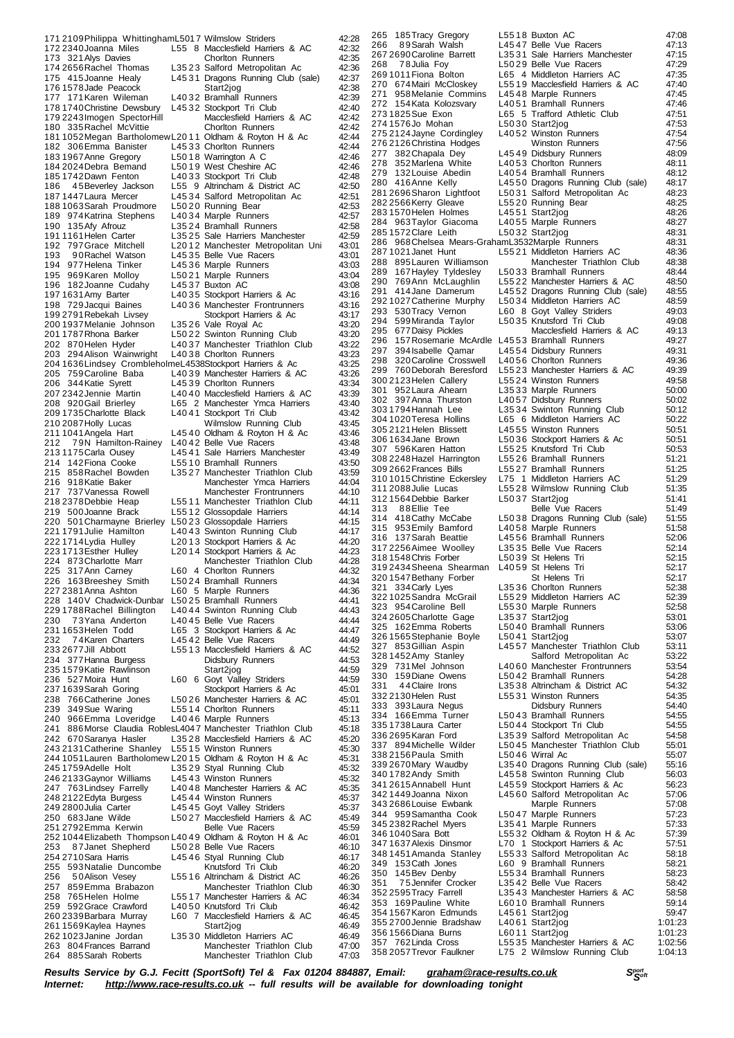| Pos | No. | Name | Cat | Club | Time |
|---|---|---|---|---|---|
| 171 | 2109 | Philippa Whittingham | L5017 | Wilmslow Striders | 42:28 |
| 172 | 2340 | Joanna Miles | L55 8 | Macclesfield Harriers & AC | 42:32 |
| 173 | 321 | Alys Davies | | Chorlton Runners | 42:35 |
| 174 | 2656 | Rachel Thomas | L3523 | Salford Metropolitan Ac | 42:36 |
| 175 | 415 | Joanne Healy | L4531 | Dragons Running Club (sale) | 42:37 |
| 176 | 1578 | Jade Peacock | | Start2jog | 42:38 |
| 177 | 171 | Karen Wileman | L4032 | Bramhall Runners | 42:39 |
| 178 | 1740 | Christine Dewsbury | L4532 | Stockport Tri Club | 42:40 |
| 179 | 2243 | Imogen SpectorHill | | Macclesfield Harriers & AC | 42:42 |
| 180 | 335 | Rachel McVittie | | Chorlton Runners | 42:42 |
| 181 | 1052 | Megan Bartholomew | L2011 | Oldham & Royton H & Ac | 42:44 |
| 182 | 306 | Emma Banister | L4533 | Chorlton Runners | 42:44 |
| 183 | 1967 | Anne Gregory | L5018 | Warrington A C | 42:46 |
| 184 | 2024 | Debra Bemand | L5019 | West Cheshire AC | 42:46 |
| 185 | 1742 | Dawn Fenton | L4033 | Stockport Tri Club | 42:48 |
| 186 | 45 | Beverley Jackson | L55 9 | Altrincham & District AC | 42:50 |
| 187 | 1447 | Laura Mercer | L4534 | Salford Metropolitan Ac | 42:51 |
| 188 | 1063 | Sarah Proudmore | L5020 | Running Bear | 42:53 |
| 189 | 974 | Katrina Stephens | L4034 | Marple Runners | 42:57 |
| 190 | 135 | Afy Afrouz | L3524 | Bramhall Runners | 42:58 |
| 191 | 1161 | Helen Carter | L3525 | Sale Harriers Manchester | 42:59 |
| 192 | 797 | Grace Mitchell | L2012 | Manchester Metropolitan Uni | 43:01 |
| 193 | 90 | Rachel Watson | L4535 | Belle Vue Racers | 43:01 |
| 194 | 977 | Helena Tinker | L4536 | Marple Runners | 43:03 |
| 195 | 969 | Karen Molloy | L5021 | Marple Runners | 43:04 |
| 196 | 182 | Joanne Cudahy | L4537 | Buxton AC | 43:08 |
| 197 | 1631 | Amy Barter | L4035 | Stockport Harriers & Ac | 43:16 |
| 198 | 729 | Jacqui Baines | L4036 | Manchester Frontrunners | 43:16 |
| 199 | 2791 | Rebekah Livsey | | Stockport Harriers & Ac | 43:17 |
| 200 | 1937 | Melanie Johnson | L3526 | Vale Royal Ac | 43:20 |
| 201 | 1787 | Rhona Barker | L5022 | Swinton Running Club | 43:20 |
| 202 | 870 | Helen Hyder | L4037 | Manchester Triathlon Club | 43:22 |
| 203 | 294 | Alison Wainwright | L4038 | Chorlton Runners | 43:23 |
| 204 | 1636 | Lindsey Crombleholme | L4538 | Stockport Harriers & Ac | 43:25 |
| 205 | 759 | Caroline Baba | L4039 | Manchester Harriers & AC | 43:26 |
| 206 | 344 | Katie Syrett | L4539 | Chorlton Runners | 43:34 |
| 207 | 2342 | Jennie Martin | L4040 | Macclesfield Harriers & AC | 43:39 |
| 208 | 920 | Gail Brierley | L65 2 | Manchester Ymca Harriers | 43:40 |
| 209 | 1735 | Charlotte Black | L4041 | Stockport Tri Club | 43:42 |
| 210 | 2087 | Holly Lucas | | Wilmslow Running Club | 43:45 |
| 211 | 1041 | Angela Hart | L4540 | Oldham & Royton H & Ac | 43:46 |
| 212 | 79 | N Hamilton-Rainey | L4042 | Belle Vue Racers | 43:48 |
| 213 | 1175 | Carla Ousey | L4541 | Sale Harriers Manchester | 43:49 |
| 214 | 142 | Fiona Cooke | L5510 | Bramhall Runners | 43:50 |
| 215 | 858 | Rachel Bowden | L3527 | Manchester Triathlon Club | 43:59 |
| 216 | 918 | Katie Baker | | Manchester Ymca Harriers | 44:04 |
| 217 | 737 | Vanessa Rowell | | Manchester Frontrunners | 44:10 |
| 218 | 2378 | Debbie Heap | L5511 | Manchester Triathlon Club | 44:11 |
| 219 | 500 | Joanne Brack | L5512 | Glossopdale Harriers | 44:14 |
| 220 | 501 | Charmayne Brierley | L5023 | Glossopdale Harriers | 44:15 |
| 221 | 1791 | Julie Hamilton | L4043 | Swinton Running Club | 44:17 |
| 222 | 1714 | Lydia Hulley | L2013 | Stockport Harriers & Ac | 44:20 |
| 223 | 1713 | Esther Hulley | L2014 | Stockport Harriers & Ac | 44:23 |
| 224 | 873 | Charlotte Marr | | Manchester Triathlon Club | 44:28 |
| 225 | 317 | Ann Carney | L60 4 | Chorlton Runners | 44:32 |
| 226 | 163 | Breeshey Smith | L5024 | Bramhall Runners | 44:34 |
| 227 | 2381 | Anna Ashton | L60 5 | Marple Runners | 44:36 |
| 228 | 140 | V Chadwick-Dunbar | L5025 | Bramhall Runners | 44:41 |
| 229 | 1788 | Rachel Billington | L4044 | Swinton Running Club | 44:43 |
| 230 | 73 | Yana Anderton | L4045 | Belle Vue Racers | 44:44 |
| 231 | 1653 | Helen Todd | L65 3 | Stockport Harriers & Ac | 44:47 |
| 232 | 74 | Karen Charters | L4542 | Belle Vue Racers | 44:49 |
| 233 | 2677 | Jill Abbott | L5513 | Macclesfield Harriers & AC | 44:52 |
| 234 | 377 | Hanna Burgess | | Didsbury Runners | 44:53 |
| 235 | 1579 | Katie Rawlinson | | Start2jog | 44:59 |
| 236 | 527 | Moira Hunt | L60 6 | Goyt Valley Striders | 44:59 |
| 237 | 1639 | Sarah Goring | | Stockport Harriers & Ac | 45:01 |
| 238 | 766 | Catherine Jones | L5026 | Manchester Harriers & AC | 45:01 |
| 239 | 349 | Sue Waring | L5514 | Chorlton Runners | 45:11 |
| 240 | 966 | Emma Loveridge | L4046 | Marple Runners | 45:13 |
| 241 | 886 | Morse Claudia Robles | L4047 | Manchester Triathlon Club | 45:18 |
| 242 | 670 | Saranya Hasler | L3528 | Macclesfield Harriers & AC | 45:20 |
| 243 | 2131 | Catherine Shanley | L5515 | Winston Runners | 45:30 |
| 244 | 1051 | Lauren Bartholomew | L2015 | Oldham & Royton H & Ac | 45:31 |
| 245 | 1759 | Adelle Holt | L3529 | Styal Running Club | 45:32 |
| 246 | 2133 | Gaynor Williams | L4543 | Winston Runners | 45:32 |
| 247 | 763 | Lindsey Farrelly | L4048 | Manchester Harriers & AC | 45:35 |
| 248 | 2122 | Edyta Burgess | L4544 | Winston Runners | 45:37 |
| 249 | 2800 | Julia Carter | L4545 | Goyt Valley Striders | 45:37 |
| 250 | 683 | Jane Wilde | L5027 | Macclesfield Harriers & AC | 45:49 |
| 251 | 2792 | Emma Kerwin | | Belle Vue Racers | 45:59 |
| 252 | 1044 | Elizabeth Thompson | L4049 | Oldham & Royton H & Ac | 46:01 |
| 253 | 87 | Janet Shepherd | L5028 | Belle Vue Racers | 46:10 |
| 254 | 2710 | Sara Harris | L4546 | Styal Running Club | 46:17 |
| 255 | 593 | Natalie Duncombe | | Knutsford Tri Club | 46:20 |
| 256 | 50 | Alison Vesey | L5516 | Altrincham & District AC | 46:26 |
| 257 | 859 | Emma Brabazon | | Manchester Triathlon Club | 46:30 |
| 258 | 765 | Helen Holme | L5517 | Manchester Harriers & AC | 46:34 |
| 259 | 592 | Grace Crawford | L4050 | Knutsford Tri Club | 46:42 |
| 260 | 2339 | Barbara Murray | L60 7 | Macclesfield Harriers & AC | 46:45 |
| 261 | 1569 | Kaylea Haynes | | Start2jog | 46:49 |
| 262 | 1023 | Janine Jordan | L3530 | Middleton Harriers AC | 46:49 |
| 263 | 804 | Frances Barrand | | Manchester Triathlon Club | 47:00 |
| 264 | 885 | Sarah Roberts | | Manchester Triathlon Club | 47:03 |
| 265 | 185 | Tracy Gregory | L5518 | Buxton AC | 47:08 |
| 266 | 89 | Sarah Walsh | L4547 | Belle Vue Racers | 47:13 |
| 267 | 2690 | Caroline Barrett | L3531 | Sale Harriers Manchester | 47:15 |
| 268 | 78 | Julia Foy | L5029 | Belle Vue Racers | 47:29 |
| 269 | 1011 | Fiona Bolton | L65 4 | Middleton Harriers AC | 47:35 |
| 270 | 674 | Mairi McCloskey | L5519 | Macclesfield Harriers & AC | 47:40 |
| 271 | 958 | Melanie Commins | L4548 | Marple Runners | 47:45 |
| 272 | 154 | Kata Kolozsvary | L4051 | Bramhall Runners | 47:46 |
| 273 | 1825 | Sue Exon | L65 5 | Trafford Athletic Club | 47:51 |
| 274 | 1576 | Jo Mohan | L5030 | Start2jog | 47:53 |
| 275 | 2124 | Jayne Cordingley | L4052 | Winston Runners | 47:54 |
| 276 | 2126 | Christina Hodges | | Winston Runners | 47:56 |
| 277 | 382 | Chapala Dey | L4549 | Didsbury Runners | 48:09 |
| 278 | 352 | Marlena White | L4053 | Chorlton Runners | 48:11 |
| 279 | 132 | Louise Abedin | L4054 | Bramhall Runners | 48:12 |
| 280 | 416 | Anne Kelly | L4550 | Dragons Running Club (sale) | 48:17 |
| 281 | 2696 | Sharon Lightfoot | L5031 | Salford Metropolitan Ac | 48:23 |
| 282 | 2566 | Kerry Gleave | L5520 | Running Bear | 48:25 |
| 283 | 1570 | Helen Holmes | L4551 | Start2jog | 48:26 |
| 284 | 963 | Taylor Giacoma | L4055 | Marple Runners | 48:27 |
| 285 | 1572 | Clare Leith | L5032 | Start2jog | 48:31 |
| 286 | 968 | Chelsea Mears-Graham | L3532 | Marple Runners | 48:31 |
| 287 | 1021 | Janet Hunt | L5521 | Middleton Harriers AC | 48:36 |
| 288 | 895 | Lauren Williamson | | Manchester Triathlon Club | 48:38 |
| 289 | 167 | Hayley Tyldesley | L5033 | Bramhall Runners | 48:44 |
| 290 | 769 | Ann McLaughlin | L5522 | Manchester Harriers & AC | 48:50 |
| 291 | 414 | Jane Damerum | L4552 | Dragons Running Club (sale) | 48:55 |
| 292 | 1027 | Catherine Murphy | L5034 | Middleton Harriers AC | 48:59 |
| 293 | 530 | Tracy Vernon | L60 8 | Goyt Valley Striders | 49:03 |
| 294 | 599 | Miranda Taylor | L5035 | Knutsford Tri Club | 49:08 |
| 295 | 677 | Daisy Pickles | | Macclesfield Harriers & AC | 49:13 |
| 296 | 157 | Rosemarie McArdle | L4553 | Bramhall Runners | 49:27 |
| 297 | 394 | Isabelle Qamar | L4554 | Didsbury Runners | 49:31 |
| 298 | 320 | Caroline Crosswell | L4056 | Chorlton Runners | 49:36 |
| 299 | 760 | Deborah Beresford | L5523 | Manchester Harriers & AC | 49:39 |
| 300 | 2123 | Helen Callery | L5524 | Winston Runners | 49:58 |
| 301 | 952 | Laura Ahearn | L3533 | Marple Runners | 50:00 |
| 302 | 397 | Anna Thurston | L4057 | Didsbury Runners | 50:02 |
| 303 | 1794 | Hannah Lee | L3534 | Swinton Running Club | 50:12 |
| 304 | 1020 | Teresa Hollins | L65 6 | Middleton Harriers AC | 50:22 |
| 305 | 2121 | Helen Blissett | L4555 | Winston Runners | 50:51 |
| 306 | 1634 | Jane Brown | L5036 | Stockport Harriers & Ac | 50:51 |
| 307 | 596 | Karen Hatton | L5525 | Knutsford Tri Club | 50:53 |
| 308 | 2248 | Hazel Harrington | L5526 | Bramhall Runners | 51:21 |
| 309 | 2662 | Frances Bills | L5527 | Bramhall Runners | 51:25 |
| 310 | 1015 | Christine Eckersley | L75 1 | Middleton Harriers AC | 51:29 |
| 311 | 2088 | Julie Lucas | L5528 | Wilmslow Running Club | 51:35 |
| 312 | 1564 | Debbie Barker | L5037 | Start2jog | 51:41 |
| 313 | 88 | Ellie Tee | | Belle Vue Racers | 51:49 |
| 314 | 418 | Cathy McCabe | L5038 | Dragons Running Club (sale) | 51:55 |
| 315 | 953 | Emily Bamford | L4058 | Marple Runners | 51:58 |
| 316 | 137 | Sarah Beattie | L4556 | Bramhall Runners | 52:06 |
| 317 | 2256 | Aimee Woolley | L3535 | Belle Vue Racers | 52:14 |
| 318 | 1548 | Chris Forber | L5039 | St Helens Tri | 52:15 |
| 319 | 2434 | Sheena Shearman | L4059 | St Helens Tri | 52:17 |
| 320 | 1547 | Bethany Forber | | St Helens Tri | 52:17 |
| 321 | 334 | Carly Lyes | L3536 | Chorlton Runners | 52:38 |
| 322 | 1025 | Sandra McGrail | L5529 | Middleton Harriers AC | 52:39 |
| 323 | 954 | Caroline Bell | L5530 | Marple Runners | 52:58 |
| 324 | 2605 | Charlotte Gage | L3537 | Start2jog | 53:01 |
| 325 | 162 | Emma Roberts | L5040 | Bramhall Runners | 53:06 |
| 326 | 1565 | Stephanie Boyle | L5041 | Start2jog | 53:07 |
| 327 | 853 | Gillian Aspin | L4557 | Manchester Triathlon Club | 53:11 |
| 328 | 1452 | Amy Stanley | | Salford Metropolitan Ac | 53:22 |
| 329 | 731 | Mel Johnson | L4060 | Manchester Frontrunners | 53:54 |
| 330 | 159 | Diane Owens | L5042 | Bramhall Runners | 54:28 |
| 331 | 44 | Claire Irons | L3538 | Altrincham & District AC | 54:32 |
| 332 | 2130 | Helen Rust | L5531 | Winston Runners | 54:35 |
| 333 | 393 | Laura Negus | | Didsbury Runners | 54:40 |
| 334 | 166 | Emma Turner | L5043 | Bramhall Runners | 54:55 |
| 335 | 1738 | Laura Carter | L5044 | Stockport Tri Club | 54:55 |
| 336 | 2695 | Karan Ford | L3539 | Salford Metropolitan Ac | 54:58 |
| 337 | 894 | Michelle Wilder | L5045 | Manchester Triathlon Club | 55:01 |
| 338 | 2156 | Paula Smith | L5046 | Wirral Ac | 55:07 |
| 339 | 2670 | Mary Waudby | L3540 | Dragons Running Club (sale) | 55:16 |
| 340 | 1782 | Andy Smith | L4558 | Swinton Running Club | 56:03 |
| 341 | 2615 | Annabell Hunt | L4559 | Stockport Harriers & Ac | 56:23 |
| 342 | 1449 | Joanna Nixon | L4560 | Salford Metropolitan Ac | 57:06 |
| 343 | 2686 | Louise Ewbank | | Marple Runners | 57:08 |
| 344 | 959 | Samantha Cook | L5047 | Marple Runners | 57:23 |
| 345 | 2382 | Rachel Myers | L3541 | Marple Runners | 57:33 |
| 346 | 1040 | Sara Bott | L5532 | Oldham & Royton H & Ac | 57:39 |
| 347 | 1637 | Alexis Dinsmor | L70 1 | Stockport Harriers & Ac | 57:51 |
| 348 | 1451 | Amanda Stanley | L5533 | Salford Metropolitan Ac | 58:18 |
| 349 | 153 | Cath Jones | L60 9 | Bramhall Runners | 58:21 |
| 350 | 145 | Bev Denby | L5534 | Bramhall Runners | 58:23 |
| 351 | 75 | Jennifer Crocker | L3542 | Belle Vue Racers | 58:42 |
| 352 | 2595 | Tracy Farrell | L3543 | Manchester Harriers & AC | 58:58 |
| 353 | 169 | Pauline White | L6010 | Bramhall Runners | 59:14 |
| 354 | 1567 | Karon Edmunds | L4561 | Start2jog | 59:47 |
| 355 | 2700 | Jennie Bradshaw | L4061 | Start2jog | 1:01:23 |
| 356 | 1566 | Diana Burns | L6011 | Start2jog | 1:01:23 |
| 357 | 762 | Linda Cross | L5535 | Manchester Harriers & AC | 1:02:56 |
| 358 | 2057 | Trevor Faulkner | L75 2 | Wilmslow Running Club | 1:04:13 |

***Results Service by G.J. Fecitt (SportSoft) Tel & Fax 01204 884887, Email: graham@race-results.co.uk***
***Internet: http://www.race-results.co.uk -- full results will be available for downloading tonight***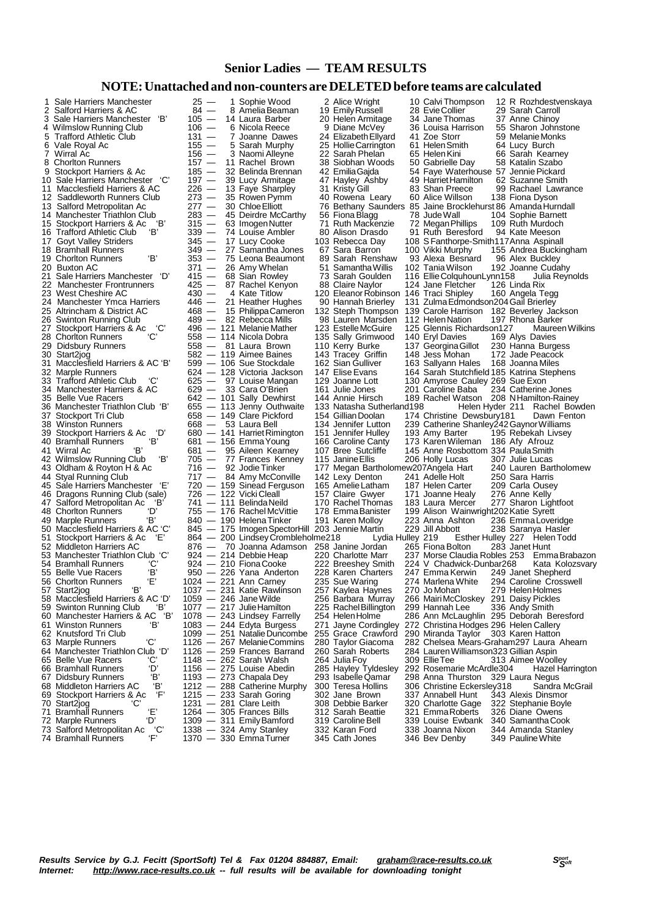# Senior Ladies — TEAM RESULTS

## NOTE: Unattached and non-counters are DELETED before teams are calculated

| Pos | Team | Pts | 1st | 2nd | 3rd | 4th |
|---|---|---|---|---|---|---|
| 1 | Sale Harriers Manchester | 25 | 1 Sophie Wood | 2 Alice Wright | 10 Calvi Thompson | 12 R Rozhdestvenskaya |
| 2 | Salford Harriers & AC | 84 | 8 Amelia Beaman | 19 Emily Russell | 28 Evie Collier | 29 Sarah Carroll |
| 3 | Sale Harriers Manchester 'B' | 105 | 14 Laura Barber | 20 Helen Armitage | 34 Jane Thomas | 37 Anne Chinoy |
| 4 | Wilmslow Running Club | 106 | 6 Nicola Reece | 9 Diane McVey | 36 Louisa Harrison | 55 Sharon Johnstone |
| 5 | Trafford Athletic Club | 131 | 7 Joanne Dawes | 24 Elizabeth Ellyard | 41 Zoe Storr | 59 Melanie Monks |
| 6 | Vale Royal Ac | 155 | 5 Sarah Murphy | 25 Hollie Carrington | 61 Helen Smith | 64 Lucy Burch |
| 7 | Wirral Ac | 156 | 3 Naomi Alleyne | 22 Sarah Phelan | 65 Helen Kini | 66 Sarah Kearney |
| 8 | Chorlton Runners | 157 | 11 Rachel Brown | 38 Siobhan Woods | 50 Gabrielle Day | 58 Katalin Szabo |
| 9 | Stockport Harriers & Ac | 185 | 32 Belinda Brennan | 42 Emilia Gajda | 54 Faye Waterhouse | 57 Jennie Pickard |
| 10 | Sale Harriers Manchester 'C' | 197 | 39 Lucy Armitage | 47 Hayley Ashby | 49 Harriet Hamilton | 62 Suzanne Smith |
| 11 | Macclesfield Harriers & AC | 226 | 13 Faye Sharpley | 31 Kristy Gill | 83 Shan Preece | 99 Rachael Lawrance |
| 12 | Saddleworth Runners Club | 273 | 35 Rowen Pymm | 40 Rowena Leary | 60 Alice Willson | 138 Fiona Dyson |
| 13 | Salford Metropolitan Ac | 277 | 30 Chloe Elliott | 76 Bethany Saunders | 85 Jaine Brocklehurst | 86 Amanda Hurndall |
| 14 | Manchester Triathlon Club | 283 | 45 Deirdre McCarthy | 56 Fiona Blagg | 78 Jude Wall | 104 Sophie Barnett |
| 15 | Stockport Harriers & Ac 'B' | 315 | 63 Imogen Nutter | 71 Ruth Mackenzie | 72 Megan Phillips | 109 Ruth Murdoch |
| 16 | Trafford Athletic Club 'B' | 339 | 74 Louise Ambler | 80 Alison Drasdo | 91 Ruth Beresford | 94 Kate Meeson |
| 17 | Goyt Valley Striders | 345 | 17 Lucy Cooke | 103 Rebecca Day | 108 S Fanthorpe-Smith | 117 Anna Aspinall |
| 18 | Bramhall Runners | 349 | 27 Samantha Jones | 67 Sara Barron | 100 Vikki Murphy | 155 Andrea Buckingham |
| 19 | Chorlton Runners 'B' | 353 | 75 Leona Beaumont | 89 Sarah Renshaw | 93 Alexa Besnard | 96 Alex Buckley |
| 20 | Buxton AC | 371 | 26 Amy Whelan | 51 Samantha Willis | 102 Tania Wilson | 192 Joanne Cudahy |
| 21 | Sale Harriers Manchester 'D' | 415 | 68 Sian Rowley | 73 Sarah Goulden | 116 Ellie ColquhounLynn | 158 Julia Reynolds |
| 22 | Manchester Frontrunners | 425 | 87 Rachel Kenyon | 88 Claire Naylor | 124 Jane Fletcher | 126 Linda Rix |
| 23 | West Cheshire AC | 430 | 4 Kate Titlow | 120 Eleanor Robinson | 146 Traci Shipley | 160 Angela Tegg |
| 24 | Manchester Ymca Harriers | 446 | 21 Heather Hughes | 90 Hannah Brierley | 131 Zulma Edmondson | 204 Gail Brierley |
| 25 | Altrincham & District AC | 468 | 15 Philippa Cameron | 132 Steph Thompson | 139 Carole Harrison | 182 Beverley Jackson |
| 26 | Swinton Running Club | 489 | 82 Rebecca Mills | 98 Lauren Marsden | 112 Helen Nation | 197 Rhona Barker |
| 27 | Stockport Harriers & Ac 'C' | 496 | 121 Melanie Mather | 123 Estelle McGuire | 125 Glennis Richardson | 127 Maureen Wilkins |
| 28 | Chorlton Runners 'C' | 558 | 114 Nicola Dobra | 135 Sally Grimwood | 140 Eryl Davies | 169 Alys Davies |
| 29 | Didsbury Runners | 558 | 81 Laura Brown | 110 Kerry Burke | 137 Georgina Gillot | 230 Hanna Burgess |
| 30 | Start2jog | 582 | 119 Aimee Baines | 143 Tracey Griffin | 148 Jess Mohan | 172 Jade Peacock |
| 31 | Macclesfield Harriers & AC 'B' | 599 | 106 Sue Stockdale | 162 Sian Gulliver | 163 Sallyann Hales | 168 Joanna Miles |
| 32 | Marple Runners | 624 | 128 Victoria Jackson | 147 Elise Evans | 164 Sarah Stutchfield | 185 Katrina Stephens |
| 33 | Trafford Athletic Club 'C' | 625 | 97 Louise Mangan | 129 Joanne Lott | 130 Amyrose Cauley | 269 Sue Exon |
| 34 | Manchester Harriers & AC | 629 | 33 Cara O'Brien | 161 Julie Jones | 201 Caroline Baba | 234 Catherine Jones |
| 35 | Belle Vue Racers | 642 | 101 Sally Dewhirst | 144 Annie Hirsch | 189 Rachel Watson | 208 N Hamilton-Rainey |
| 36 | Manchester Triathlon Club 'B' | 655 | 113 Jenny Outhwaite | 133 Natasha Sutherland | 198 Helen Hyder | 211 Rachel Bowden |
| 37 | Stockport Tri Club | 658 | 149 Clare Pickford | 154 Gillian Doolan | 174 Christine Dewsbury | 181 Dawn Fenton |
| 38 | Winston Runners | 668 | 53 Laura Bell | 134 Jennifer Lutton | 239 Catherine Shanley | 242 Gaynor Williams |
| 39 | Stockport Harriers & Ac 'D' | 680 | 141 Harriet Rimington | 151 Jennifer Hulley | 193 Amy Barter | 195 Rebekah Livsey |
| 40 | Bramhall Runners 'B' | 681 | 156 Emma Young | 166 Caroline Canty | 173 Karen Wileman | 186 Afy Afrouz |
| 41 | Wirral Ac 'B' | 681 | 95 Aileen Kearney | 107 Bree Sutcliffe | 145 Anne Rosbottom | 334 Paula Smith |
| 42 | Wilmslow Running Club 'B' | 705 | 77 Frances Kenney | 115 Janine Ellis | 206 Holly Lucas | 307 Julie Lucas |
| 43 | Oldham & Royton H & Ac | 716 | 92 Jodie Tinker | 177 Megan Bartholomew | 207 Angela Hart | 240 Lauren Bartholomew |
| 44 | Styal Running Club | 717 | 84 Amy McConville | 142 Lexy Denton | 241 Adelle Holt | 250 Sara Harris |
| 45 | Sale Harriers Manchester 'E' | 720 | 159 Sinead Ferguson | 165 Amelie Latham | 187 Helen Carter | 209 Carla Ousey |
| 46 | Dragons Running Club (sale) | 726 | 122 Vicki Cleall | 157 Claire Gwyer | 171 Joanne Healy | 276 Anne Kelly |
| 47 | Salford Metropolitan Ac 'B' | 741 | 111 Belinda Neild | 170 Rachel Thomas | 183 Laura Mercer | 277 Sharon Lightfoot |
| 48 | Chorlton Runners 'D' | 755 | 176 Rachel McVittie | 178 Emma Banister | 199 Alison Wainwright | 202 Katie Syrett |
| 49 | Marple Runners 'B' | 840 | 190 Helena Tinker | 191 Karen Molloy | 223 Anna Ashton | 236 Emma Loveridge |
| 50 | Macclesfield Harriers & AC 'C' | 845 | 175 Imogen SpectorHill | 203 Jennie Martin | 229 Jill Abbott | 238 Saranya Hasler |
| 51 | Stockport Harriers & Ac 'E' | 864 | 200 Lindsey Crombleholme | 218 Lydia Hulley | 219 Esther Hulley | 227 Helen Todd |
| 52 | Middleton Harriers AC | 876 | 70 Joanna Adamson | 258 Janine Jordan | 265 Fiona Bolton | 283 Janet Hunt |
| 53 | Manchester Triathlon Club 'C' | 924 | 214 Debbie Heap | 220 Charlotte Marr | 237 Morse Claudia Robles | 253 Emma Brabazon |
| 54 | Bramhall Runners 'C' | 924 | 210 Fiona Cooke | 222 Breeshey Smith | 224 V Chadwick-Dunbar | 268 Kata Kolozsvary |
| 55 | Belle Vue Racers 'B' | 950 | 226 Yana Anderton | 228 Karen Charters | 247 Emma Kerwin | 249 Janet Shepherd |
| 56 | Chorlton Runners 'E' | 1024 | 221 Ann Carney | 235 Sue Waring | 274 Marlena White | 294 Caroline Crosswell |
| 57 | Start2jog 'B' | 1037 | 231 Katie Rawlinson | 257 Kaylea Haynes | 270 Jo Mohan | 279 Helen Holmes |
| 58 | Macclesfield Harriers & AC 'D' | 1059 | 246 Jane Wilde | 256 Barbara Murray | 266 Mairi McCloskey | 291 Daisy Pickles |
| 59 | Swinton Running Club 'B' | 1077 | 217 Julie Hamilton | 225 Rachel Billington | 299 Hannah Lee | 336 Andy Smith |
| 60 | Manchester Harriers & AC 'B' | 1078 | 243 Lindsey Farrelly | 254 Helen Holme | 286 Ann McLaughlin | 295 Deborah Beresford |
| 61 | Winston Runners 'B' | 1083 | 244 Edyta Burgess | 271 Jayne Cordingley | 272 Christina Hodges | 296 Helen Callery |
| 62 | Knutsford Tri Club | 1099 | 251 Natalie Duncombe | 255 Grace Crawford | 290 Miranda Taylor | 303 Karen Hatton |
| 63 | Marple Runners 'C' | 1126 | 267 Melanie Commins | 280 Taylor Giacoma | 282 Chelsea Mears-Graham | 297 Laura Ahearn |
| 64 | Manchester Triathlon Club 'D' | 1126 | 259 Frances Barrand | 260 Sarah Roberts | 284 Lauren Williamson | 323 Gillian Aspin |
| 65 | Belle Vue Racers 'C' | 1148 | 262 Sarah Walsh | 264 Julia Foy | 309 Ellie Tee | 313 Aimee Woolley |
| 66 | Bramhall Runners 'D' | 1156 | 275 Louise Abedin | 285 Hayley Tyldesley | 292 Rosemarie McArdle | 304 Hazel Harrington |
| 67 | Didsbury Runners 'B' | 1193 | 273 Chapala Dey | 293 Isabelle Qamar | 298 Anna Thurston | 329 Laura Negus |
| 68 | Middleton Harriers AC 'B' | 1212 | 288 Catherine Murphy | 300 Teresa Hollins | 306 Christine Eckersley | 318 Sandra McGrail |
| 69 | Stockport Harriers & Ac 'F' | 1215 | 233 Sarah Goring | 302 Jane Brown | 337 Annabell Hunt | 343 Alexis Dinsmor |
| 70 | Start2jog 'C' | 1231 | 281 Clare Leith | 308 Debbie Barker | 320 Charlotte Gage | 322 Stephanie Boyle |
| 71 | Bramhall Runners 'E' | 1264 | 305 Frances Bills | 312 Sarah Beattie | 321 Emma Roberts | 326 Diane Owens |
| 72 | Marple Runners 'D' | 1309 | 311 Emily Bamford | 319 Caroline Bell | 339 Louise Ewbank | 340 Samantha Cook |
| 73 | Salford Metropolitan Ac 'C' | 1338 | 324 Amy Stanley | 332 Karan Ford | 338 Joanna Nixon | 344 Amanda Stanley |
| 74 | Bramhall Runners 'F' | 1370 | 330 Emma Turner | 345 Cath Jones | 346 Bev Denby | 349 Pauline White |

*Results Service by G.J. Fecitt (SportSoft) Tel & Fax 01204 884887, Email: graham@race-results.co.uk*
*Internet: http://www.race-results.co.uk -- full results will be available for downloading tonight*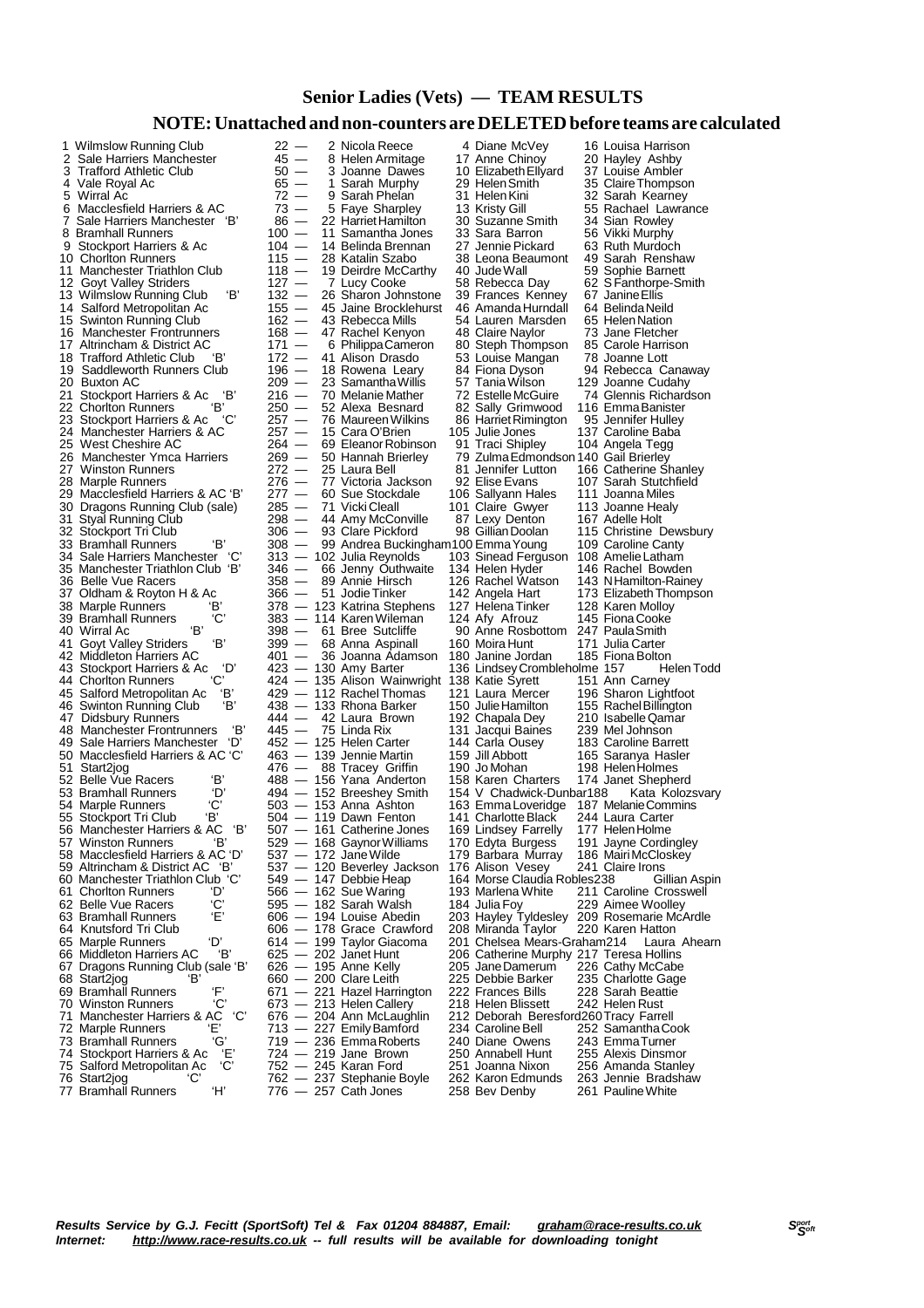## Senior Ladies (Vets) — TEAM RESULTS

### NOTE: Unattached and non-counters are DELETED before teams are calculated

| Pos | Team | Points | Runner 1 | Runner 2 | Runner 3 |
|---|---|---|---|---|---|
| 1 | Wilmslow Running Club | 22 | 2 Nicola Reece | 4 Diane McVey | 16 Louisa Harrison |
| 2 | Sale Harriers Manchester | 45 | 8 Helen Armitage | 17 Anne Chinoy | 20 Hayley Ashby |
| 3 | Trafford Athletic Club | 50 | 3 Joanne Dawes | 10 Elizabeth Ellyard | 37 Louise Ambler |
| 4 | Vale Royal Ac | 65 | 1 Sarah Murphy | 29 Helen Smith | 35 Claire Thompson |
| 5 | Wirral Ac | 72 | 9 Sarah Phelan | 31 Helen Kini | 32 Sarah Kearney |
| 6 | Macclesfield Harriers & AC | 73 | 5 Faye Sharpley | 13 Kristy Gill | 55 Rachael Lawrance |
| 7 | Sale Harriers Manchester 'B' | 86 | 22 Harriet Hamilton | 30 Suzanne Smith | 34 Sian Rowley |
| 8 | Bramhall Runners | 100 | 11 Samantha Jones | 33 Sara Barron | 56 Vikki Murphy |
| 9 | Stockport Harriers & Ac | 104 | 14 Belinda Brennan | 27 Jennie Pickard | 63 Ruth Murdoch |
| 10 | Chorlton Runners | 115 | 28 Katalin Szabo | 38 Leona Beaumont | 49 Sarah Renshaw |
| 11 | Manchester Triathlon Club | 118 | 19 Deirdre McCarthy | 40 Jude Wall | 59 Sophie Barnett |
| 12 | Goyt Valley Striders | 127 | 7 Lucy Cooke | 58 Rebecca Day | 62 S Fanthorpe-Smith |
| 13 | Wilmslow Running Club 'B' | 132 | 26 Sharon Johnstone | 39 Frances Kenney | 67 Janine Ellis |
| 14 | Salford Metropolitan Ac | 155 | 45 Jaine Brocklehurst | 46 Amanda Hurndall | 64 Belinda Neild |
| 15 | Swinton Running Club | 162 | 43 Rebecca Mills | 54 Lauren Marsden | 65 Helen Nation |
| 16 | Manchester Frontrunners | 168 | 47 Rachel Kenyon | 48 Claire Naylor | 73 Jane Fletcher |
| 17 | Altrincham & District AC | 171 | 6 Philippa Cameron | 80 Steph Thompson | 85 Carole Harrison |
| 18 | Trafford Athletic Club 'B' | 172 | 41 Alison Drasdo | 53 Louise Mangan | 78 Joanne Lott |
| 19 | Saddleworth Runners Club | 196 | 18 Rowena Leary | 84 Fiona Dyson | 94 Rebecca Canaway |
| 20 | Buxton AC | 209 | 23 Samantha Willis | 57 Tania Wilson | 129 Joanne Cudahy |
| 21 | Stockport Harriers & Ac 'B' | 216 | 70 Melanie Mather | 72 Estelle McGuire | 74 Glennis Richardson |
| 22 | Chorlton Runners 'B' | 250 | 52 Alexa Besnard | 82 Sally Grimwood | 116 Emma Banister |
| 23 | Stockport Harriers & Ac 'C' | 257 | 76 Maureen Wilkins | 86 Harriet Rimington | 95 Jennifer Hulley |
| 24 | Manchester Harriers & AC | 257 | 15 Cara O'Brien | 105 Julie Jones | 137 Caroline Baba |
| 25 | West Cheshire AC | 264 | 69 Eleanor Robinson | 91 Traci Shipley | 104 Angela Tegg |
| 26 | Manchester Ymca Harriers | 269 | 50 Hannah Brierley | 79 Zulma Edmondson | 140 Gail Brierley |
| 27 | Winston Runners | 272 | 25 Laura Bell | 81 Jennifer Lutton | 166 Catherine Shanley |
| 28 | Marple Runners | 276 | 77 Victoria Jackson | 92 Elise Evans | 107 Sarah Stutchfield |
| 29 | Macclesfield Harriers & AC 'B' | 277 | 60 Sue Stockdale | 106 Sallyann Hales | 111 Joanna Miles |
| 30 | Dragons Running Club (sale) | 285 | 71 Vicki Cleall | 101 Claire Gwyer | 113 Joanne Healy |
| 31 | Styal Running Club | 298 | 44 Amy McConville | 87 Lexy Denton | 167 Adelle Holt |
| 32 | Stockport Tri Club | 306 | 93 Clare Pickford | 98 Gillian Doolan | 115 Christine Dewsbury |
| 33 | Bramhall Runners 'B' | 308 | 99 Andrea Buckingham | 100 Emma Young | 109 Caroline Canty |
| 34 | Sale Harriers Manchester 'C' | 313 | 102 Julia Reynolds | 103 Sinead Ferguson | 108 Amelie Latham |
| 35 | Manchester Triathlon Club 'B' | 346 | 66 Jenny Outhwaite | 134 Helen Hyder | 146 Rachel Bowden |
| 36 | Belle Vue Racers | 358 | 89 Annie Hirsch | 126 Rachel Watson | 143 N Hamilton-Rainey |
| 37 | Oldham & Royton H & Ac | 366 | 51 Jodie Tinker | 142 Angela Hart | 173 Elizabeth Thompson |
| 38 | Marple Runners 'B' | 378 | 123 Katrina Stephens | 127 Helena Tinker | 128 Karen Molloy |
| 39 | Bramhall Runners 'C' | 383 | 114 Karen Wileman | 124 Afy Afrouz | 145 Fiona Cooke |
| 40 | Wirral Ac 'B' | 398 | 61 Bree Sutcliffe | 90 Anne Rosbottom | 247 Paula Smith |
| 41 | Goyt Valley Striders 'B' | 399 | 68 Anna Aspinall | 160 Moira Hunt | 171 Julia Carter |
| 42 | Middleton Harriers AC | 401 | 36 Joanna Adamson | 180 Janine Jordan | 185 Fiona Bolton |
| 43 | Stockport Harriers & Ac 'D' | 423 | 130 Amy Barter | 136 Lindsey Crombleholme | 157 Helen Todd |
| 44 | Chorlton Runners 'C' | 424 | 135 Alison Wainwright | 138 Katie Syrett | 151 Ann Carney |
| 45 | Salford Metropolitan Ac 'B' | 429 | 112 Rachel Thomas | 121 Laura Mercer | 196 Sharon Lightfoot |
| 46 | Swinton Running Club 'B' | 438 | 133 Rhona Barker | 150 Julie Hamilton | 155 Rachel Billington |
| 47 | Didsbury Runners | 444 | 42 Laura Brown | 192 Chapala Dey | 210 Isabelle Qamar |
| 48 | Manchester Frontrunners 'B' | 445 | 75 Linda Rix | 131 Jacqui Baines | 239 Mel Johnson |
| 49 | Sale Harriers Manchester 'D' | 452 | 125 Helen Carter | 144 Carla Ousey | 183 Caroline Barrett |
| 50 | Macclesfield Harriers & AC 'C' | 463 | 139 Jennie Martin | 159 Jill Abbott | 165 Saranya Hasler |
| 51 | Start2jog | 476 | 88 Tracey Griffin | 190 Jo Mohan | 198 Helen Holmes |
| 52 | Belle Vue Racers 'B' | 488 | 156 Yana Anderton | 158 Karen Charters | 174 Janet Shepherd |
| 53 | Bramhall Runners 'D' | 494 | 152 Breeshey Smith | 154 V Chadwick-Dunbar | 188 Kata Kolozsvary |
| 54 | Marple Runners 'C' | 503 | 153 Anna Ashton | 163 Emma Loveridge | 187 Melanie Commins |
| 55 | Stockport Tri Club 'B' | 504 | 119 Dawn Fenton | 141 Charlotte Black | 244 Laura Carter |
| 56 | Manchester Harriers & AC 'B' | 507 | 161 Catherine Jones | 169 Lindsey Farrelly | 177 Helen Holme |
| 57 | Winston Runners 'B' | 529 | 168 Gaynor Williams | 170 Edyta Burgess | 191 Jayne Cordingley |
| 58 | Macclesfield Harriers & AC 'D' | 537 | 172 Jane Wilde | 179 Barbara Murray | 186 Mairi McCloskey |
| 59 | Altrincham & District AC 'B' | 537 | 120 Beverley Jackson | 176 Alison Vesey | 241 Claire Irons |
| 60 | Manchester Triathlon Club 'C' | 549 | 147 Debbie Heap | 164 Morse Claudia Robles | 238 Gillian Aspin |
| 61 | Chorlton Runners 'D' | 566 | 162 Sue Waring | 193 Marlena White | 211 Caroline Crosswell |
| 62 | Belle Vue Racers 'C' | 595 | 182 Sarah Walsh | 184 Julia Foy | 229 Aimee Woolley |
| 63 | Bramhall Runners 'E' | 606 | 194 Louise Abedin | 203 Hayley Tyldesley | 209 Rosemarie McArdle |
| 64 | Knutsford Tri Club | 606 | 178 Grace Crawford | 208 Miranda Taylor | 220 Karen Hatton |
| 65 | Marple Runners 'D' | 614 | 199 Taylor Giacoma | 201 Chelsea Mears-Graham | 214 Laura Ahearn |
| 66 | Middleton Harriers AC 'B' | 625 | 202 Janet Hunt | 206 Catherine Murphy | 217 Teresa Hollins |
| 67 | Dragons Running Club (sale 'B' | 626 | 195 Anne Kelly | 205 Jane Damerum | 226 Cathy McCabe |
| 68 | Start2jog 'B' | 660 | 200 Clare Leith | 225 Debbie Barker | 235 Charlotte Gage |
| 69 | Bramhall Runners 'F' | 671 | 221 Hazel Harrington | 222 Frances Bills | 228 Sarah Beattie |
| 70 | Winston Runners 'C' | 673 | 213 Helen Callery | 218 Helen Blissett | 242 Helen Rust |
| 71 | Manchester Harriers & AC 'C' | 676 | 204 Ann McLaughlin | 212 Deborah Beresford | 260 Tracy Farrell |
| 72 | Marple Runners 'E' | 713 | 227 Emily Bamford | 234 Caroline Bell | 252 Samantha Cook |
| 73 | Bramhall Runners 'G' | 719 | 236 Emma Roberts | 240 Diane Owens | 243 Emma Turner |
| 74 | Stockport Harriers & Ac 'E' | 724 | 219 Jane Brown | 250 Annabell Hunt | 255 Alexis Dinsmor |
| 75 | Salford Metropolitan Ac 'C' | 752 | 245 Karan Ford | 251 Joanna Nixon | 256 Amanda Stanley |
| 76 | Start2jog 'C' | 762 | 237 Stephanie Boyle | 262 Karon Edmunds | 263 Jennie Bradshaw |
| 77 | Bramhall Runners 'H' | 776 | 257 Cath Jones | 258 Bev Denby | 261 Pauline White |

***Results Service by G.J. Fecitt (SportSoft) Tel & Fax 01204 884887, Email: graham@race-results.co.uk***
***Internet: http://www.race-results.co.uk -- full results will be available for downloading tonight***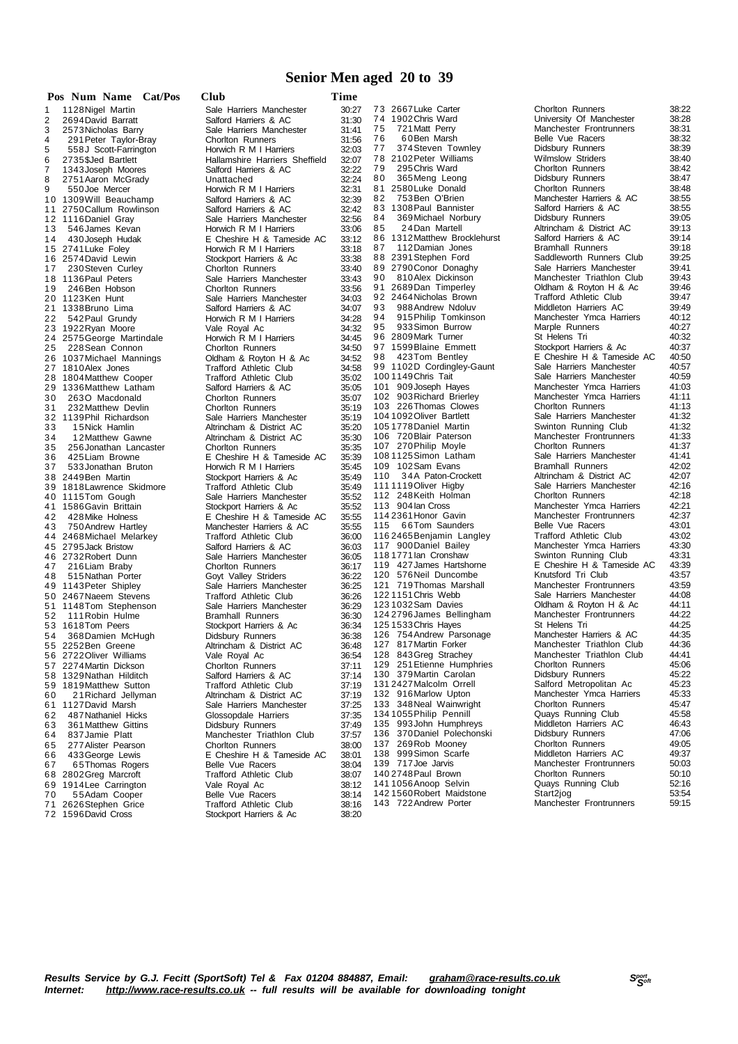# Senior Men aged 20 to 39

| Pos | Num | Name | Cat/Pos | Club | Time |
|---|---|---|---|---|---|
| 1 | 1128 | Nigel Martin | | Sale Harriers Manchester | 30:27 |
| 2 | 2694 | David Barratt | | Salford Harriers & AC | 31:30 |
| 3 | 2573 | Nicholas Barry | | Sale Harriers Manchester | 31:41 |
| 4 | 291 | Peter Taylor-Bray | | Chorlton Runners | 31:56 |
| 5 | 558 | J Scott-Farrington | | Horwich R M I Harriers | 32:03 |
| 6 | 2735 | $Jed Bartlett | | Hallamshire Harriers Sheffield | 32:07 |
| 7 | 1343 | Joseph Moores | | Salford Harriers & AC | 32:22 |
| 8 | 2751 | Aaron McGrady | | Unattached | 32:24 |
| 9 | 550 | Joe Mercer | | Horwich R M I Harriers | 32:31 |
| 10 | 1309 | Will Beauchamp | | Salford Harriers & AC | 32:39 |
| 11 | 2750 | Callum Rowlinson | | Salford Harriers & AC | 32:42 |
| 12 | 1116 | Daniel Gray | | Sale Harriers Manchester | 32:56 |
| 13 | 546 | James Kevan | | Horwich R M I Harriers | 33:06 |
| 14 | 430 | Joseph Hudak | | E Cheshire H & Tameside AC | 33:12 |
| 15 | 2741 | Luke Foley | | Horwich R M I Harriers | 33:18 |
| 16 | 2574 | David Lewin | | Stockport Harriers & Ac | 33:38 |
| 17 | 230 | Steven Curley | | Chorlton Runners | 33:40 |
| 18 | 1136 | Paul Peters | | Sale Harriers Manchester | 33:43 |
| 19 | 246 | Ben Hobson | | Chorlton Runners | 33:56 |
| 20 | 1123 | Ken Hunt | | Sale Harriers Manchester | 34:03 |
| 21 | 1338 | Bruno Lima | | Salford Harriers & AC | 34:07 |
| 22 | 542 | Paul Grundy | | Horwich R M I Harriers | 34:28 |
| 23 | 1922 | Ryan Moore | | Vale Royal Ac | 34:32 |
| 24 | 2575 | George Martindale | | Horwich R M I Harriers | 34:45 |
| 25 | 228 | Sean Connon | | Chorlton Runners | 34:50 |
| 26 | 1037 | Michael Mannings | | Oldham & Royton H & Ac | 34:52 |
| 27 | 1810 | Alex Jones | | Trafford Athletic Club | 34:58 |
| 28 | 1804 | Matthew Cooper | | Trafford Athletic Club | 35:02 |
| 29 | 1336 | Matthew Latham | | Salford Harriers & AC | 35:05 |
| 30 | 263 | O Macdonald | | Chorlton Runners | 35:07 |
| 31 | 232 | Matthew Devlin | | Chorlton Runners | 35:19 |
| 32 | 1139 | Phil Richardson | | Sale Harriers Manchester | 35:19 |
| 33 | 15 | Nick Hamlin | | Altrincham & District AC | 35:20 |
| 34 | 12 | Matthew Gawne | | Altrincham & District AC | 35:30 |
| 35 | 256 | Jonathan Lancaster | | Chorlton Runners | 35:35 |
| 36 | 425 | Liam Browne | | E Cheshire H & Tameside AC | 35:39 |
| 37 | 533 | Jonathan Bruton | | Horwich R M I Harriers | 35:45 |
| 38 | 2449 | Ben Martin | | Stockport Harriers & Ac | 35:49 |
| 39 | 1818 | Lawrence Skidmore | | Trafford Athletic Club | 35:49 |
| 40 | 1115 | Tom Gough | | Sale Harriers Manchester | 35:52 |
| 41 | 1586 | Gavin Brittain | | Stockport Harriers & Ac | 35:52 |
| 42 | 428 | Mike Holness | | E Cheshire H & Tameside AC | 35:55 |
| 43 | 750 | Andrew Hartley | | Manchester Harriers & AC | 35:55 |
| 44 | 2468 | Michael Melarkey | | Trafford Athletic Club | 36:00 |
| 45 | 2795 | Jack Bristow | | Salford Harriers & AC | 36:03 |
| 46 | 2732 | Robert Dunn | | Sale Harriers Manchester | 36:05 |
| 47 | 216 | Liam Braby | | Chorlton Runners | 36:17 |
| 48 | 515 | Nathan Porter | | Goyt Valley Striders | 36:22 |
| 49 | 1143 | Peter Shipley | | Sale Harriers Manchester | 36:25 |
| 50 | 2467 | Naeem Stevens | | Trafford Athletic Club | 36:26 |
| 51 | 1148 | Tom Stephenson | | Sale Harriers Manchester | 36:29 |
| 52 | 111 | Robin Hulme | | Bramhall Runners | 36:30 |
| 53 | 1618 | Tom Peers | | Stockport Harriers & Ac | 36:34 |
| 54 | 368 | Damien McHugh | | Didsbury Runners | 36:38 |
| 55 | 2252 | Ben Greene | | Altrincham & District AC | 36:48 |
| 56 | 2722 | Oliver Williams | | Vale Royal Ac | 36:54 |
| 57 | 2274 | Martin Dickson | | Chorlton Runners | 37:11 |
| 58 | 1329 | Nathan Hilditch | | Salford Harriers & AC | 37:14 |
| 59 | 1819 | Matthew Sutton | | Trafford Athletic Club | 37:19 |
| 60 | 21 | Richard Jellyman | | Altrincham & District AC | 37:19 |
| 61 | 1127 | David Marsh | | Sale Harriers Manchester | 37:25 |
| 62 | 487 | Nathaniel Hicks | | Glossopdale Harriers | 37:35 |
| 63 | 361 | Matthew Gittins | | Didsbury Runners | 37:49 |
| 64 | 837 | Jamie Platt | | Manchester Triathlon Club | 37:57 |
| 65 | 277 | Alister Pearson | | Chorlton Runners | 38:00 |
| 66 | 433 | George Lewis | | E Cheshire H & Tameside AC | 38:01 |
| 67 | 65 | Thomas Rogers | | Belle Vue Racers | 38:04 |
| 68 | 2802 | Greg Marcroft | | Trafford Athletic Club | 38:07 |
| 69 | 1914 | Lee Carrington | | Vale Royal Ac | 38:12 |
| 70 | 55 | Adam Cooper | | Belle Vue Racers | 38:14 |
| 71 | 2626 | Stephen Grice | | Trafford Athletic Club | 38:16 |
| 72 | 1596 | David Cross | | Stockport Harriers & Ac | 38:20 |
| 73 | 2667 | Luke Carter | | Chorlton Runners | 38:22 |
| 74 | 1902 | Chris Ward | | University Of Manchester | 38:28 |
| 75 | 721 | Matt Perry | | Manchester Frontrunners | 38:31 |
| 76 | 60 | Ben Marsh | | Belle Vue Racers | 38:32 |
| 77 | 374 | Steven Townley | | Didsbury Runners | 38:39 |
| 78 | 2102 | Peter Williams | | Wilmslow Striders | 38:40 |
| 79 | 295 | Chris Ward | | Chorlton Runners | 38:42 |
| 80 | 365 | Meng Leong | | Didsbury Runners | 38:47 |
| 81 | 2580 | Luke Donald | | Chorlton Runners | 38:48 |
| 82 | 753 | Ben O'Brien | | Manchester Harriers & AC | 38:55 |
| 83 | 1308 | Paul Bannister | | Salford Harriers & AC | 38:55 |
| 84 | 369 | Michael Norbury | | Didsbury Runners | 39:05 |
| 85 | 24 | Dan Martell | | Altrincham & District AC | 39:13 |
| 86 | 1312 | Matthew Brocklehurst | | Salford Harriers & AC | 39:14 |
| 87 | 112 | Damian Jones | | Bramhall Runners | 39:18 |
| 88 | 2391 | Stephen Ford | | Saddleworth Runners Club | 39:25 |
| 89 | 2790 | Conor Donaghy | | Sale Harriers Manchester | 39:41 |
| 90 | 810 | Alex Dickinson | | Manchester Triathlon Club | 39:43 |
| 91 | 2689 | Dan Timperley | | Oldham & Royton H & Ac | 39:46 |
| 92 | 2464 | Nicholas Brown | | Trafford Athletic Club | 39:47 |
| 93 | 988 | Andrew Ndoluv | | Middleton Harriers AC | 39:49 |
| 94 | 915 | Philip Tomkinson | | Manchester Ymca Harriers | 40:12 |
| 95 | 933 | Simon Burrow | | Marple Runners | 40:27 |
| 96 | 2809 | Mark Turner | | St Helens Tri | 40:32 |
| 97 | 1599 | Blaine Emmett | | Stockport Harriers & Ac | 40:37 |
| 98 | 423 | Tom Bentley | | E Cheshire H & Tameside AC | 40:50 |
| 99 | 1102 | D Cordingley-Gaunt | | Sale Harriers Manchester | 40:57 |
| 100 | 1149 | Chris Tait | | Sale Harriers Manchester | 40:59 |
| 101 | 909 | Joseph Hayes | | Manchester Ymca Harriers | 41:03 |
| 102 | 903 | Richard Brierley | | Manchester Ymca Harriers | 41:11 |
| 103 | 226 | Thomas Clowes | | Chorlton Runners | 41:13 |
| 104 | 1092 | Oliver Bartlett | | Sale Harriers Manchester | 41:32 |
| 105 | 1778 | Daniel Martin | | Swinton Running Club | 41:32 |
| 106 | 720 | Blair Paterson | | Manchester Frontrunners | 41:33 |
| 107 | 270 | Philip Moyle | | Chorlton Runners | 41:37 |
| 108 | 1125 | Simon Latham | | Sale Harriers Manchester | 41:41 |
| 109 | 102 | Sam Evans | | Bramhall Runners | 42:02 |
| 110 | 34 | A Paton-Crockett | | Altrincham & District AC | 42:07 |
| 111 | 1119 | Oliver Higby | | Sale Harriers Manchester | 42:16 |
| 112 | 248 | Keith Holman | | Chorlton Runners | 42:18 |
| 113 | 904 | Ian Cross | | Manchester Ymca Harriers | 42:21 |
| 114 | 2361 | Honor Gavin | | Manchester Frontrunners | 42:37 |
| 115 | 66 | Tom Saunders | | Belle Vue Racers | 43:01 |
| 116 | 2465 | Benjamin Langley | | Trafford Athletic Club | 43:02 |
| 117 | 900 | Daniel Bailey | | Manchester Ymca Harriers | 43:30 |
| 118 | 1771 | Ian Cronshaw | | Swinton Running Club | 43:31 |
| 119 | 427 | James Hartshorne | | E Cheshire H & Tameside AC | 43:39 |
| 120 | 576 | Neil Duncombe | | Knutsford Tri Club | 43:57 |
| 121 | 719 | Thomas Marshall | | Manchester Frontrunners | 43:59 |
| 122 | 1151 | Chris Webb | | Sale Harriers Manchester | 44:08 |
| 123 | 1032 | Sam Davies | | Oldham & Royton H & Ac | 44:11 |
| 124 | 2796 | James Bellingham | | Manchester Frontrunners | 44:22 |
| 125 | 1533 | Chris Hayes | | St Helens Tri | 44:25 |
| 126 | 754 | Andrew Parsonage | | Manchester Harriers & AC | 44:35 |
| 127 | 817 | Martin Forker | | Manchester Triathlon Club | 44:36 |
| 128 | 843 | Greg Strachey | | Manchester Triathlon Club | 44:41 |
| 129 | 251 | Etienne Humphries | | Chorlton Runners | 45:06 |
| 130 | 379 | Martin Carolan | | Didsbury Runners | 45:22 |
| 131 | 2427 | Malcolm Orrell | | Salford Metropolitan Ac | 45:23 |
| 132 | 916 | Marlow Upton | | Manchester Ymca Harriers | 45:33 |
| 133 | 348 | Neal Wainwright | | Chorlton Runners | 45:47 |
| 134 | 1055 | Philip Pennill | | Quays Running Club | 45:58 |
| 135 | 993 | John Humphreys | | Middleton Harriers AC | 46:43 |
| 136 | 370 | Daniel Polechonski | | Didsbury Runners | 47:06 |
| 137 | 269 | Rob Mooney | | Chorlton Runners | 49:05 |
| 138 | 999 | Simon Scarfe | | Middleton Harriers AC | 49:37 |
| 139 | 717 | Joe Jarvis | | Manchester Frontrunners | 50:03 |
| 140 | 2748 | Paul Brown | | Chorlton Runners | 50:10 |
| 141 | 1056 | Anoop Selvin | | Quays Running Club | 52:16 |
| 142 | 1560 | Robert Maidstone | | Start2jog | 53:54 |
| 143 | 722 | Andrew Porter | | Manchester Frontrunners | 59:15 |

***Results Service by G.J. Fecitt (SportSoft) Tel & Fax 01204 884887, Email: graham@race-results.co.uk***
***Internet: http://www.race-results.co.uk -- full results will be available for downloading tonight***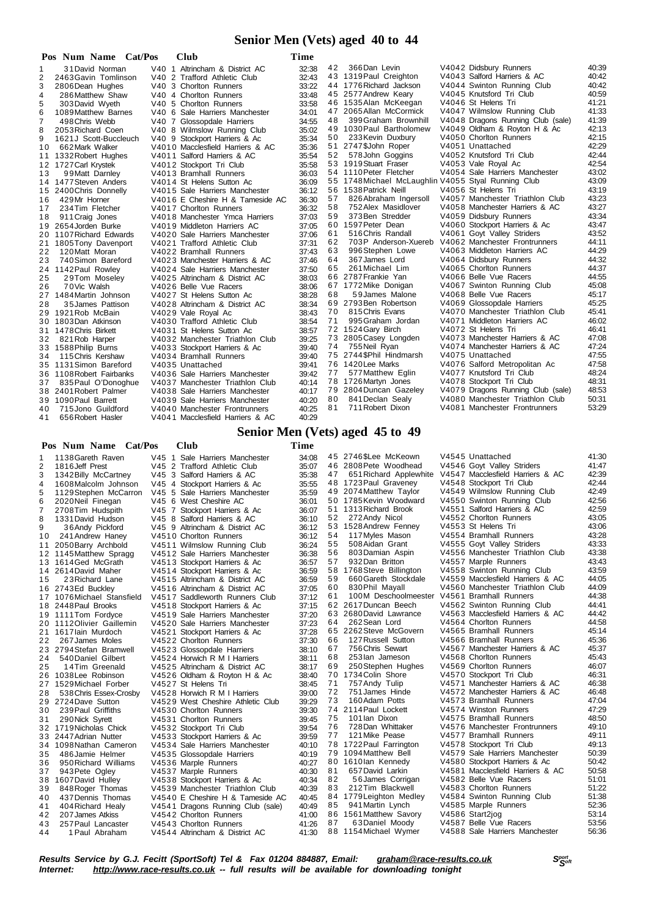# Senior Men (Vets) aged 40 to 44

| Pos | Num | Name | Cat/Pos | Club | Time |
|---|---|---|---|---|---|
| 1 | 31 | David Norman | V40 1 | Altrincham & District AC | 32:38 |
| 2 | 2463 | Gavin Tomlinson | V40 2 | Trafford Athletic Club | 32:43 |
| 3 | 2806 | Dean Hughes | V40 3 | Chorlton Runners | 33:22 |
| 4 | 286 | Matthew Shaw | V40 4 | Chorlton Runners | 33:48 |
| 5 | 303 | David Wyeth | V40 5 | Chorlton Runners | 33:58 |
| 6 | 1089 | Matthew Barnes | V40 6 | Sale Harriers Manchester | 34:01 |
| 7 | 498 | Chris Webb | V40 7 | Glossopdale Harriers | 34:55 |
| 8 | 2053 | Richard Coen | V40 8 | Wilmslow Running Club | 35:02 |
| 9 | 1621 | J Scott-Buccleuch | V40 9 | Stockport Harriers & Ac | 35:34 |
| 10 | 662 | Mark Walker | V4010 | Macclesfield Harriers & AC | 35:36 |
| 11 | 1332 | Robert Hughes | V4011 | Salford Harriers & AC | 35:54 |
| 12 | 1727 | Carl Krystek | V4012 | Stockport Tri Club | 35:58 |
| 13 | 99 | Matt Darnley | V4013 | Bramhall Runners | 36:03 |
| 14 | 1477 | Steven Anders | V4014 | St Helens Sutton Ac | 36:09 |
| 15 | 2400 | Chris Donnelly | V4015 | Sale Harriers Manchester | 36:12 |
| 16 | 429 | Mr Horner | V4016 | E Cheshire H & Tameside AC | 36:30 |
| 17 | 234 | Tim Fletcher | V4017 | Chorlton Runners | 36:32 |
| 18 | 911 | Craig Jones | V4018 | Manchester Ymca Harriers | 37:03 |
| 19 | 2654 | Jorden Burke | V4019 | Middleton Harriers AC | 37:05 |
| 20 | 1107 | Richard Edwards | V4020 | Sale Harriers Manchester | 37:06 |
| 21 | 1805 | Tony Davenport | V4021 | Trafford Athletic Club | 37:31 |
| 22 | 120 | Matt Moran | V4022 | Bramhall Runners | 37:43 |
| 23 | 740 | Simon Bareford | V4023 | Manchester Harriers & AC | 37:46 |
| 24 | 1142 | Paul Rowley | V4024 | Sale Harriers Manchester | 37:50 |
| 25 | 29 | Tom Moseley | V4025 | Altrincham & District AC | 38:03 |
| 26 | 70 | Vic Walsh | V4026 | Belle Vue Racers | 38:06 |
| 27 | 1484 | Martin Johnson | V4027 | St Helens Sutton Ac | 38:28 |
| 28 | 35 | James Pattison | V4028 | Altrincham & District AC | 38:34 |
| 29 | 1921 | Rob McBain | V4029 | Vale Royal Ac | 38:43 |
| 30 | 1803 | Dan Atkinson | V4030 | Trafford Athletic Club | 38:54 |
| 31 | 1478 | Chris Birkett | V4031 | St Helens Sutton Ac | 38:57 |
| 32 | 821 | Rob Harper | V4032 | Manchester Triathlon Club | 39:25 |
| 33 | 1588 | Philip Burns | V4033 | Stockport Harriers & Ac | 39:40 |
| 34 | 115 | Chris Kershaw | V4034 | Bramhall Runners | 39:40 |
| 35 | 1131 | Simon Bareford | V4035 | Unattached | 39:41 |
| 36 | 1108 | Robert Fairbanks | V4036 | Sale Harriers Manchester | 39:42 |
| 37 | 835 | Paul O'Donoghue | V4037 | Manchester Triathlon Club | 40:14 |
| 38 | 2401 | Robert Palmer | V4038 | Sale Harriers Manchester | 40:17 |
| 39 | 1090 | Paul Barrett | V4039 | Sale Harriers Manchester | 40:20 |
| 40 | 715 | Jono Guildford | V4040 | Manchester Frontrunners | 40:25 |
| 41 | 656 | Robert Hasler | V4041 | Macclesfield Harriers & AC | 40:29 |
| 42 | 366 | Dan Levin | V4042 | Didsbury Runners | 40:39 |
| 43 | 1319 | Paul Creighton | V4043 | Salford Harriers & AC | 40:42 |
| 44 | 1776 | Richard Jackson | V4044 | Swinton Running Club | 40:42 |
| 45 | 2577 | Andrew Keary | V4045 | Knutsford Tri Club | 40:59 |
| 46 | 1535 | Alan McKeegan | V4046 | St Helens Tri | 41:21 |
| 47 | 2065 | Allan McCormick | V4047 | Wilmslow Running Club | 41:33 |
| 48 | 399 | Graham Brownhill | V4048 | Dragons Running Club (sale) | 41:39 |
| 49 | 1030 | Paul Bartholomew | V4049 | Oldham & Royton H & Ac | 42:13 |
| 50 | 233 | Kevin Duxbury | V4050 | Chorlton Runners | 42:15 |
| 51 | 2747 | $John Roper | V4051 | Unattached | 42:29 |
| 52 | 578 | John Goggins | V4052 | Knutsford Tri Club | 42:44 |
| 53 | 1919 | Stuart Fraser | V4053 | Vale Royal Ac | 42:54 |
| 54 | 1110 | Peter Fletcher | V4054 | Sale Harriers Manchester | 43:02 |
| 55 | 1748 | Michael McLaughlin | V4055 | Styal Running Club | 43:09 |
| 56 | 1538 | Patrick Neill | V4056 | St Helens Tri | 43:19 |
| 57 | 826 | Abraham Ingersoll | V4057 | Manchester Triathlon Club | 43:23 |
| 58 | 752 | Alex Masidlover | V4058 | Manchester Harriers & AC | 43:27 |
| 59 | 373 | Ben Stredder | V4059 | Didsbury Runners | 43:34 |
| 60 | 1597 | Peter Dean | V4060 | Stockport Harriers & Ac | 43:47 |
| 61 | 516 | Chris Randall | V4061 | Goyt Valley Striders | 43:52 |
| 62 | 703 | P Anderson-Xuereb | V4062 | Manchester Frontrunners | 44:11 |
| 63 | 996 | Stephen Lowe | V4063 | Middleton Harriers AC | 44:29 |
| 64 | 367 | James Lord | V4064 | Didsbury Runners | 44:32 |
| 65 | 261 | Michael Lim | V4065 | Chorlton Runners | 44:37 |
| 66 | 2787 | Frankie Yan | V4066 | Belle Vue Racers | 44:55 |
| 67 | 1772 | Mike Donigan | V4067 | Swinton Running Club | 45:08 |
| 68 | 59 | James Malone | V4068 | Belle Vue Racers | 45:17 |
| 69 | 2793 | Ben Robertson | V4069 | Glossopdale Harriers | 45:25 |
| 70 | 815 | Chris Evans | V4070 | Manchester Triathlon Club | 45:41 |
| 71 | 995 | Graham Jordan | V4071 | Middleton Harriers AC | 46:02 |
| 72 | 1524 | Gary Birch | V4072 | St Helens Tri | 46:41 |
| 73 | 2805 | Casey Longden | V4073 | Manchester Harriers & AC | 47:08 |
| 74 | 755 | Neil Ryan | V4074 | Manchester Harriers & AC | 47:24 |
| 75 | 2744 | $Phil Hindmarsh | V4075 | Unattached | 47:55 |
| 76 | 1420 | Lee Marks | V4076 | Salford Metropolitan Ac | 47:58 |
| 77 | 577 | Matthew Eglin | V4077 | Knutsford Tri Club | 48:24 |
| 78 | 1726 | Martyn Jones | V4078 | Stockport Tri Club | 48:31 |
| 79 | 2804 | Duncan Gazeley | V4079 | Dragons Running Club (sale) | 48:53 |
| 80 | 841 | Declan Sealy | V4080 | Manchester Triathlon Club | 50:31 |
| 81 | 711 | Robert Dixon | V4081 | Manchester Frontrunners | 53:29 |

# Senior Men (Vets) aged 45 to 49

| Pos | Num | Name | Cat/Pos | Club | Time |
|---|---|---|---|---|---|
| 1 | 1138 | Gareth Raven | V45 1 | Sale Harriers Manchester | 34:08 |
| 2 | 1816 | Jeff Prest | V45 2 | Trafford Athletic Club | 35:07 |
| 3 | 1342 | Billy McCartney | V45 3 | Salford Harriers & AC | 35:38 |
| 4 | 1608 | Malcolm Johnson | V45 4 | Stockport Harriers & Ac | 35:55 |
| 5 | 1129 | Stephen McCarron | V45 5 | Sale Harriers Manchester | 35:59 |
| 6 | 2020 | Neil Finegan | V45 6 | West Cheshire AC | 36:01 |
| 7 | 2708 | Tim Hudspith | V45 7 | Stockport Harriers & Ac | 36:07 |
| 8 | 1331 | David Hudson | V45 8 | Salford Harriers & AC | 36:10 |
| 9 | 36 | Andy Pickford | V45 9 | Altrincham & District AC | 36:12 |
| 10 | 241 | Andrew Haney | V4510 | Chorlton Runners | 36:12 |
| 11 | 2050 | Barry Archbold | V4511 | Wilmslow Running Club | 36:24 |
| 12 | 1145 | Matthew Spragg | V4512 | Sale Harriers Manchester | 36:38 |
| 13 | 1614 | Ged McGrath | V4513 | Stockport Harriers & Ac | 36:57 |
| 14 | 2614 | David Maher | V4514 | Stockport Harriers & Ac | 36:59 |
| 15 | 23 | Richard Lane | V4515 | Altrincham & District AC | 36:59 |
| 16 | 2743 | Ed Buckley | V4516 | Altrincham & District AC | 37:05 |
| 17 | 1076 | Michael Stansfield | V4517 | Saddleworth Runners Club | 37:12 |
| 18 | 2448 | Paul Brooks | V4518 | Stockport Harriers & Ac | 37:15 |
| 19 | 1111 | Tom Fordyce | V4519 | Sale Harriers Manchester | 37:20 |
| 20 | 1112 | Olivier Gaillemin | V4520 | Sale Harriers Manchester | 37:23 |
| 21 | 1617 | Iain Murdoch | V4521 | Stockport Harriers & Ac | 37:28 |
| 22 | 267 | James Moles | V4522 | Chorlton Runners | 37:30 |
| 23 | 2794 | Stefan Bramwell | V4523 | Glossopdale Harriers | 38:10 |
| 24 | 540 | Daniel Gilbert | V4524 | Horwich R M I Harriers | 38:11 |
| 25 | 14 | Tim Greenald | V4525 | Altrincham & District AC | 38:17 |
| 26 | 1038 | Lee Robinson | V4526 | Oldham & Royton H & Ac | 38:40 |
| 27 | 1529 | Michael Forber | V4527 | St Helens Tri | 38:45 |
| 28 | 538 | Chris Essex-Crosby | V4528 | Horwich R M I Harriers | 39:00 |
| 29 | 2724 | Dave Sutton | V4529 | West Cheshire Athletic Club | 39:29 |
| 30 | 239 | Paul Griffiths | V4530 | Chorlton Runners | 39:30 |
| 31 | 290 | Nick Syrett | V4531 | Chorlton Runners | 39:45 |
| 32 | 1719 | Nicholas Chick | V4532 | Stockport Tri Club | 39:54 |
| 33 | 2447 | Adrian Nutter | V4533 | Stockport Harriers & Ac | 39:59 |
| 34 | 1098 | Nathan Cameron | V4534 | Sale Harriers Manchester | 40:10 |
| 35 | 486 | Jamie Helmer | V4535 | Glossopdale Harriers | 40:19 |
| 36 | 950 | Richard Williams | V4536 | Marple Runners | 40:27 |
| 37 | 943 | Pete Ogley | V4537 | Marple Runners | 40:30 |
| 38 | 1607 | David Hulley | V4538 | Stockport Harriers & Ac | 40:34 |
| 39 | 848 | Roger Thomas | V4539 | Manchester Triathlon Club | 40:39 |
| 40 | 437 | Dennis Thomas | V4540 | E Cheshire H & Tameside AC | 40:45 |
| 41 | 404 | Richard Healy | V4541 | Dragons Running Club (sale) | 40:49 |
| 42 | 207 | James Atkiss | V4542 | Chorlton Runners | 41:00 |
| 43 | 257 | Paul Lancaster | V4543 | Chorlton Runners | 41:26 |
| 44 | 1 | Paul Abraham | V4544 | Altrincham & District AC | 41:30 |
| 45 | 2746 | $Lee McKeown | V4545 | Unattached | 41:30 |
| 46 | 2808 | Pete Woodhead | V4546 | Goyt Valley Striders | 41:47 |
| 47 | 651 | Richard Applewhite | V4547 | Macclesfield Harriers & AC | 42:39 |
| 48 | 1723 | Paul Graveney | V4548 | Stockport Tri Club | 42:44 |
| 49 | 2074 | Matthew Taylor | V4549 | Wilmslow Running Club | 42:49 |
| 50 | 1785 | Kevin Woodward | V4550 | Swinton Running Club | 42:56 |
| 51 | 1313 | Richard Brook | V4551 | Salford Harriers & AC | 42:59 |
| 52 | 272 | Andy Nicol | V4552 | Chorlton Runners | 43:05 |
| 53 | 1528 | Andrew Fenney | V4553 | St Helens Tri | 43:06 |
| 54 | 117 | Myles Mason | V4554 | Bramhall Runners | 43:28 |
| 55 | 508 | Aidan Grant | V4555 | Goyt Valley Striders | 43:33 |
| 56 | 803 | Damian Aspin | V4556 | Manchester Triathlon Club | 43:38 |
| 57 | 932 | Dan Britton | V4557 | Marple Runners | 43:43 |
| 58 | 1768 | Steve Billington | V4558 | Swinton Running Club | 43:59 |
| 59 | 660 | Gareth Stockdale | V4559 | Macclesfield Harriers & AC | 44:05 |
| 60 | 830 | Phil Mayall | V4560 | Manchester Triathlon Club | 44:09 |
| 61 | 100 | M Deschoolmeester | V4561 | Bramhall Runners | 44:38 |
| 62 | 2617 | Duncan Beech | V4562 | Swinton Running Club | 44:41 |
| 63 | 2680 | David Lawrance | V4563 | Macclesfield Harriers & AC | 44:42 |
| 64 | 262 | Sean Lord | V4564 | Chorlton Runners | 44:58 |
| 65 | 2262 | Steve McGovern | V4565 | Bramhall Runners | 45:14 |
| 66 | 127 | Russell Sutton | V4566 | Bramhall Runners | 45:36 |
| 67 | 756 | Chris Sewart | V4567 | Manchester Harriers & AC | 45:37 |
| 68 | 253 | Ian Jameson | V4568 | Chorlton Runners | 45:43 |
| 69 | 250 | Stephen Hughes | V4569 | Chorlton Runners | 46:07 |
| 70 | 1734 | Colin Shore | V4570 | Stockport Tri Club | 46:31 |
| 71 | 757 | Andy Tulip | V4571 | Manchester Harriers & AC | 46:38 |
| 72 | 751 | James Hinde | V4572 | Manchester Harriers & AC | 46:48 |
| 73 | 160 | Adam Potts | V4573 | Bramhall Runners | 47:04 |
| 74 | 2114 | Paul Lockett | V4574 | Winston Runners | 47:29 |
| 75 | 101 | Ian Dixon | V4575 | Bramhall Runners | 48:50 |
| 76 | 728 | Dan Whittaker | V4576 | Manchester Frontrunners | 49:10 |
| 77 | 121 | Mike Pease | V4577 | Bramhall Runners | 49:11 |
| 78 | 1722 | Paul Farrington | V4578 | Stockport Tri Club | 49:13 |
| 79 | 1094 | Matthew Bell | V4579 | Sale Harriers Manchester | 50:39 |
| 80 | 1610 | Ian Kennedy | V4580 | Stockport Harriers & Ac | 50:42 |
| 81 | 657 | David Larkin | V4581 | Macclesfield Harriers & AC | 50:58 |
| 82 | 56 | James Corrigan | V4582 | Belle Vue Racers | 51:01 |
| 83 | 212 | Tim Blackwell | V4583 | Chorlton Runners | 51:22 |
| 84 | 1779 | Leighton Medley | V4584 | Swinton Running Club | 51:38 |
| 85 | 941 | Martin Lynch | V4585 | Marple Runners | 52:36 |
| 86 | 1561 | Matthew Savory | V4586 | Start2jog | 53:14 |
| 87 | 63 | Daniel Moody | V4587 | Belle Vue Racers | 53:56 |
| 88 | 1154 | Michael Wymer | V4588 | Sale Harriers Manchester | 56:36 |

***Results Service by G.J. Fecitt (SportSoft) Tel & Fax 01204 884887, Email: graham@race-results.co.uk***
***Internet: http://www.race-results.co.uk -- full results will be available for downloading tonight***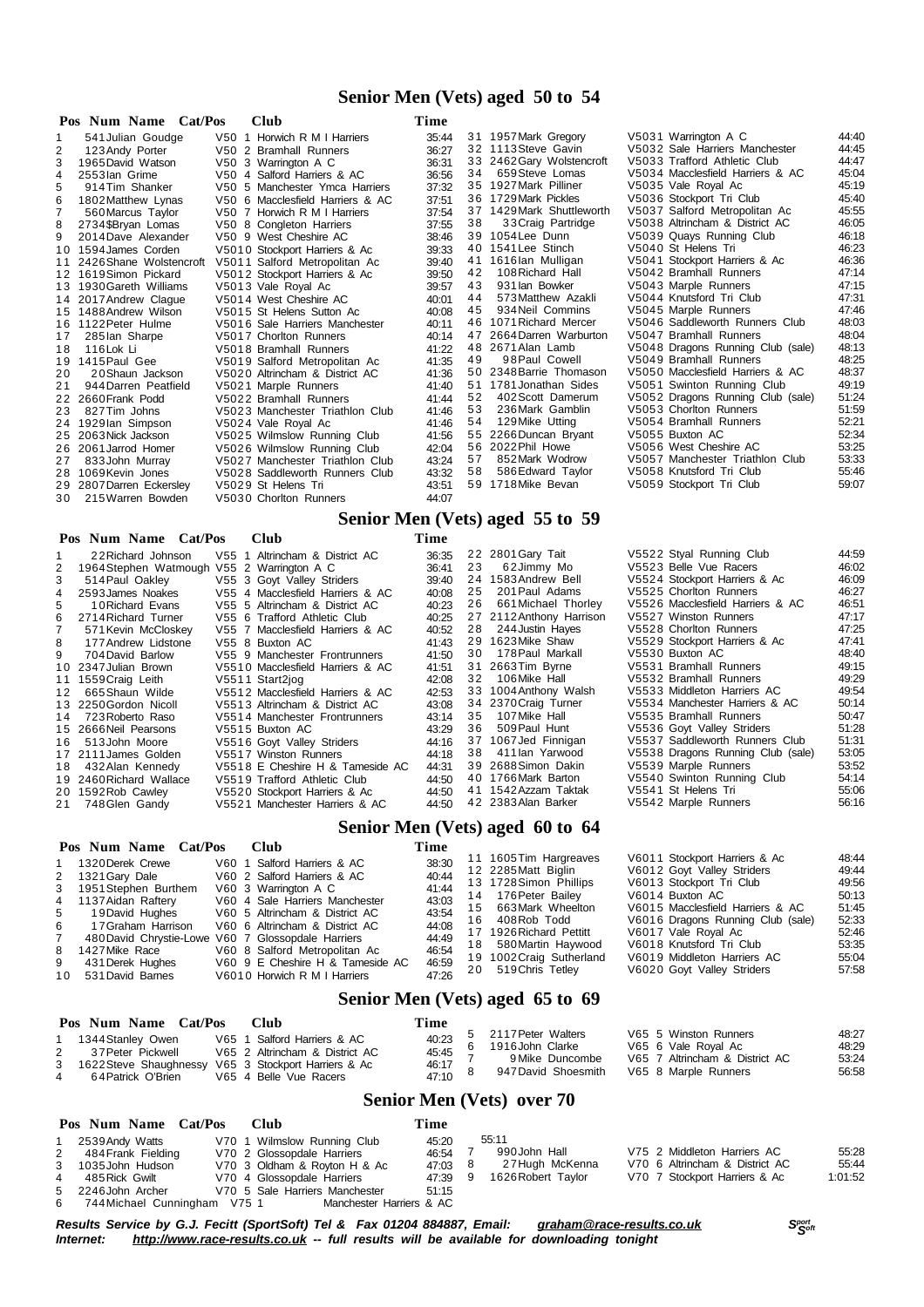## Senior Men (Vets) aged 50 to 54

| Pos | Num | Name | Cat/Pos | Club | Time |
|---|---|---|---|---|---|
| 1 | 541 | Julian Goudge | V50 1 | Horwich R M I Harriers | 35:44 |
| 2 | 123 | Andy Porter | V50 2 | Bramhall Runners | 36:27 |
| 3 | 1965 | David Watson | V50 3 | Warrington A C | 36:31 |
| 4 | 2553 | Ian Grime | V50 4 | Salford Harriers & AC | 36:56 |
| 5 | 914 | Tim Shanker | V50 5 | Manchester Ymca Harriers | 37:32 |
| 6 | 1802 | Matthew Lynas | V50 6 | Macclesfield Harriers & AC | 37:51 |
| 7 | 560 | Marcus Taylor | V50 7 | Horwich R M I Harriers | 37:54 |
| 8 | 2734 | $Bryan Lomas | V50 8 | Congleton Harriers | 37:55 |
| 9 | 2014 | Dave Alexander | V50 9 | West Cheshire AC | 38:46 |
| 10 | 1594 | James Corden | V5010 | Stockport Harriers & Ac | 39:33 |
| 11 | 2426 | Shane Wolstencroft | V5011 | Salford Metropolitan Ac | 39:40 |
| 12 | 1619 | Simon Pickard | V5012 | Stockport Harriers & Ac | 39:50 |
| 13 | 1930 | Gareth Williams | V5013 | Vale Royal Ac | 39:57 |
| 14 | 2017 | Andrew Clague | V5014 | West Cheshire AC | 40:01 |
| 15 | 1488 | Andrew Wilson | V5015 | St Helens Sutton Ac | 40:08 |
| 16 | 1122 | Peter Hulme | V5016 | Sale Harriers Manchester | 40:11 |
| 17 | 285 | Ian Sharpe | V5017 | Chorlton Runners | 40:14 |
| 18 | 116 | Lok Li | V5018 | Bramhall Runners | 41:22 |
| 19 | 1415 | Paul Gee | V5019 | Salford Metropolitan Ac | 41:35 |
| 20 | 20 | Shaun Jackson | V5020 | Altrincham & District AC | 41:36 |
| 21 | 944 | Darren Peatfield | V5021 | Marple Runners | 41:40 |
| 22 | 2660 | Frank Podd | V5022 | Bramhall Runners | 41:44 |
| 23 | 827 | Tim Johns | V5023 | Manchester Triathlon Club | 41:46 |
| 24 | 1929 | Ian Simpson | V5024 | Vale Royal Ac | 41:46 |
| 25 | 2063 | Nick Jackson | V5025 | Wilmslow Running Club | 41:56 |
| 26 | 2061 | Jarrod Homer | V5026 | Wilmslow Running Club | 42:04 |
| 27 | 833 | John Murray | V5027 | Manchester Triathlon Club | 43:24 |
| 28 | 1069 | Kevin Jones | V5028 | Saddleworth Runners Club | 43:32 |
| 29 | 2807 | Darren Eckersley | V5029 | St Helens Tri | 43:51 |
| 30 | 215 | Warren Bowden | V5030 | Chorlton Runners | 44:07 |
| 31 | 1957 | Mark Gregory | V5031 | Warrington A C | 44:40 |
| 32 | 1113 | Steve Gavin | V5032 | Sale Harriers Manchester | 44:45 |
| 33 | 2462 | Gary Wolstencroft | V5033 | Trafford Athletic Club | 44:47 |
| 34 | 659 | Steve Lomas | V5034 | Macclesfield Harriers & AC | 45:04 |
| 35 | 1927 | Mark Pilliner | V5035 | Vale Royal Ac | 45:19 |
| 36 | 1729 | Mark Pickles | V5036 | Stockport Tri Club | 45:40 |
| 37 | 1429 | Mark Shuttleworth | V5037 | Salford Metropolitan Ac | 45:55 |
| 38 | 33 | Craig Partridge | V5038 | Altrincham & District AC | 46:05 |
| 39 | 1054 | Lee Dunn | V5039 | Quays Running Club | 46:18 |
| 40 | 1541 | Lee Stinch | V5040 | St Helens Tri | 46:23 |
| 41 | 1616 | Ian Mulligan | V5041 | Stockport Harriers & Ac | 46:36 |
| 42 | 108 | Richard Hall | V5042 | Bramhall Runners | 47:14 |
| 43 | 931 | Ian Bowker | V5043 | Marple Runners | 47:15 |
| 44 | 573 | Matthew Azakli | V5044 | Knutsford Tri Club | 47:31 |
| 45 | 934 | Neil Commins | V5045 | Marple Runners | 47:46 |
| 46 | 1071 | Richard Mercer | V5046 | Saddleworth Runners Club | 48:03 |
| 47 | 2664 | Darren Warburton | V5047 | Bramhall Runners | 48:04 |
| 48 | 2671 | Alan Lamb | V5048 | Dragons Running Club (sale) | 48:13 |
| 49 | 98 | Paul Cowell | V5049 | Bramhall Runners | 48:25 |
| 50 | 2348 | Barrie Thomason | V5050 | Macclesfield Harriers & AC | 48:37 |
| 51 | 1781 | Jonathan Sides | V5051 | Swinton Running Club | 49:19 |
| 52 | 402 | Scott Damerum | V5052 | Dragons Running Club (sale) | 51:24 |
| 53 | 236 | Mark Gamblin | V5053 | Chorlton Runners | 51:59 |
| 54 | 129 | Mike Utting | V5054 | Bramhall Runners | 52:21 |
| 55 | 2266 | Duncan Bryant | V5055 | Buxton AC | 52:34 |
| 56 | 2022 | Phil Howe | V5056 | West Cheshire AC | 53:25 |
| 57 | 852 | Mark Wodrow | V5057 | Manchester Triathlon Club | 53:33 |
| 58 | 586 | Edward Taylor | V5058 | Knutsford Tri Club | 55:46 |
| 59 | 1718 | Mike Bevan | V5059 | Stockport Tri Club | 59:07 |

## Senior Men (Vets) aged 55 to 59

| Pos | Num | Name | Cat/Pos | Club | Time |
|---|---|---|---|---|---|
| 1 | 22 | Richard Johnson | V55 1 | Altrincham & District AC | 36:35 |
| 2 | 1964 | Stephen Watmough | V55 2 | Warrington A C | 36:41 |
| 3 | 514 | Paul Oakley | V55 3 | Goyt Valley Striders | 39:40 |
| 4 | 2593 | James Noakes | V55 4 | Macclesfield Harriers & AC | 40:08 |
| 5 | 10 | Richard Evans | V55 5 | Altrincham & District AC | 40:23 |
| 6 | 2714 | Richard Turner | V55 6 | Trafford Athletic Club | 40:25 |
| 7 | 571 | Kevin McCloskey | V55 7 | Macclesfield Harriers & AC | 40:52 |
| 8 | 177 | Andrew Lidstone | V55 8 | Buxton AC | 41:43 |
| 9 | 704 | David Barlow | V55 9 | Manchester Frontrunners | 41:50 |
| 10 | 2347 | Julian Brown | V5510 | Macclesfield Harriers & AC | 41:51 |
| 11 | 1559 | Craig Leith | V5511 | Start2jog | 42:08 |
| 12 | 665 | Shaun Wilde | V5512 | Macclesfield Harriers & AC | 42:53 |
| 13 | 2250 | Gordon Nicoll | V5513 | Altrincham & District AC | 43:08 |
| 14 | 723 | Roberto Raso | V5514 | Manchester Frontrunners | 43:14 |
| 15 | 2666 | Neil Pearsons | V5515 | Buxton AC | 43:29 |
| 16 | 513 | John Moore | V5516 | Goyt Valley Striders | 44:16 |
| 17 | 2111 | James Golden | V5517 | Winston Runners | 44:18 |
| 18 | 432 | Alan Kennedy | V5518 | E Cheshire H & Tameside AC | 44:31 |
| 19 | 2460 | Richard Wallace | V5519 | Trafford Athletic Club | 44:50 |
| 20 | 1592 | Rob Cawley | V5520 | Stockport Harriers & Ac | 44:50 |
| 21 | 748 | Glen Gandy | V5521 | Manchester Harriers & AC | 44:50 |
| 22 | 2801 | Gary Tait | V5522 | Styal Running Club | 44:59 |
| 23 | 62 | Jimmy Mo | V5523 | Belle Vue Racers | 46:02 |
| 24 | 1583 | Andrew Bell | V5524 | Stockport Harriers & Ac | 46:09 |
| 25 | 201 | Paul Adams | V5525 | Chorlton Runners | 46:27 |
| 26 | 661 | Michael Thorley | V5526 | Macclesfield Harriers & AC | 46:51 |
| 27 | 2112 | Anthony Harrison | V5527 | Winston Runners | 47:17 |
| 28 | 244 | Justin Hayes | V5528 | Chorlton Runners | 47:25 |
| 29 | 1623 | Mike Shaw | V5529 | Stockport Harriers & Ac | 47:41 |
| 30 | 178 | Paul Markall | V5530 | Buxton AC | 48:40 |
| 31 | 2663 | Tim Byrne | V5531 | Bramhall Runners | 49:15 |
| 32 | 106 | Mike Hall | V5532 | Bramhall Runners | 49:29 |
| 33 | 1004 | Anthony Walsh | V5533 | Middleton Harriers AC | 49:54 |
| 34 | 2370 | Craig Turner | V5534 | Manchester Harriers & AC | 50:14 |
| 35 | 107 | Mike Hall | V5535 | Bramhall Runners | 50:47 |
| 36 | 509 | Paul Hunt | V5536 | Goyt Valley Striders | 51:28 |
| 37 | 1067 | Jed Finnigan | V5537 | Saddleworth Runners Club | 51:31 |
| 38 | 411 | Ian Yarwood | V5538 | Dragons Running Club (sale) | 53:05 |
| 39 | 2688 | Simon Dakin | V5539 | Marple Runners | 53:52 |
| 40 | 1766 | Mark Barton | V5540 | Swinton Running Club | 54:14 |
| 41 | 1542 | Azzam Taktak | V5541 | St Helens Tri | 55:06 |
| 42 | 2383 | Alan Barker | V5542 | Marple Runners | 56:16 |

## Senior Men (Vets) aged 60 to 64

| Pos | Num | Name | Cat/Pos | Club | Time |
|---|---|---|---|---|---|
| 1 | 1320 | Derek Crewe | V60 1 | Salford Harriers & AC | 38:30 |
| 2 | 1321 | Gary Dale | V60 2 | Salford Harriers & AC | 40:44 |
| 3 | 1951 | Stephen Burthem | V60 3 | Warrington A C | 41:44 |
| 4 | 1137 | Aidan Raftery | V60 4 | Sale Harriers Manchester | 43:03 |
| 5 | 19 | David Hughes | V60 5 | Altrincham & District AC | 43:54 |
| 6 | 17 | Graham Harrison | V60 6 | Altrincham & District AC | 44:08 |
| 7 | 480 | David Chrystie-Lowe | V60 7 | Glossopdale Harriers | 44:49 |
| 8 | 1427 | Mike Race | V60 8 | Salford Metropolitan Ac | 46:54 |
| 9 | 431 | Derek Hughes | V60 9 | E Cheshire H & Tameside AC | 46:59 |
| 10 | 531 | David Barnes | V6010 | Horwich R M I Harriers | 47:26 |
| 11 | 1605 | Tim Hargreaves | V6011 | Stockport Harriers & Ac | 48:44 |
| 12 | 2285 | Matt Biglin | V6012 | Goyt Valley Striders | 49:44 |
| 13 | 1728 | Simon Phillips | V6013 | Stockport Tri Club | 49:56 |
| 14 | 176 | Peter Bailey | V6014 | Buxton AC | 50:13 |
| 15 | 663 | Mark Wheelton | V6015 | Macclesfield Harriers & AC | 51:45 |
| 16 | 408 | Rob Todd | V6016 | Dragons Running Club (sale) | 52:33 |
| 17 | 1926 | Richard Pettitt | V6017 | Vale Royal Ac | 52:46 |
| 18 | 580 | Martin Haywood | V6018 | Knutsford Tri Club | 53:35 |
| 19 | 1002 | Craig Sutherland | V6019 | Middleton Harriers AC | 55:04 |
| 20 | 519 | Chris Tetley | V6020 | Goyt Valley Striders | 57:58 |

## Senior Men (Vets) aged 65 to 69

| Pos | Num | Name | Cat/Pos | Club | Time |
|---|---|---|---|---|---|
| 1 | 1344 | Stanley Owen | V65 1 | Salford Harriers & AC | 40:23 |
| 2 | 37 | Peter Pickwell | V65 2 | Altrincham & District AC | 45:45 |
| 3 | 1622 | Steve Shaughnessy | V65 3 | Stockport Harriers & Ac | 46:17 |
| 4 | 64 | Patrick O'Brien | V65 4 | Belle Vue Racers | 47:10 |
| 5 | 2117 | Peter Walters | V65 5 | Winston Runners | 48:27 |
| 6 | 1916 | John Clarke | V65 6 | Vale Royal Ac | 48:29 |
| 7 | 9 | Mike Duncombe | V65 7 | Altrincham & District AC | 53:24 |
| 8 | 947 | David Shoesmith | V65 8 | Marple Runners | 56:58 |

## Senior Men (Vets) over 70

| Pos | Num | Name | Cat/Pos | Club | Time |
|---|---|---|---|---|---|
| 1 | 2539 | Andy Watts | V70 1 | Wilmslow Running Club | 45:20 |
| 2 | 484 | Frank Fielding | V70 2 | Glossopdale Harriers | 46:54 |
| 3 | 1035 | John Hudson | V70 3 | Oldham & Royton H & Ac | 47:03 |
| 4 | 485 | Rick Gwilt | V70 4 | Glossopdale Harriers | 47:39 |
| 5 | 2246 | John Archer | V70 5 | Sale Harriers Manchester | 51:15 |
| 6 | 744 | Michael Cunningham | V75 1 | Manchester Harriers & AC | 55:11 |
| 7 | 990 | John Hall | V75 2 | Middleton Harriers AC | 55:28 |
| 8 | 27 | Hugh McKenna | V70 6 | Altrincham & District AC | 55:44 |
| 9 | 1626 | Robert Taylor | V70 7 | Stockport Harriers & Ac | 1:01:52 |

***Results Service by G.J. Fecitt (SportSoft) Tel & Fax 01204 884887, Email: graham@race-results.co.uk***
***Internet: http://www.race-results.co.uk -- full results will be available for downloading tonight***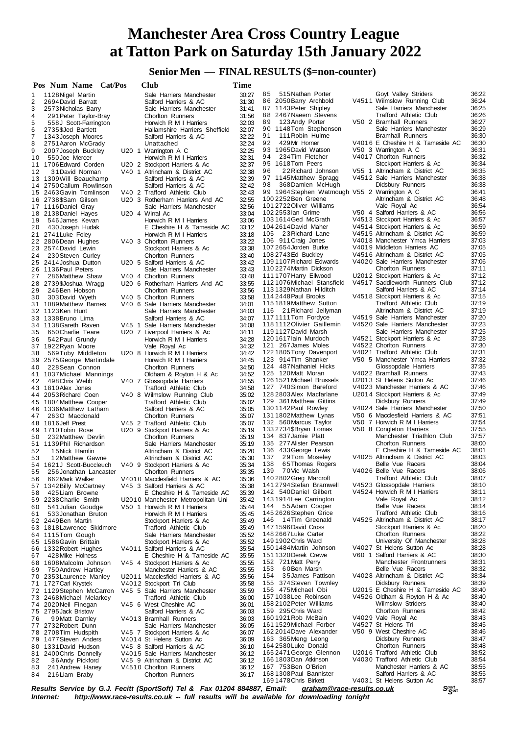# Manchester Area Cross Country League at Tatton Park on Saturday 15th January 2022

## Senior Men — FINAL RESULTS ($=non-counter)

| Pos | Num | Name | Cat/Pos | Club | Time |
|---|---|---|---|---|---|
| 1 | 1128 | Nigel Martin | | Sale Harriers Manchester | 30:27 |
| 2 | 2694 | David Barratt | | Salford Harriers & AC | 31:30 |
| 3 | 2573 | Nicholas Barry | | Sale Harriers Manchester | 31:41 |
| 4 | 291 | Peter Taylor-Bray | | Chorlton Runners | 31:56 |
| 5 | 558 | J Scott-Farrington | | Horwich R M I Harriers | 32:03 |
| 6 | 2735 | $Jed Bartlett | | Hallamshire Harriers Sheffield | 32:07 |
| 7 | 1343 | Joseph Moores | | Salford Harriers & AC | 32:22 |
| 8 | 2751 | Aaron McGrady | | Unattached | 32:24 |
| 9 | 2007 | Joseph Buckley | U20 1 | Warrington A C | 32:25 |
| 10 | 550 | Joe Mercer | | Horwich R M I Harriers | 32:31 |
| 11 | 1706 | Edward Corden | U20 2 | Stockport Harriers & Ac | 32:37 |
| 12 | 31 | David Norman | V40 1 | Altrincham & District AC | 32:38 |
| 13 | 1309 | Will Beauchamp | | Salford Harriers & AC | 32:39 |
| 14 | 2750 | Callum Rowlinson | | Salford Harriers & AC | 32:42 |
| 15 | 2463 | Gavin Tomlinson | V40 2 | Trafford Athletic Club | 32:43 |
| 16 | 2738 | $Sam Gilson | U20 3 | Rotherham Harriers And AC | 32:55 |
| 17 | 1116 | Daniel Gray | | Sale Harriers Manchester | 32:56 |
| 18 | 2138 | Daniel Hayes | U20 4 | Wirral Ac | 33:04 |
| 19 | 546 | James Kevan | | Horwich R M I Harriers | 33:06 |
| 20 | 430 | Joseph Hudak | | E Cheshire H & Tameside AC | 33:12 |
| 21 | 2741 | Luke Foley | | Horwich R M I Harriers | 33:18 |
| 22 | 2806 | Dean Hughes | V40 3 | Chorlton Runners | 33:22 |
| 23 | 2574 | David Lewin | | Stockport Harriers & Ac | 33:38 |
| 24 | 230 | Steven Curley | | Chorlton Runners | 33:40 |
| 25 | 2414 | Joshua Dutton | U20 5 | Salford Harriers & AC | 33:42 |
| 26 | 1136 | Paul Peters | | Sale Harriers Manchester | 33:43 |
| 27 | 286 | Matthew Shaw | V40 4 | Chorlton Runners | 33:48 |
| 28 | 2739 | $Joshua Wragg | U20 6 | Rotherham Harriers And AC | 33:55 |
| 29 | 246 | Ben Hobson | | Chorlton Runners | 33:56 |
| 30 | 303 | David Wyeth | V40 5 | Chorlton Runners | 33:58 |
| 31 | 1089 | Matthew Barnes | V40 6 | Sale Harriers Manchester | 34:01 |
| 32 | 1123 | Ken Hunt | | Sale Harriers Manchester | 34:03 |
| 33 | 1338 | Bruno Lima | | Salford Harriers & AC | 34:07 |
| 34 | 1138 | Gareth Raven | V45 1 | Sale Harriers Manchester | 34:08 |
| 35 | 650 | Charlie Teare | U20 7 | Liverpool Harriers & Ac | 34:11 |
| 36 | 542 | Paul Grundy | | Horwich R M I Harriers | 34:28 |
| 37 | 1922 | Ryan Moore | | Vale Royal Ac | 34:32 |
| 38 | 569 | Toby Middleton | U20 8 | Horwich R M I Harriers | 34:42 |
| 39 | 2575 | George Martindale | | Horwich R M I Harriers | 34:45 |
| 40 | 228 | Sean Connon | | Chorlton Runners | 34:50 |
| 41 | 1037 | Michael Mannings | | Oldham & Royton H & Ac | 34:52 |
| 42 | 498 | Chris Webb | V40 7 | Glossopdale Harriers | 34:55 |
| 43 | 1810 | Alex Jones | | Trafford Athletic Club | 34:58 |
| 44 | 2053 | Richard Coen | V40 8 | Wilmslow Running Club | 35:02 |
| 45 | 1804 | Matthew Cooper | | Trafford Athletic Club | 35:02 |
| 46 | 1336 | Matthew Latham | | Salford Harriers & AC | 35:05 |
| 47 | 263 | O Macdonald | | Chorlton Runners | 35:07 |
| 48 | 1816 | Jeff Prest | V45 2 | Trafford Athletic Club | 35:07 |
| 49 | 1710 | Tobin Rose | U20 9 | Stockport Harriers & Ac | 35:19 |
| 50 | 232 | Matthew Devlin | | Chorlton Runners | 35:19 |
| 51 | 1139 | Phil Richardson | | Sale Harriers Manchester | 35:19 |
| 52 | 15 | Nick Hamlin | | Altrincham & District AC | 35:20 |
| 53 | 12 | Matthew Gawne | | Altrincham & District AC | 35:30 |
| 54 | 1621 | J Scott-Buccleuch | V40 9 | Stockport Harriers & Ac | 35:34 |
| 55 | 256 | Jonathan Lancaster | | Chorlton Runners | 35:35 |
| 56 | 662 | Mark Walker | V4010 | Macclesfield Harriers & AC | 35:36 |
| 57 | 1342 | Billy McCartney | V45 3 | Salford Harriers & AC | 35:38 |
| 58 | 425 | Liam Browne | | E Cheshire H & Tameside AC | 35:39 |
| 59 | 2238 | Charlie Smith | U2010 | Manchester Metropolitan Uni | 35:42 |
| 60 | 541 | Julian Goudge | V50 1 | Horwich R M I Harriers | 35:44 |
| 61 | 533 | Jonathan Bruton | | Horwich R M I Harriers | 35:45 |
| 62 | 2449 | Ben Martin | | Stockport Harriers & Ac | 35:49 |
| 63 | 1818 | Lawrence Skidmore | | Trafford Athletic Club | 35:49 |
| 64 | 1115 | Tom Gough | | Sale Harriers Manchester | 35:52 |
| 65 | 1586 | Gavin Brittain | | Stockport Harriers & Ac | 35:52 |
| 66 | 1332 | Robert Hughes | V4011 | Salford Harriers & AC | 35:54 |
| 67 | 428 | Mike Holness | | E Cheshire H & Tameside AC | 35:55 |
| 68 | 1608 | Malcolm Johnson | V45 4 | Stockport Harriers & Ac | 35:55 |
| 69 | 750 | Andrew Hartley | | Manchester Harriers & AC | 35:55 |
| 70 | 2353 | Laurence Manley | U2011 | Macclesfield Harriers & AC | 35:56 |
| 71 | 1727 | Carl Krystek | V4012 | Stockport Tri Club | 35:58 |
| 72 | 1129 | Stephen McCarron | V45 5 | Sale Harriers Manchester | 35:59 |
| 73 | 2468 | Michael Melarkey | | Trafford Athletic Club | 36:00 |
| 74 | 2020 | Neil Finegan | V45 6 | West Cheshire AC | 36:01 |
| 75 | 2795 | Jack Bristow | | Salford Harriers & AC | 36:03 |
| 76 | 99 | Matt Darnley | V4013 | Bramhall Runners | 36:03 |
| 77 | 2732 | Robert Dunn | | Sale Harriers Manchester | 36:05 |
| 78 | 2708 | Tim Hudspith | V45 7 | Stockport Harriers & Ac | 36:07 |
| 79 | 1477 | Steven Anders | V4014 | St Helens Sutton Ac | 36:09 |
| 80 | 1331 | David Hudson | V45 8 | Salford Harriers & AC | 36:10 |
| 81 | 2400 | Chris Donnelly | V4015 | Sale Harriers Manchester | 36:12 |
| 82 | 36 | Andy Pickford | V45 9 | Altrincham & District AC | 36:12 |
| 83 | 241 | Andrew Haney | V4510 | Chorlton Runners | 36:12 |
| 84 | 216 | Liam Braby | | Chorlton Runners | 36:17 |
| 85 | 515 | Nathan Porter | | Goyt Valley Striders | 36:22 |
| 86 | 2050 | Barry Archbold | V4511 | Wilmslow Running Club | 36:24 |
| 87 | 1143 | Peter Shipley | | Sale Harriers Manchester | 36:25 |
| 88 | 2467 | Naeem Stevens | | Trafford Athletic Club | 36:26 |
| 89 | 123 | Andy Porter | V50 2 | Bramhall Runners | 36:27 |
| 90 | 1148 | Tom Stephenson | | Sale Harriers Manchester | 36:29 |
| 91 | 111 | Robin Hulme | | Bramhall Runners | 36:30 |
| 92 | 429 | Mr Horner | V4016 | E Cheshire H & Tameside AC | 36:30 |
| 93 | 1965 | David Watson | V50 3 | Warrington A C | 36:31 |
| 94 | 234 | Tim Fletcher | V4017 | Chorlton Runners | 36:32 |
| 95 | 1618 | Tom Peers | | Stockport Harriers & Ac | 36:34 |
| 96 | 22 | Richard Johnson | V55 1 | Altrincham & District AC | 36:35 |
| 97 | 1145 | Matthew Spragg | V4512 | Sale Harriers Manchester | 36:38 |
| 98 | 368 | Damien McHugh | | Didsbury Runners | 36:38 |
| 99 | 1964 | Stephen Watmough | V55 2 | Warrington A C | 36:41 |
| 100 | 2252 | Ben Greene | | Altrincham & District AC | 36:48 |
| 101 | 2722 | Oliver Williams | | Vale Royal Ac | 36:54 |
| 102 | 2553 | Ian Grime | V50 4 | Salford Harriers & AC | 36:56 |
| 103 | 1614 | Ged McGrath | V4513 | Stockport Harriers & Ac | 36:57 |
| 104 | 2614 | David Maher | V4514 | Stockport Harriers & Ac | 36:59 |
| 105 | 23 | Richard Lane | V4515 | Altrincham & District AC | 36:59 |
| 106 | 911 | Craig Jones | V4018 | Manchester Ymca Harriers | 37:03 |
| 107 | 2654 | Jorden Burke | V4019 | Middleton Harriers AC | 37:05 |
| 108 | 2743 | Ed Buckley | V4516 | Altrincham & District AC | 37:05 |
| 109 | 1107 | Richard Edwards | V4020 | Sale Harriers Manchester | 37:06 |
| 110 | 2274 | Martin Dickson | | Chorlton Runners | 37:11 |
| 111 | 1707 | Harry Ellwood | U2012 | Stockport Harriers & Ac | 37:12 |
| 112 | 1076 | Michael Stansfield | V4517 | Saddleworth Runners Club | 37:12 |
| 113 | 1329 | Nathan Hilditch | | Salford Harriers & AC | 37:14 |
| 114 | 2448 | Paul Brooks | V4518 | Stockport Harriers & Ac | 37:15 |
| 115 | 1819 | Matthew Sutton | | Trafford Athletic Club | 37:19 |
| 116 | 21 | Richard Jellyman | | Altrincham & District AC | 37:19 |
| 117 | 1111 | Tom Fordyce | V4519 | Sale Harriers Manchester | 37:20 |
| 118 | 1112 | Olivier Gaillemin | V4520 | Sale Harriers Manchester | 37:23 |
| 119 | 1127 | David Marsh | | Sale Harriers Manchester | 37:25 |
| 120 | 1617 | Iain Murdoch | V4521 | Stockport Harriers & Ac | 37:28 |
| 121 | 267 | James Moles | V4522 | Chorlton Runners | 37:30 |
| 122 | 1805 | Tony Davenport | V4021 | Trafford Athletic Club | 37:31 |
| 123 | 914 | Tim Shanker | V50 5 | Manchester Ymca Harriers | 37:32 |
| 124 | 487 | Nathaniel Hicks | | Glossopdale Harriers | 37:35 |
| 125 | 120 | Matt Moran | V4022 | Bramhall Runners | 37:43 |
| 126 | 1521 | Michael Brussels | U2013 | St Helens Sutton Ac | 37:46 |
| 127 | 740 | Simon Bareford | V4023 | Manchester Harriers & AC | 37:46 |
| 128 | 2803 | Alex Macfarlane | U2014 | Stockport Harriers & Ac | 37:49 |
| 129 | 361 | Matthew Gittins | | Didsbury Runners | 37:49 |
| 130 | 1142 | Paul Rowley | V4024 | Sale Harriers Manchester | 37:50 |
| 131 | 1802 | Matthew Lynas | V50 6 | Macclesfield Harriers & AC | 37:51 |
| 132 | 560 | Marcus Taylor | V50 7 | Horwich R M I Harriers | 37:54 |
| 133 | 2734 | $Bryan Lomas | V50 8 | Congleton Harriers | 37:55 |
| 134 | 837 | Jamie Platt | | Manchester Triathlon Club | 37:57 |
| 135 | 277 | Alister Pearson | | Chorlton Runners | 38:00 |
| 136 | 433 | George Lewis | | E Cheshire H & Tameside AC | 38:01 |
| 137 | 29 | Tom Moseley | V4025 | Altrincham & District AC | 38:03 |
| 138 | 65 | Thomas Rogers | | Belle Vue Racers | 38:04 |
| 139 | 70 | Vic Walsh | V4026 | Belle Vue Racers | 38:06 |
| 140 | 2802 | Greg Marcroft | | Trafford Athletic Club | 38:07 |
| 141 | 2794 | Stefan Bramwell | V4523 | Glossopdale Harriers | 38:10 |
| 142 | 540 | Daniel Gilbert | V4524 | Horwich R M I Harriers | 38:11 |
| 143 | 1914 | Lee Carrington | | Vale Royal Ac | 38:12 |
| 144 | 55 | Adam Cooper | | Belle Vue Racers | 38:14 |
| 145 | 2626 | Stephen Grice | | Trafford Athletic Club | 38:16 |
| 146 | 14 | Tim Greenald | V4525 | Altrincham & District AC | 38:17 |
| 147 | 1596 | David Cross | | Stockport Harriers & Ac | 38:20 |
| 148 | 2667 | Luke Carter | | Chorlton Runners | 38:22 |
| 149 | 1902 | Chris Ward | | University Of Manchester | 38:28 |
| 150 | 1484 | Martin Johnson | V4027 | St Helens Sutton Ac | 38:28 |
| 151 | 1320 | Derek Crewe | V60 1 | Salford Harriers & AC | 38:30 |
| 152 | 721 | Matt Perry | | Manchester Frontrunners | 38:31 |
| 153 | 60 | Ben Marsh | | Belle Vue Racers | 38:32 |
| 154 | 35 | James Pattison | V4028 | Altrincham & District AC | 38:34 |
| 155 | 374 | Steven Townley | | Didsbury Runners | 38:39 |
| 156 | 475 | Michael Obi | U2015 | E Cheshire H & Tameside AC | 38:40 |
| 157 | 1038 | Lee Robinson | V4526 | Oldham & Royton H & Ac | 38:40 |
| 158 | 2102 | Peter Williams | | Wilmslow Striders | 38:40 |
| 159 | 295 | Chris Ward | | Chorlton Runners | 38:42 |
| 160 | 1921 | Rob McBain | V4029 | Vale Royal Ac | 38:43 |
| 161 | 1529 | Michael Forber | V4527 | St Helens Tri | 38:45 |
| 162 | 2014 | Dave Alexander | V50 9 | West Cheshire AC | 38:46 |
| 163 | 365 | Meng Leong | | Didsbury Runners | 38:47 |
| 164 | 2580 | Luke Donald | | Chorlton Runners | 38:51 |
| 165 | 2471 | George Glennon | U2016 | Trafford Athletic Club | 38:52 |
| 166 | 1803 | Dan Atkinson | V4030 | Trafford Athletic Club | 38:54 |
| 167 | 753 | Ben O'Brien | | Manchester Harriers & AC | 38:55 |
| 168 | 1308 | Paul Bannister | | Salford Harriers & AC | 38:55 |
| 169 | 1478 | Chris Birkett | V4031 | St Helens Sutton Ac | 38:57 |

***Results Service by G.J. Fecitt (SportSoft) Tel & Fax 01204 884887, Email: graham@race-results.co.uk***
***Internet: http://www.race-results.co.uk -- full results will be available for downloading tonight***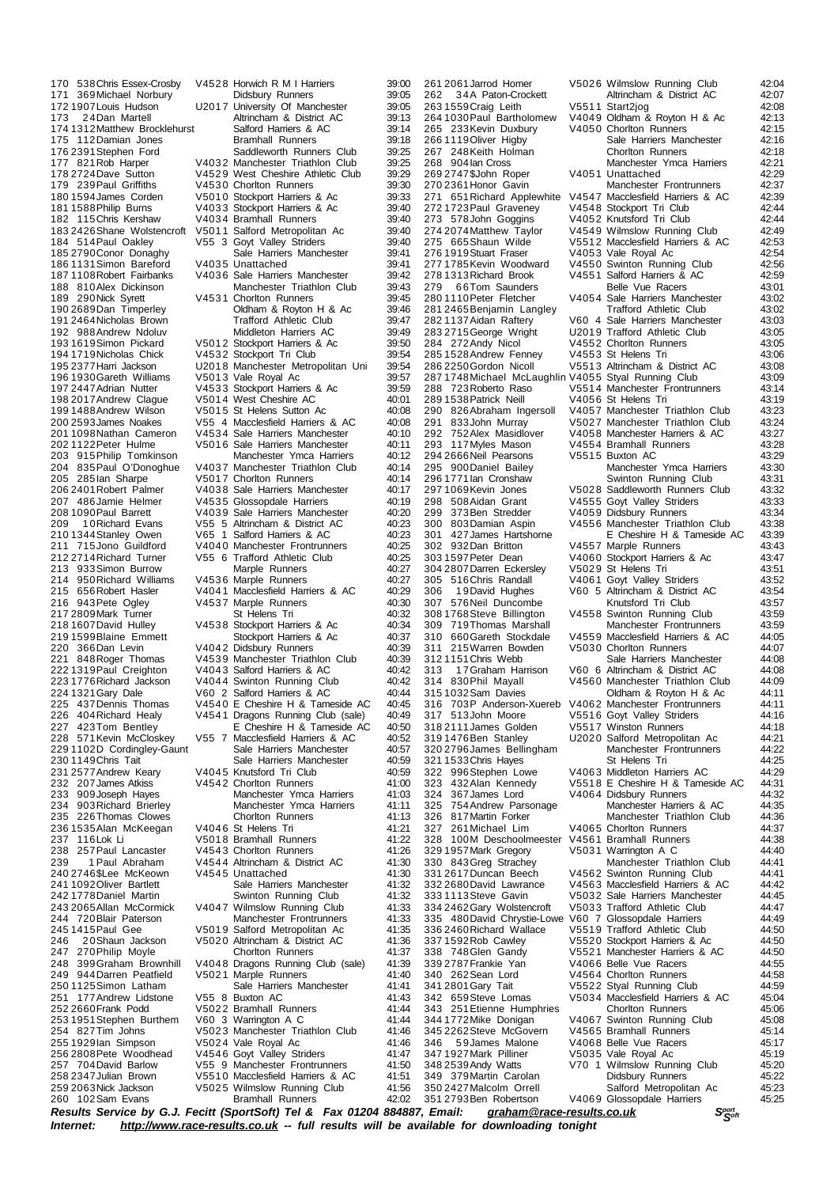| Pos | No | Name | Cat | Club | Time |
|---|---|---|---|---|---|
| 170 | 538 | Chris Essex-Crosby | V4528 | Horwich R M I Harriers | 39:00 |
| 171 | 369 | Michael Norbury | | Didsbury Runners | 39:05 |
| 172 | 1907 | Louis Hudson | U2017 | University Of Manchester | 39:05 |
| 173 | 24 | Dan Martell | | Altrincham & District AC | 39:13 |
| 174 | 1312 | Matthew Brocklehurst | | Salford Harriers & AC | 39:14 |
| 175 | 112 | Damian Jones | | Bramhall Runners | 39:18 |
| 176 | 2391 | Stephen Ford | | Saddleworth Runners Club | 39:25 |
| 177 | 821 | Rob Harper | V4032 | Manchester Triathlon Club | 39:25 |
| 178 | 2724 | Dave Sutton | V4529 | West Cheshire Athletic Club | 39:29 |
| 179 | 239 | Paul Griffiths | V4530 | Chorlton Runners | 39:30 |
| 180 | 1594 | James Corden | V5010 | Stockport Harriers & Ac | 39:33 |
| 181 | 1588 | Philip Burns | V4033 | Stockport Harriers & Ac | 39:40 |
| 182 | 115 | Chris Kershaw | V4034 | Bramhall Runners | 39:40 |
| 183 | 2426 | Shane Wolstencroft | V5011 | Salford Metropolitan Ac | 39:40 |
| 184 | 514 | Paul Oakley | V55 3 | Goyt Valley Striders | 39:40 |
| 185 | 2790 | Conor Donaghy | | Sale Harriers Manchester | 39:41 |
| 186 | 1131 | Simon Bareford | V4035 | Unattached | 39:41 |
| 187 | 1108 | Robert Fairbanks | V4036 | Sale Harriers Manchester | 39:42 |
| 188 | 810 | Alex Dickinson | | Manchester Triathlon Club | 39:43 |
| 189 | 290 | Nick Syrett | V4531 | Chorlton Runners | 39:45 |
| 190 | 2689 | Dan Timperley | | Oldham & Royton H & Ac | 39:46 |
| 191 | 2464 | Nicholas Brown | | Trafford Athletic Club | 39:47 |
| 192 | 988 | Andrew Ndoluv | | Middleton Harriers AC | 39:49 |
| 193 | 1619 | Simon Pickard | V5012 | Stockport Harriers & Ac | 39:50 |
| 194 | 1719 | Nicholas Chick | V4532 | Stockport Tri Club | 39:54 |
| 195 | 2377 | Harri Jackson | U2018 | Manchester Metropolitan Uni | 39:54 |
| 196 | 1930 | Gareth Williams | V5013 | Vale Royal Ac | 39:57 |
| 197 | 2447 | Adrian Nutter | V4533 | Stockport Harriers & Ac | 39:59 |
| 198 | 2017 | Andrew Clague | V5014 | West Cheshire AC | 40:01 |
| 199 | 1588 | Andrew Wilson | V5015 | St Helens Sutton Ac | 40:08 |
| 200 | 2593 | James Noakes | V55 4 | Macclesfield Harriers & AC | 40:08 |
| 201 | 1098 | Nathan Cameron | V4534 | Sale Harriers Manchester | 40:10 |
| 202 | 1122 | Peter Hulme | V5016 | Sale Harriers Manchester | 40:11 |
| 203 | 915 | Philip Tomkinson | | Manchester Ymca Harriers | 40:12 |
| 204 | 835 | Paul O'Donoghue | V4037 | Manchester Triathlon Club | 40:14 |
| 205 | 285 | Ian Sharpe | V5017 | Chorlton Runners | 40:14 |
| 206 | 2401 | Robert Palmer | V4038 | Sale Harriers Manchester | 40:17 |
| 207 | 486 | Jamie Helmer | V4535 | Glossopdale Harriers | 40:19 |
| 208 | 1090 | Paul Barrett | V4039 | Sale Harriers Manchester | 40:20 |
| 209 | 10 | Richard Evans | V55 5 | Altrincham & District AC | 40:23 |
| 210 | 1344 | Stanley Owen | V65 1 | Salford Harriers & AC | 40:23 |
| 211 | 715 | Jono Guildford | V4040 | Manchester Frontrunners | 40:25 |
| 212 | 2714 | Richard Turner | V55 6 | Trafford Athletic Club | 40:25 |
| 213 | 933 | Simon Burrow | | Marple Runners | 40:27 |
| 214 | 950 | Richard Williams | V4536 | Marple Runners | 40:27 |
| 215 | 656 | Robert Hasler | V4041 | Macclesfield Harriers & AC | 40:29 |
| 216 | 943 | Pete Ogley | V4537 | Marple Runners | 40:30 |
| 217 | 2809 | Mark Turner | | St Helens Tri | 40:32 |
| 218 | 1607 | David Hulley | V4538 | Stockport Harriers & Ac | 40:34 |
| 219 | 1599 | Blaine Emmett | | Stockport Harriers & Ac | 40:37 |
| 220 | 366 | Dan Levin | V4042 | Didsbury Runners | 40:39 |
| 221 | 848 | Roger Thomas | V4539 | Manchester Triathlon Club | 40:39 |
| 222 | 1319 | Paul Creighton | V4043 | Salford Harriers & AC | 40:42 |
| 223 | 1776 | Richard Jackson | V4044 | Swinton Running Club | 40:42 |
| 224 | 1321 | Gary Dale | V60 2 | Salford Harriers & AC | 40:44 |
| 225 | 437 | Dennis Thomas | V4540 | E Cheshire H & Tameside AC | 40:45 |
| 226 | 404 | Richard Healy | V4541 | Dragons Running Club (sale) | 40:49 |
| 227 | 423 | Tom Bentley | | E Cheshire H & Tameside AC | 40:50 |
| 228 | 571 | Kevin McCloskey | V55 7 | Macclesfield Harriers & AC | 40:52 |
| 229 | 1102 | D Cordingley-Gaunt | | Sale Harriers Manchester | 40:57 |
| 230 | 1149 | Chris Tait | | Sale Harriers Manchester | 40:59 |
| 231 | 2577 | Andrew Keary | V4045 | Knutsford Tri Club | 40:59 |
| 232 | 207 | James Atkiss | V4542 | Chorlton Runners | 41:00 |
| 233 | 909 | Joseph Hayes | | Manchester Ymca Harriers | 41:03 |
| 234 | 903 | Richard Brierley | | Manchester Ymca Harriers | 41:11 |
| 235 | 226 | Thomas Clowes | | Chorlton Runners | 41:13 |
| 236 | 1535 | Alan McKeegan | V4046 | St Helens Tri | 41:21 |
| 237 | 116 | Lok Li | V5018 | Bramhall Runners | 41:22 |
| 238 | 257 | Paul Lancaster | V4543 | Chorlton Runners | 41:26 |
| 239 | 1 | Paul Abraham | V4544 | Altrincham & District AC | 41:30 |
| 240 | 2746 | $Lee McKeown | V4545 | Unattached | 41:30 |
| 241 | 1092 | Oliver Bartlett | | Sale Harriers Manchester | 41:32 |
| 242 | 1778 | Daniel Martin | | Swinton Running Club | 41:32 |
| 243 | 2065 | Allan McCormick | V4047 | Wilmslow Running Club | 41:33 |
| 244 | 720 | Blair Paterson | | Manchester Frontrunners | 41:33 |
| 245 | 1415 | Paul Gee | V5019 | Salford Metropolitan Ac | 41:35 |
| 246 | 20 | Shaun Jackson | V5020 | Altrincham & District AC | 41:36 |
| 247 | 270 | Philip Moyle | | Chorlton Runners | 41:37 |
| 248 | 399 | Graham Brownhill | V4048 | Dragons Running Club (sale) | 41:39 |
| 249 | 944 | Darren Peatfield | V5021 | Marple Runners | 41:40 |
| 250 | 1125 | Simon Latham | | Sale Harriers Manchester | 41:41 |
| 251 | 177 | Andrew Lidstone | V55 8 | Buxton AC | 41:43 |
| 252 | 2660 | Frank Podd | V5022 | Bramhall Runners | 41:44 |
| 253 | 1951 | Stephen Burthem | V60 3 | Warrington A C | 41:44 |
| 254 | 827 | Tim Johns | V5023 | Manchester Triathlon Club | 41:46 |
| 255 | 1929 | Ian Simpson | V5024 | Vale Royal Ac | 41:46 |
| 256 | 2808 | Pete Woodhead | V4546 | Goyt Valley Striders | 41:47 |
| 257 | 704 | David Barlow | V55 9 | Manchester Frontrunners | 41:50 |
| 258 | 2347 | Julian Brown | V5510 | Macclesfield Harriers & AC | 41:51 |
| 259 | 2063 | Nick Jackson | V5025 | Wilmslow Running Club | 41:56 |
| 260 | 102 | Sam Evans | | Bramhall Runners | 42:02 |
| 261 | 2061 | Jarrod Homer | V5026 | Wilmslow Running Club | 42:04 |
| 262 | 34 | A Paton-Crockett | | Altrincham & District AC | 42:07 |
| 263 | 1559 | Craig Leith | V5511 | Start2jog | 42:08 |
| 264 | 1030 | Paul Bartholomew | V4049 | Oldham & Royton H & Ac | 42:13 |
| 265 | 233 | Kevin Duxbury | V4050 | Chorlton Runners | 42:15 |
| 266 | 1119 | Oliver Higby | | Sale Harriers Manchester | 42:16 |
| 267 | 248 | Keith Holman | | Chorlton Runners | 42:18 |
| 268 | 904 | Ian Cross | | Manchester Ymca Harriers | 42:21 |
| 269 | 2747 | $John Roper | V4051 | Unattached | 42:29 |
| 270 | 2361 | Honor Gavin | | Manchester Frontrunners | 42:37 |
| 271 | 651 | Richard Applewhite | V4547 | Macclesfield Harriers & AC | 42:39 |
| 272 | 1723 | Paul Graveney | V4548 | Stockport Tri Club | 42:44 |
| 273 | 578 | John Goggins | V4052 | Knutsford Tri Club | 42:44 |
| 274 | 2074 | Matthew Taylor | V4549 | Wilmslow Running Club | 42:49 |
| 275 | 665 | Shaun Wilde | V5512 | Macclesfield Harriers & AC | 42:53 |
| 276 | 1919 | Stuart Fraser | V4053 | Vale Royal Ac | 42:54 |
| 277 | 1785 | Kevin Woodward | V4550 | Swinton Running Club | 42:56 |
| 278 | 1313 | Richard Brook | V4551 | Salford Harriers & AC | 42:59 |
| 279 | 66 | Tom Saunders | | Belle Vue Racers | 43:01 |
| 280 | 1110 | Peter Fletcher | V4054 | Sale Harriers Manchester | 43:02 |
| 281 | 2465 | Benjamin Langley | | Trafford Athletic Club | 43:02 |
| 282 | 1137 | Aidan Raftery | V60 4 | Sale Harriers Manchester | 43:03 |
| 283 | 2715 | George Wright | U2019 | Trafford Athletic Club | 43:05 |
| 284 | 272 | Andy Nicol | V4552 | Chorlton Runners | 43:05 |
| 285 | 1528 | Andrew Fenney | V4553 | St Helens Tri | 43:06 |
| 286 | 2250 | Gordon Nicoll | V5513 | Altrincham & District AC | 43:08 |
| 287 | 1748 | Michael McLaughlin | V4055 | Styal Running Club | 43:09 |
| 288 | 723 | Roberto Raso | V5514 | Manchester Frontrunners | 43:14 |
| 289 | 1538 | Patrick Neill | V4056 | St Helens Tri | 43:19 |
| 290 | 826 | Abraham Ingersoll | V4057 | Manchester Triathlon Club | 43:23 |
| 291 | 833 | John Murray | V5027 | Manchester Triathlon Club | 43:24 |
| 292 | 752 | Alex Masidlover | V4058 | Manchester Harriers & AC | 43:27 |
| 293 | 117 | Myles Mason | V4554 | Bramhall Runners | 43:28 |
| 294 | 2666 | Neil Pearsons | V5515 | Buxton AC | 43:29 |
| 295 | 900 | Daniel Bailey | | Manchester Ymca Harriers | 43:30 |
| 296 | 1771 | Ian Cronshaw | | Swinton Running Club | 43:31 |
| 297 | 1069 | Kevin Jones | V5028 | Saddleworth Runners Club | 43:32 |
| 298 | 508 | Aidan Grant | V4555 | Goyt Valley Striders | 43:33 |
| 299 | 373 | Ben Stredder | V4059 | Didsbury Runners | 43:34 |
| 300 | 803 | Damian Aspin | V4556 | Manchester Triathlon Club | 43:38 |
| 301 | 427 | James Hartshorne | | E Cheshire H & Tameside AC | 43:39 |
| 302 | 932 | Dan Britton | V4557 | Marple Runners | 43:43 |
| 303 | 1597 | Peter Dean | V4060 | Stockport Harriers & Ac | 43:47 |
| 304 | 2807 | Darren Eckersley | V5029 | St Helens Tri | 43:51 |
| 305 | 516 | Chris Randall | V4061 | Goyt Valley Striders | 43:52 |
| 306 | 19 | David Hughes | V60 5 | Altrincham & District AC | 43:54 |
| 307 | 576 | Neil Duncombe | | Knutsford Tri Club | 43:57 |
| 308 | 1768 | Steve Billington | V4558 | Swinton Running Club | 43:59 |
| 309 | 719 | Thomas Marshall | | Manchester Frontrunners | 43:59 |
| 310 | 660 | Gareth Stockdale | V4559 | Macclesfield Harriers & AC | 44:05 |
| 311 | 215 | Warren Bowden | V5030 | Chorlton Runners | 44:07 |
| 312 | 1151 | Chris Webb | | Sale Harriers Manchester | 44:08 |
| 313 | 17 | Graham Harrison | V60 6 | Altrincham & District AC | 44:08 |
| 314 | 830 | Phil Mayall | V4560 | Manchester Triathlon Club | 44:09 |
| 315 | 1032 | Sam Davies | | Oldham & Royton H & Ac | 44:11 |
| 316 | 703 | P Anderson-Xuereb | V4062 | Manchester Frontrunners | 44:11 |
| 317 | 513 | John Moore | V5516 | Goyt Valley Striders | 44:16 |
| 318 | 2111 | James Golden | V5517 | Winston Runners | 44:18 |
| 319 | 1476 | Ben Stanley | U2020 | Salford Metropolitan Ac | 44:21 |
| 320 | 2796 | James Bellingham | | Manchester Frontrunners | 44:22 |
| 321 | 1533 | Chris Hayes | | St Helens Tri | 44:25 |
| 322 | 996 | Stephen Lowe | V4063 | Middleton Harriers AC | 44:29 |
| 323 | 432 | Alan Kennedy | V5518 | E Cheshire H & Tameside AC | 44:31 |
| 324 | 367 | James Lord | V4064 | Didsbury Runners | 44:32 |
| 325 | 754 | Andrew Parsonage | | Manchester Harriers & AC | 44:35 |
| 326 | 817 | Martin Forker | | Manchester Triathlon Club | 44:36 |
| 327 | 261 | Michael Lim | V4065 | Chorlton Runners | 44:37 |
| 328 | 100 | M Deschoolmeester | V4561 | Bramhall Runners | 44:38 |
| 329 | 1957 | Mark Gregory | V5031 | Warrington A C | 44:40 |
| 330 | 843 | Greg Strachey | | Manchester Triathlon Club | 44:41 |
| 331 | 2617 | Duncan Beech | V4562 | Swinton Running Club | 44:41 |
| 332 | 2680 | David Lawrence | V4563 | Macclesfield Harriers & AC | 44:42 |
| 333 | 1113 | Steve Gavin | V5032 | Sale Harriers Manchester | 44:45 |
| 334 | 2462 | Gary Wolstencroft | V5033 | Trafford Athletic Club | 44:47 |
| 335 | 480 | David Chrystie-Lowe | V60 7 | Glossopdale Harriers | 44:49 |
| 336 | 2460 | Richard Wallace | V5519 | Trafford Athletic Club | 44:50 |
| 337 | 1592 | Rob Cawley | V5520 | Stockport Harriers & Ac | 44:50 |
| 338 | 748 | Glen Gandy | V5521 | Manchester Harriers & AC | 44:50 |
| 339 | 2787 | Frankie Yan | V4066 | Belle Vue Racers | 44:55 |
| 340 | 262 | Sean Lord | V4564 | Chorlton Runners | 44:58 |
| 341 | 2801 | Gary Tait | V5522 | Styal Running Club | 44:59 |
| 342 | 659 | Steve Lomas | V5034 | Macclesfield Harriers & AC | 45:04 |
| 343 | 251 | Etienne Humphries | | Chorlton Runners | 45:06 |
| 344 | 1772 | Mike Donigan | V4067 | Swinton Running Club | 45:08 |
| 345 | 2262 | Steve McGovern | V4565 | Bramhall Runners | 45:14 |
| 346 | 59 | James Malone | V4068 | Belle Vue Racers | 45:17 |
| 347 | 1927 | Mark Pilliner | V5035 | Vale Royal Ac | 45:19 |
| 348 | 2539 | Andy Watts | V70 1 | Wilmslow Running Club | 45:20 |
| 349 | 379 | Martin Carolan | | Didsbury Runners | 45:22 |
| 350 | 2427 | Malcolm Orrell | | Salford Metropolitan Ac | 45:23 |
| 351 | 2793 | Ben Robertson | V4069 | Glossopdale Harriers | 45:25 |

***Results Service by G.J. Fecitt (SportSoft) Tel & Fax 01204 884887, Email: graham@race-results.co.uk***
***Internet: http://www.race-results.co.uk -- full results will be available for downloading tonight***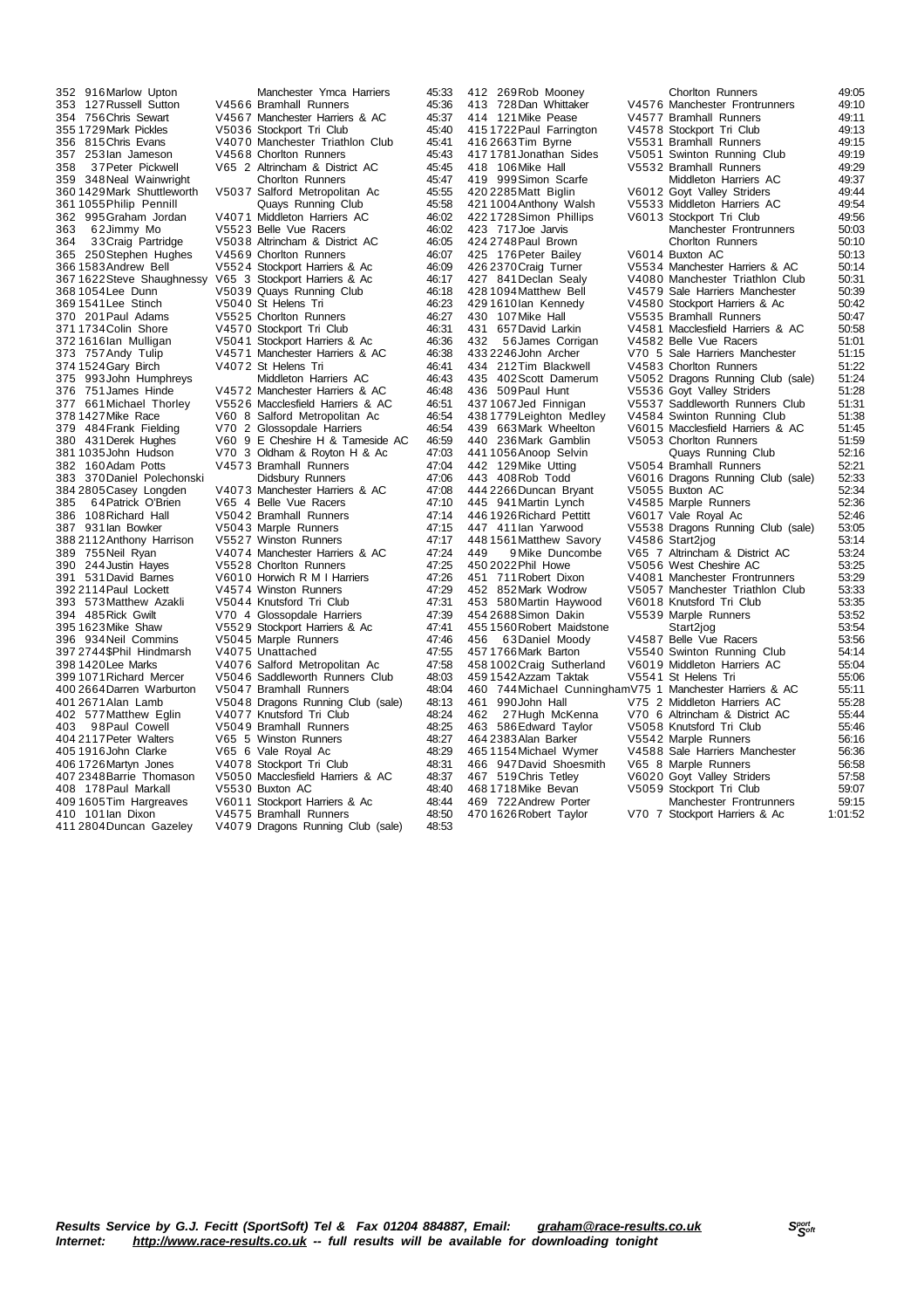| Pos | No | Name | Cat | Club | Time |
|---|---|---|---|---|---|
| 352 | 916 | Marlow Upton | | Manchester Ymca Harriers | 45:33 |
| 353 | 127 | Russell Sutton | V4566 | Bramhall Runners | 45:36 |
| 354 | 756 | Chris Sewart | V4567 | Manchester Harriers & AC | 45:37 |
| 355 | 1729 | Mark Pickles | V5036 | Stockport Tri Club | 45:40 |
| 356 | 815 | Chris Evans | V4070 | Manchester Triathlon Club | 45:41 |
| 357 | 253 | Ian Jameson | V4568 | Chorlton Runners | 45:43 |
| 358 | 37 | Peter Pickwell | V65 2 | Altrincham & District AC | 45:45 |
| 359 | 348 | Neal Wainwright | | Chorlton Runners | 45:47 |
| 360 | 1429 | Mark Shuttleworth | V5037 | Salford Metropolitan Ac | 45:55 |
| 361 | 1055 | Philip Pennill | | Quays Running Club | 45:58 |
| 362 | 995 | Graham Jordan | V4071 | Middleton Harriers AC | 46:02 |
| 363 | 62 | Jimmy Mo | V5523 | Belle Vue Racers | 46:02 |
| 364 | 33 | Craig Partridge | V5038 | Altrincham & District AC | 46:05 |
| 365 | 250 | Stephen Hughes | V4569 | Chorlton Runners | 46:07 |
| 366 | 1583 | Andrew Bell | V5524 | Stockport Harriers & Ac | 46:09 |
| 367 | 1622 | Steve Shaughnessy | V65 3 | Stockport Harriers & Ac | 46:17 |
| 368 | 1054 | Lee Dunn | V5039 | Quays Running Club | 46:18 |
| 369 | 1541 | Lee Stinch | V5040 | St Helens Tri | 46:23 |
| 370 | 201 | Paul Adams | V5525 | Chorlton Runners | 46:27 |
| 371 | 1734 | Colin Shore | V4570 | Stockport Tri Club | 46:31 |
| 372 | 1616 | Ian Mulligan | V5041 | Stockport Harriers & Ac | 46:36 |
| 373 | 757 | Andy Tulip | V4571 | Manchester Harriers & AC | 46:38 |
| 374 | 1524 | Gary Birch | V4072 | St Helens Tri | 46:41 |
| 375 | 993 | John Humphreys | | Middleton Harriers AC | 46:43 |
| 376 | 751 | James Hinde | V4572 | Manchester Harriers & AC | 46:48 |
| 377 | 661 | Michael Thorley | V5526 | Macclesfield Harriers & AC | 46:51 |
| 378 | 1427 | Mike Race | V60 8 | Salford Metropolitan Ac | 46:54 |
| 379 | 484 | Frank Fielding | V70 2 | Glossopdale Harriers | 46:54 |
| 380 | 431 | Derek Hughes | V60 9 | E Cheshire H & Tameside AC | 46:59 |
| 381 | 1035 | John Hudson | V70 3 | Oldham & Royton H & Ac | 47:03 |
| 382 | 160 | Adam Potts | V4573 | Bramhall Runners | 47:04 |
| 383 | 370 | Daniel Polechonski | | Didsbury Runners | 47:06 |
| 384 | 2805 | Casey Longden | V4073 | Manchester Harriers & AC | 47:08 |
| 385 | 64 | Patrick O'Brien | V65 4 | Belle Vue Racers | 47:10 |
| 386 | 108 | Richard Hall | V5042 | Bramhall Runners | 47:14 |
| 387 | 931 | Ian Bowker | V5043 | Marple Runners | 47:15 |
| 388 | 2112 | Anthony Harrison | V5527 | Winston Runners | 47:17 |
| 389 | 755 | Neil Ryan | V4074 | Manchester Harriers & AC | 47:24 |
| 390 | 244 | Justin Hayes | V5528 | Chorlton Runners | 47:25 |
| 391 | 531 | David Barnes | V6010 | Horwich R M I Harriers | 47:26 |
| 392 | 2114 | Paul Lockett | V4574 | Winston Runners | 47:29 |
| 393 | 573 | Matthew Azakli | V5044 | Knutsford Tri Club | 47:31 |
| 394 | 485 | Rick Gwilt | V70 4 | Glossopdale Harriers | 47:39 |
| 395 | 1623 | Mike Shaw | V5529 | Stockport Harriers & Ac | 47:41 |
| 396 | 934 | Neil Commins | V5045 | Marple Runners | 47:46 |
| 397 | 2744 | $Phil Hindmarsh | V4075 | Unattached | 47:55 |
| 398 | 1420 | Lee Marks | V4076 | Salford Metropolitan Ac | 47:58 |
| 399 | 1071 | Richard Mercer | V5046 | Saddleworth Runners Club | 48:03 |
| 400 | 2664 | Darren Warburton | V5047 | Bramhall Runners | 48:04 |
| 401 | 2671 | Alan Lamb | V5048 | Dragons Running Club (sale) | 48:13 |
| 402 | 577 | Matthew Eglin | V4077 | Knutsford Tri Club | 48:24 |
| 403 | 98 | Paul Cowell | V5049 | Bramhall Runners | 48:25 |
| 404 | 2117 | Peter Walters | V65 5 | Winston Runners | 48:27 |
| 405 | 1916 | John Clarke | V65 6 | Vale Royal Ac | 48:29 |
| 406 | 1726 | Martyn Jones | V4078 | Stockport Tri Club | 48:31 |
| 407 | 2348 | Barrie Thomason | V5050 | Macclesfield Harriers & AC | 48:37 |
| 408 | 178 | Paul Markall | V5530 | Buxton AC | 48:40 |
| 409 | 1605 | Tim Hargreaves | V6011 | Stockport Harriers & Ac | 48:44 |
| 410 | 101 | Ian Dixon | V4575 | Bramhall Runners | 48:50 |
| 411 | 2804 | Duncan Gazeley | V4079 | Dragons Running Club (sale) | 48:53 |
| 412 | 269 | Rob Mooney | | Chorlton Runners | 49:05 |
| 413 | 728 | Dan Whittaker | V4576 | Manchester Frontrunners | 49:10 |
| 414 | 121 | Mike Pease | V4577 | Bramhall Runners | 49:11 |
| 415 | 1722 | Paul Farrington | V4578 | Stockport Tri Club | 49:13 |
| 416 | 2663 | Tim Byrne | V5531 | Bramhall Runners | 49:15 |
| 417 | 1781 | Jonathan Sides | V5051 | Swinton Running Club | 49:19 |
| 418 | 106 | Mike Hall | V5532 | Bramhall Runners | 49:29 |
| 419 | 999 | Simon Scarfe | | Middleton Harriers AC | 49:37 |
| 420 | 2285 | Matt Biglin | V6012 | Goyt Valley Striders | 49:44 |
| 421 | 1004 | Anthony Walsh | V5533 | Middleton Harriers AC | 49:54 |
| 422 | 1728 | Simon Phillips | V6013 | Stockport Tri Club | 49:56 |
| 423 | 717 | Joe Jarvis | | Manchester Frontrunners | 50:03 |
| 424 | 2748 | Paul Brown | | Chorlton Runners | 50:10 |
| 425 | 176 | Peter Bailey | V6014 | Buxton AC | 50:13 |
| 426 | 2370 | Craig Turner | V5534 | Manchester Harriers & AC | 50:14 |
| 427 | 841 | Declan Sealy | V4080 | Manchester Triathlon Club | 50:31 |
| 428 | 1094 | Matthew Bell | V4579 | Sale Harriers Manchester | 50:39 |
| 429 | 1610 | Ian Kennedy | V4580 | Stockport Harriers & Ac | 50:42 |
| 430 | 107 | Mike Hall | V5535 | Bramhall Runners | 50:47 |
| 431 | 657 | David Larkin | V4581 | Macclesfield Harriers & AC | 50:58 |
| 432 | 56 | James Corrigan | V4582 | Belle Vue Racers | 51:01 |
| 433 | 2246 | John Archer | V70 5 | Sale Harriers Manchester | 51:15 |
| 434 | 212 | Tim Blackwell | V4583 | Chorlton Runners | 51:22 |
| 435 | 402 | Scott Damerum | V5052 | Dragons Running Club (sale) | 51:24 |
| 436 | 509 | Paul Hunt | V5536 | Goyt Valley Striders | 51:28 |
| 437 | 1067 | Jed Finnigan | V5537 | Saddleworth Runners Club | 51:31 |
| 438 | 1779 | Leighton Medley | V4584 | Swinton Running Club | 51:38 |
| 439 | 663 | Mark Wheelton | V6015 | Macclesfield Harriers & AC | 51:45 |
| 440 | 236 | Mark Gamblin | V5053 | Chorlton Runners | 51:59 |
| 441 | 1056 | Anoop Selvin | | Quays Running Club | 52:16 |
| 442 | 129 | Mike Utting | V5054 | Bramhall Runners | 52:21 |
| 443 | 408 | Rob Todd | V6016 | Dragons Running Club (sale) | 52:33 |
| 444 | 2266 | Duncan Bryant | V5055 | Buxton AC | 52:34 |
| 445 | 941 | Martin Lynch | V4585 | Marple Runners | 52:36 |
| 446 | 1926 | Richard Pettitt | V6017 | Vale Royal Ac | 52:46 |
| 447 | 411 | Ian Yarwood | V5538 | Dragons Running Club (sale) | 53:05 |
| 448 | 1561 | Matthew Savory | V4586 | Start2jog | 53:14 |
| 449 | 9 | Mike Duncombe | V65 7 | Altrincham & District AC | 53:24 |
| 450 | 2022 | Phil Howe | V5056 | West Cheshire AC | 53:25 |
| 451 | 711 | Robert Dixon | V4081 | Manchester Frontrunners | 53:29 |
| 452 | 852 | Mark Wodrow | V5057 | Manchester Triathlon Club | 53:33 |
| 453 | 580 | Martin Haywood | V6018 | Knutsford Tri Club | 53:35 |
| 454 | 2688 | Simon Dakin | V5539 | Marple Runners | 53:52 |
| 455 | 1560 | Robert Maidstone | | Start2jog | 53:54 |
| 456 | 63 | Daniel Moody | V4587 | Belle Vue Racers | 53:56 |
| 457 | 1766 | Mark Barton | V5540 | Swinton Running Club | 54:14 |
| 458 | 1002 | Craig Sutherland | V6019 | Middleton Harriers AC | 55:04 |
| 459 | 1542 | Azzam Taktak | V5541 | St Helens Tri | 55:06 |
| 460 | 744 | Michael Cunningham | V75 1 | Manchester Harriers & AC | 55:11 |
| 461 | 990 | John Hall | V75 2 | Middleton Harriers AC | 55:28 |
| 462 | 27 | Hugh McKenna | V70 6 | Altrincham & District AC | 55:44 |
| 463 | 586 | Edward Taylor | V5058 | Knutsford Tri Club | 55:46 |
| 464 | 2383 | Alan Barker | V5542 | Marple Runners | 56:16 |
| 465 | 1154 | Michael Wymer | V4588 | Sale Harriers Manchester | 56:36 |
| 466 | 947 | David Shoesmith | V65 8 | Marple Runners | 56:58 |
| 467 | 519 | Chris Tetley | V6020 | Goyt Valley Striders | 57:58 |
| 468 | 1718 | Mike Bevan | V5059 | Stockport Tri Club | 59:07 |
| 469 | 722 | Andrew Porter | | Manchester Frontrunners | 59:15 |
| 470 | 1626 | Robert Taylor | V70 7 | Stockport Harriers & Ac | 1:01:52 |

***Results Service by G.J. Fecitt (SportSoft) Tel & Fax 01204 884887, Email: graham@race-results.co.uk***
***Internet: http://www.race-results.co.uk -- full results will be available for downloading tonight***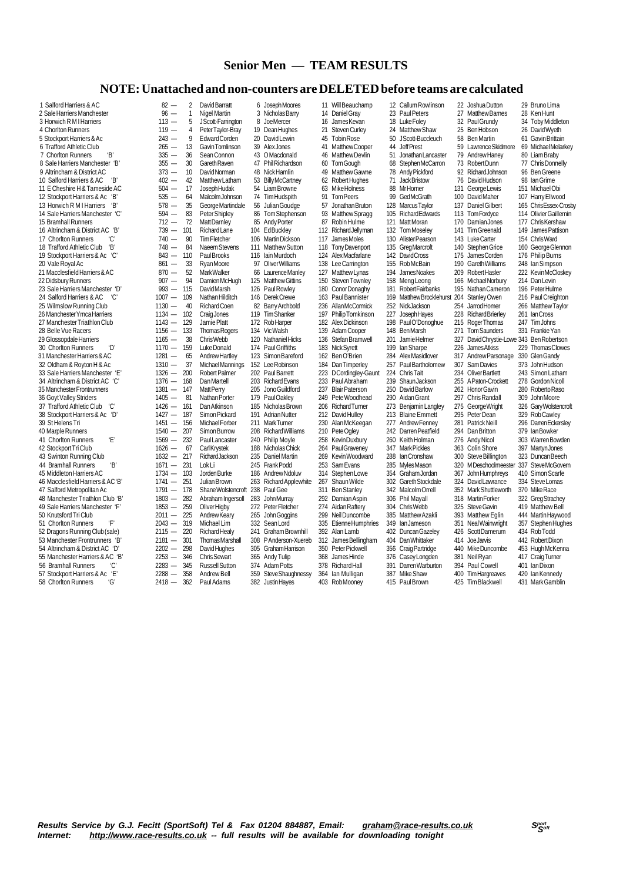# Senior Men — TEAM RESULTS

## NOTE: Unattached and non-counters are DELETED before teams are calculated

| Team | Pts | 1 | 2 | 3 | 4 | 5 | 6 | 7 |
|---|---|---|---|---|---|---|---|---|
| 1 Salford Harriers & AC | 82 — | 2 David Barratt | 6 Joseph Moores | 11 Will Beauchamp | 12 Callum Rowlinson | 22 Joshua Dutton | 29 Bruno Lima | |
| 2 Sale Harriers Manchester | 96 — | 1 Nigel Martin | 3 Nicholas Barry | 14 Daniel Gray | 23 Paul Peters | 27 Matthew Barnes | 28 Ken Hunt | |
| 3 Horwich R M I Harriers | 113 — | 5 J Scott-Farrington | 8 Joe Mercer | 16 James Kevan | 18 Luke Foley | 32 Paul Grundy | 34 Toby Middleton | |
| 4 Chorlton Runners | 119 — | 4 Peter Taylor-Bray | 19 Dean Hughes | 21 Steven Curley | 24 Matthew Shaw | 25 Ben Hobson | 26 David Wyeth | |
| 5 Stockport Harriers & Ac | 243 — | 9 Edward Corden | 20 David Lewin | 45 Tobin Rose | 50 J Scott-Buccleuch | 58 Ben Martin | 61 Gavin Brittain | |
| 6 Trafford Athletic Club | 265 — | 13 Gavin Tomlinson | 39 Alex Jones | 41 Matthew Cooper | 44 Jeff Prest | 59 Lawrence Skidmore | 69 Michael Melarkey | |
| 7 Chorlton Runners 'B' | 335 — | 36 Sean Connon | 43 O Macdonald | 46 Matthew Devlin | 51 Jonathan Lancaster | 79 Andrew Haney | 80 Liam Braby | |
| 8 Sale Harriers Manchester 'B' | 355 — | 30 Gareth Raven | 47 Phil Richardson | 60 Tom Gough | 68 Stephen McCarron | 73 Robert Dunn | 77 Chris Donnelly | |
| 9 Altrincham & District AC | 373 — | 10 David Norman | 48 Nick Hamlin | 49 Matthew Gawne | 78 Andy Pickford | 92 Richard Johnson | 96 Ben Greene | |
| 10 Salford Harriers & AC 'B' | 402 — | 42 Matthew Latham | 53 Billy McCartney | 62 Robert Hughes | 71 Jack Bristow | 76 David Hudson | 98 Ian Grime | |
| 11 E Cheshire H & Tameside AC | 504 — | 17 Joseph Hudak | 54 Liam Browne | 63 Mike Holness | 88 Mr Horner | 131 George Lewis | 151 Michael Obi | |
| 12 Stockport Harriers & Ac 'B' | 535 — | 64 Malcolm Johnson | 74 Tim Hudspith | 91 Tom Peers | 99 Ged McGrath | 100 David Maher | 107 Harry Ellwood | |
| 13 Horwich R M I Harriers 'B' | 578 — | 35 George Martindale | 56 Julian Goudge | 57 Jonathan Bruton | 128 Marcus Taylor | 137 Daniel Gilbert | 165 Chris Essex-Crosby | |
| 14 Sale Harriers Manchester 'C' | 594 — | 83 Peter Shipley | 86 Tom Stephenson | 93 Matthew Spragg | 105 Richard Edwards | 113 Tom Fordyce | 114 Olivier Gaillemin | |
| 15 Bramhall Runners | 712 — | 72 Matt Darnley | 85 Andy Porter | 87 Robin Hulme | 121 Matt Moran | 170 Damian Jones | 177 Chris Kershaw | |
| 16 Altrincham & District AC 'B' | 739 — | 101 Richard Lane | 104 Ed Buckley | 112 Richard Jellyman | 132 Tom Moseley | 141 Tim Greenald | 149 James Pattison | |
| 17 Chorlton Runners 'C' | 740 — | 90 Tim Fletcher | 106 Martin Dickson | 117 James Moles | 130 Alister Pearson | 143 Luke Carter | 154 Chris Ward | |
| 18 Trafford Athletic Club 'B' | 748 — | 84 Naeem Stevens | 111 Matthew Sutton | 118 Tony Davenport | 135 Greg Marcroft | 140 Stephen Grice | 160 George Glennon | |
| 19 Stockport Harriers & Ac 'C' | 843 — | 110 Paul Brooks | 116 Iain Murdoch | 124 Alex Macfarlane | 142 David Cross | 175 James Corden | 176 Philip Burns | |
| 20 Vale Royal Ac | 861 — | 33 Ryan Moore | 97 Oliver Williams | 138 Lee Carrington | 155 Rob McBain | 190 Gareth Williams | 248 Ian Simpson | |
| 21 Macclesfield Harriers & AC | 870 — | 52 Mark Walker | 66 Laurence Manley | 127 Matthew Lynas | 194 James Noakes | 209 Robert Hasler | 222 Kevin McCloskey | |
| 22 Didsbury Runners | 907 — | 94 Damien McHugh | 125 Matthew Gittins | 150 Steven Townley | 158 Meng Leong | 166 Michael Norbury | 214 Dan Levin | |
| 23 Sale Harriers Manchester 'D' | 993 — | 115 David Marsh | 126 Paul Rowley | 180 Conor Donaghy | 181 Robert Fairbanks | 195 Nathan Cameron | 196 Peter Hulme | |
| 24 Salford Harriers & AC 'C' | 1007 — | 109 Nathan Hilditch | 146 Derek Crewe | 163 Paul Bannister | 169 Matthew Brocklehurst | 204 Stanley Owen | 216 Paul Creighton | |
| 25 Wilmslow Running Club | 1130 — | 40 Richard Coen | 82 Barry Archbold | 236 Allan McCormick | 252 Nick Jackson | 254 Jarrod Homer | 266 Matthew Taylor | |
| 26 Manchester Ymca Harriers | 1134 — | 102 Craig Jones | 119 Tim Shanker | 197 Philip Tomkinson | 227 Joseph Hayes | 228 Richard Brierley | 261 Ian Cross | |
| 27 Manchester Triathlon Club | 1143 — | 129 Jamie Platt | 172 Rob Harper | 182 Alex Dickinson | 198 Paul O'Donoghue | 215 Roger Thomas | 247 Tim Johns | |
| 28 Belle Vue Racers | 1156 — | 133 Thomas Rogers | 134 Vic Walsh | 139 Adam Cooper | 148 Ben Marsh | 271 Tom Saunders | 331 Frankie Yan | |
| 29 Glossopdale Harriers | 1165 — | 38 Chris Webb | 120 Nathaniel Hicks | 136 Stefan Bramwell | 201 Jamie Helmer | 327 David Chrystie-Lowe | 343 Ben Robertson | |
| 30 Chorlton Runners 'D' | 1170 — | 159 Luke Donald | 174 Paul Griffiths | 183 Nick Syrett | 199 Ian Sharpe | 226 James Atkiss | 229 Thomas Clowes | |
| 31 Manchester Harriers & AC | 1281 — | 65 Andrew Hartley | 123 Simon Bareford | 162 Ben O'Brien | 284 Alex Masidlover | 317 Andrew Parsonage | 330 Glen Gandy | |
| 32 Oldham & Royton H & Ac | 1310 — | 37 Michael Mannings | 152 Lee Robinson | 184 Dan Timperley | 257 Paul Bartholomew | 307 Sam Davies | 373 John Hudson | |
| 33 Sale Harriers Manchester 'E' | 1326 — | 200 Robert Palmer | 202 Paul Barrett | 223 D Cordingley-Gaunt | 224 Chris Tait | 234 Oliver Bartlett | 243 Simon Latham | |
| 34 Altrincham & District AC 'C' | 1376 — | 168 Dan Martell | 203 Richard Evans | 233 Paul Abraham | 239 Shaun Jackson | 255 A Paton-Crockett | 278 Gordon Nicoll | |
| 35 Manchester Frontrunners | 1381 — | 147 Matt Perry | 205 Jono Guildford | 237 Blair Paterson | 250 David Barlow | 262 Honor Gavin | 280 Roberto Raso | |
| 36 Goyt Valley Striders | 1405 — | 81 Nathan Porter | 179 Paul Oakley | 249 Pete Woodhead | 290 Aidan Grant | 297 Chris Randall | 309 John Moore | |
| 37 Trafford Athletic Club 'C' | 1426 — | 161 Dan Atkinson | 185 Nicholas Brown | 206 Richard Turner | 273 Benjamin Langley | 275 George Wright | 326 Gary Wolstencroft | |
| 38 Stockport Harriers & Ac 'D' | 1427 — | 187 Simon Pickard | 191 Adrian Nutter | 212 David Hulley | 213 Blaine Emmett | 295 Peter Dean | 329 Rob Cawley | |
| 39 St Helens Tri | 1451 — | 156 Michael Forber | 211 Mark Turner | 230 Alan McKeegan | 277 Andrew Fenney | 281 Patrick Neill | 296 Darren Eckersley | |
| 40 Marple Runners | 1540 — | 207 Simon Burrow | 208 Richard Williams | 210 Pete Ogley | 242 Darren Peatfield | 294 Dan Britton | 379 Ian Bowker | |
| 41 Chorlton Runners 'E' | 1569 — | 232 Paul Lancaster | 240 Philip Moyle | 258 Kevin Duxbury | 260 Keith Holman | 276 Andy Nicol | 303 Warren Bowden | |
| 42 Stockport Tri Club | 1626 — | 67 Carl Krystek | 188 Nicholas Chick | 264 Paul Graveney | 347 Mark Pickles | 363 Colin Shore | 397 Martyn Jones | |
| 43 Swinton Running Club | 1632 — | 217 Richard Jackson | 235 Daniel Martin | 269 Kevin Woodward | 288 Ian Cronshaw | 300 Steve Billington | 323 Duncan Beech | |
| 44 Bramhall Runners 'B' | 1671 — | 231 Lok Li | 245 Frank Podd | 253 Sam Evans | 285 Myles Mason | 320 M Deschoolmeester | 337 Steve McGovern | |
| 45 Middleton Harriers AC | 1734 — | 103 Jorden Burke | 186 Andrew Ndoluv | 314 Stephen Lowe | 354 Graham Jordan | 367 John Humphreys | 410 Simon Scarfe | |
| 46 Macclesfield Harriers & AC 'B' | 1741 — | 251 Julian Brown | 263 Richard Applewhite | 267 Shaun Wilde | 302 Gareth Stockdale | 324 David Lawrance | 334 Steve Lomas | |
| 47 Salford Metropolitan Ac | 1791 — | 178 Shane Wolstencroft | 238 Paul Gee | 311 Ben Stanley | 342 Malcolm Orrell | 352 Mark Shuttleworth | 370 Mike Race | |
| 48 Manchester Triathlon Club 'B' | 1803 — | 282 Abraham Ingersoll | 283 John Murray | 292 Damian Aspin | 306 Phil Mayall | 318 Martin Forker | 322 Greg Strachey | |
| 49 Sale Harriers Manchester 'F' | 1853 — | 259 Oliver Higby | 272 Peter Fletcher | 274 Aidan Raftery | 304 Chris Webb | 325 Steve Gavin | 419 Matthew Bell | |
| 50 Knutsford Tri Club | 2011 — | 225 Andrew Keary | 265 John Goggins | 299 Neil Duncombe | 385 Matthew Azakli | 393 Matthew Eglin | 444 Martin Haywood | |
| 51 Chorlton Runners 'F' | 2043 — | 319 Michael Lim | 332 Sean Lord | 335 Etienne Humphries | 349 Ian Jameson | 351 Neal Wainwright | 357 Stephen Hughes | |
| 52 Dragons Running Club (sale) | 2115 — | 220 Richard Healy | 221 Graham Brownhill | 392 Alan Lamb | 402 Duncan Gazeley | 426 Scott Damerum | 434 Rob Todd | |
| 53 Manchester Frontrunners 'B' | 2181 — | 301 Thomas Marshall | 308 P Anderson-Xuereb | 312 James Bellingham | 404 Dan Whittaker | 414 Joe Jarvis | 442 Robert Dixon | |
| 54 Altrincham & District AC 'D' | 2202 — | 298 David Hughes | 305 Graham Harrison | 350 Peter Pickwell | 356 Craig Partridge | 440 Mike Duncombe | 453 Hugh McKenna | |
| 55 Manchester Harriers & AC 'B' | 2253 — | 346 Chris Sewart | 365 Andy Tulip | 368 James Hinde | 376 Casey Longden | 381 Neil Ryan | 417 Craig Turner | |
| 56 Bramhall Runners 'C' | 2283 — | 345 Russell Sutton | 374 Adam Potts | 378 Richard Hall | 391 Darren Warburton | 394 Paul Cowell | 401 Ian Dixon | |
| 57 Stockport Harriers & Ac 'E' | 2288 — | 358 Andrew Bell | 359 Steve Shaughnessy | 364 Ian Mulligan | 387 Mike Shaw | 400 Tim Hargreaves | 420 Ian Kennedy | |
| 58 Chorlton Runners 'G' | 2418 — | 362 Paul Adams | 382 Justin Hayes | 403 Rob Mooney | 415 Paul Brown | 425 Tim Blackwell | 431 Mark Gamblin | |

*Results Service by G.J. Fecitt (SportSoft) Tel & Fax 01204 884887, Email: graham@race-results.co.uk*
*Internet: http://www.race-results.co.uk -- full results will be available for downloading tonight*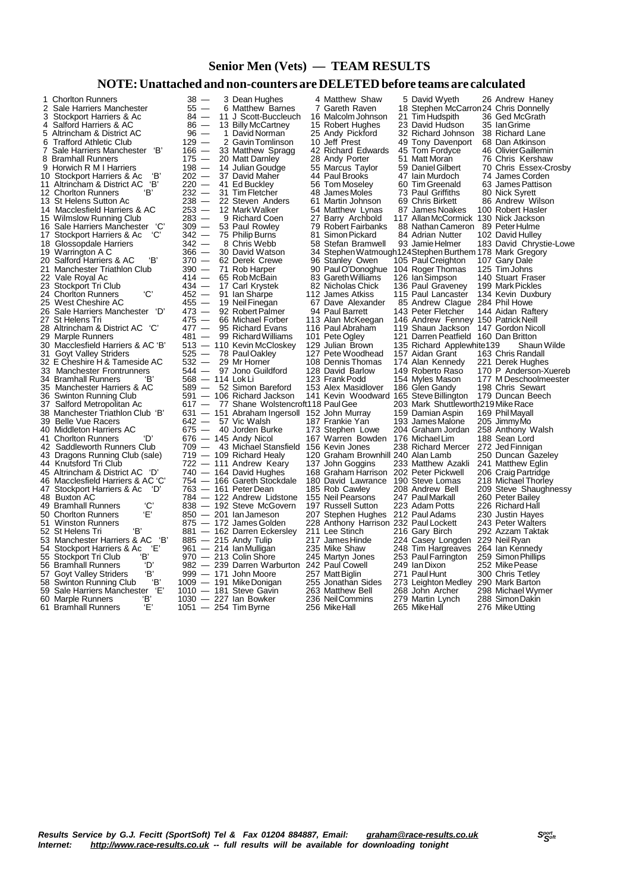# Senior Men (Vets) — TEAM RESULTS

## NOTE: Unattached and non-counters are DELETED before teams are calculated

| | | | | | | |
|---|---|---|---|---|---|---|
| 1 | Chorlton Runners | 38 — | 3 Dean Hughes | 4 Matthew Shaw | 5 David Wyeth | 26 Andrew Haney |
| 2 | Sale Harriers Manchester | 55 — | 6 Matthew Barnes | 7 Gareth Raven | 18 Stephen McCarron | 24 Chris Donnelly |
| 3 | Stockport Harriers & Ac | 84 — | 11 J Scott-Buccleuch | 16 Malcolm Johnson | 21 Tim Hudspith | 36 Ged McGrath |
| 4 | Salford Harriers & AC | 86 — | 13 Billy McCartney | 15 Robert Hughes | 23 David Hudson | 35 Ian Grime |
| 5 | Altrincham & District AC | 96 — | 1 David Norman | 25 Andy Pickford | 32 Richard Johnson | 38 Richard Lane |
| 6 | Trafford Athletic Club | 129 — | 2 Gavin Tomlinson | 10 Jeff Prest | 49 Tony Davenport | 68 Dan Atkinson |
| 7 | Sale Harriers Manchester 'B' | 166 — | 33 Matthew Spragg | 42 Richard Edwards | 45 Tom Fordyce | 46 Olivier Gaillemin |
| 8 | Bramhall Runners | 175 — | 20 Matt Darnley | 28 Andy Porter | 51 Matt Moran | 76 Chris Kershaw |
| 9 | Horwich R M I Harriers | 198 — | 14 Julian Goudge | 55 Marcus Taylor | 59 Daniel Gilbert | 70 Chris Essex-Crosby |
| 10 | Stockport Harriers & Ac 'B' | 202 — | 37 David Maher | 44 Paul Brooks | 47 Iain Murdoch | 74 James Corden |
| 11 | Altrincham & District AC 'B' | 220 — | 41 Ed Buckley | 56 Tom Moseley | 60 Tim Greenald | 63 James Pattison |
| 12 | Chorlton Runners 'B' | 232 — | 31 Tim Fletcher | 48 James Moles | 73 Paul Griffiths | 80 Nick Syrett |
| 13 | St Helens Sutton Ac | 238 — | 22 Steven Anders | 61 Martin Johnson | 69 Chris Birkett | 86 Andrew Wilson |
| 14 | Macclesfield Harriers & AC | 253 — | 12 Mark Walker | 54 Matthew Lynas | 87 James Noakes | 100 Robert Hasler |
| 15 | Wilmslow Running Club | 283 — | 9 Richard Coen | 27 Barry Archbold | 117 Allan McCormick | 130 Nick Jackson |
| 16 | Sale Harriers Manchester 'C' | 309 — | 53 Paul Rowley | 79 Robert Fairbanks | 88 Nathan Cameron | 89 Peter Hulme |
| 17 | Stockport Harriers & Ac 'C' | 342 — | 75 Philip Burns | 81 Simon Pickard | 84 Adrian Nutter | 102 David Hulley |
| 18 | Glossopdale Harriers | 342 — | 8 Chris Webb | 58 Stefan Bramwell | 93 Jamie Helmer | 183 David Chrystie-Lowe |
| 19 | Warrington A C | 366 — | 30 David Watson | 34 Stephen Watmough | 124 Stephen Burthem | 178 Mark Gregory |
| 20 | Salford Harriers & AC 'B' | 370 — | 62 Derek Crewe | 96 Stanley Owen | 105 Paul Creighton | 107 Gary Dale |
| 21 | Manchester Triathlon Club | 390 — | 71 Rob Harper | 90 Paul O'Donoghue | 104 Roger Thomas | 125 Tim Johns |
| 22 | Vale Royal Ac | 414 — | 65 Rob McBain | 83 Gareth Williams | 126 Ian Simpson | 140 Stuart Fraser |
| 23 | Stockport Tri Club | 434 — | 17 Carl Krystek | 82 Nicholas Chick | 136 Paul Graveney | 199 Mark Pickles |
| 24 | Chorlton Runners 'C' | 452 — | 91 Ian Sharpe | 112 James Atkiss | 115 Paul Lancaster | 134 Kevin Duxbury |
| 25 | West Cheshire AC | 455 — | 19 Neil Finegan | 67 Dave Alexander | 85 Andrew Clague | 284 Phil Howe |
| 26 | Sale Harriers Manchester 'D' | 473 — | 92 Robert Palmer | 94 Paul Barrett | 143 Peter Fletcher | 144 Aidan Raftery |
| 27 | St Helens Tri | 475 — | 66 Michael Forber | 113 Alan McKeegan | 146 Andrew Fenney | 150 Patrick Neill |
| 28 | Altrincham & District AC 'C' | 477 — | 95 Richard Evans | 116 Paul Abraham | 119 Shaun Jackson | 147 Gordon Nicoll |
| 29 | Marple Runners | 481 — | 99 Richard Williams | 101 Pete Ogley | 121 Darren Peatfield | 160 Dan Britton |
| 30 | Macclesfield Harriers & AC 'B' | 513 — | 110 Kevin McCloskey | 129 Julian Brown | 135 Richard Applewhite | 139 Shaun Wilde |
| 31 | Goyt Valley Striders | 525 — | 78 Paul Oakley | 127 Pete Woodhead | 157 Aidan Grant | 163 Chris Randall |
| 32 | E Cheshire H & Tameside AC | 532 — | 29 Mr Horner | 108 Dennis Thomas | 174 Alan Kennedy | 221 Derek Hughes |
| 33 | Manchester Frontrunners | 544 — | 97 Jono Guildford | 128 David Barlow | 149 Roberto Raso | 170 P Anderson-Xuereb |
| 34 | Bramhall Runners 'B' | 568 — | 114 Lok Li | 123 Frank Podd | 154 Myles Mason | 177 M Deschoolmeester |
| 35 | Manchester Harriers & AC | 589 — | 52 Simon Bareford | 153 Alex Masidlover | 186 Glen Gandy | 198 Chris Sewart |
| 36 | Swinton Running Club | 591 — | 106 Richard Jackson | 141 Kevin Woodward | 165 Steve Billington | 179 Duncan Beech |
| 37 | Salford Metropolitan Ac | 617 — | 77 Shane Wolstencroft | 118 Paul Gee | 203 Mark Shuttleworth | 219 Mike Race |
| 38 | Manchester Triathlon Club 'B' | 631 — | 151 Abraham Ingersoll | 152 John Murray | 159 Damian Aspin | 169 Phil Mayall |
| 39 | Belle Vue Racers | 642 — | 57 Vic Walsh | 187 Frankie Yan | 193 James Malone | 205 Jimmy Mo |
| 40 | Middleton Harriers AC | 675 — | 40 Jorden Burke | 173 Stephen Lowe | 204 Graham Jordan | 258 Anthony Walsh |
| 41 | Chorlton Runners 'D' | 676 — | 145 Andy Nicol | 167 Warren Bowden | 176 Michael Lim | 188 Sean Lord |
| 42 | Saddleworth Runners Club | 709 — | 43 Michael Stansfield | 156 Kevin Jones | 238 Richard Mercer | 272 Jed Finnigan |
| 43 | Dragons Running Club (sale) | 719 — | 109 Richard Healy | 120 Graham Brownhill | 240 Alan Lamb | 250 Duncan Gazeley |
| 44 | Knutsford Tri Club | 722 — | 111 Andrew Keary | 137 John Goggins | 233 Matthew Azakli | 241 Matthew Eglin |
| 45 | Altrincham & District AC 'D' | 740 — | 164 David Hughes | 168 Graham Harrison | 202 Peter Pickwell | 206 Craig Partridge |
| 46 | Macclesfield Harriers & AC 'C' | 754 — | 166 Gareth Stockdale | 180 David Lawrance | 190 Steve Lomas | 218 Michael Thorley |
| 47 | Stockport Harriers & Ac 'D' | 763 — | 161 Peter Dean | 185 Rob Cawley | 208 Andrew Bell | 209 Steve Shaughnessy |
| 48 | Buxton AC | 784 — | 122 Andrew Lidstone | 155 Neil Pearsons | 247 Paul Markall | 260 Peter Bailey |
| 49 | Bramhall Runners 'C' | 838 — | 192 Steve McGovern | 197 Russell Sutton | 223 Adam Potts | 226 Richard Hall |
| 50 | Chorlton Runners 'E' | 850 — | 201 Ian Jameson | 207 Stephen Hughes | 212 Paul Adams | 230 Justin Hayes |
| 51 | Winston Runners | 875 — | 172 James Golden | 228 Anthony Harrison | 232 Paul Lockett | 243 Peter Walters |
| 52 | St Helens Tri 'B' | 881 — | 162 Darren Eckersley | 211 Lee Stinch | 216 Gary Birch | 292 Azzam Taktak |
| 53 | Manchester Harriers & AC 'B' | 885 — | 215 Andy Tulip | 217 James Hinde | 224 Casey Longden | 229 Neil Ryan |
| 54 | Stockport Harriers & Ac 'E' | 961 — | 214 Ian Mulligan | 235 Mike Shaw | 248 Tim Hargreaves | 264 Ian Kennedy |
| 55 | Stockport Tri Club 'B' | 970 — | 213 Colin Shore | 245 Martyn Jones | 253 Paul Farrington | 259 Simon Phillips |
| 56 | Bramhall Runners 'D' | 982 — | 239 Darren Warburton | 242 Paul Cowell | 249 Ian Dixon | 252 Mike Pease |
| 57 | Goyt Valley Striders 'B' | 999 — | 171 John Moore | 257 Matt Biglin | 271 Paul Hunt | 300 Chris Tetley |
| 58 | Swinton Running Club 'B' | 1009 — | 191 Mike Donigan | 255 Jonathan Sides | 273 Leighton Medley | 290 Mark Barton |
| 59 | Sale Harriers Manchester 'E' | 1010 — | 181 Steve Gavin | 263 Matthew Bell | 268 John Archer | 298 Michael Wymer |
| 60 | Marple Runners 'B' | 1030 — | 227 Ian Bowker | 236 Neil Commins | 279 Martin Lynch | 288 Simon Dakin |
| 61 | Bramhall Runners 'E' | 1051 — | 254 Tim Byrne | 256 Mike Hall | 265 Mike Hall | 276 Mike Utting |

*Results Service by G.J. Fecitt (SportSoft) Tel & Fax 01204 884887, Email: graham@race-results.co.uk*
*Internet: http://www.race-results.co.uk -- full results will be available for downloading tonight*